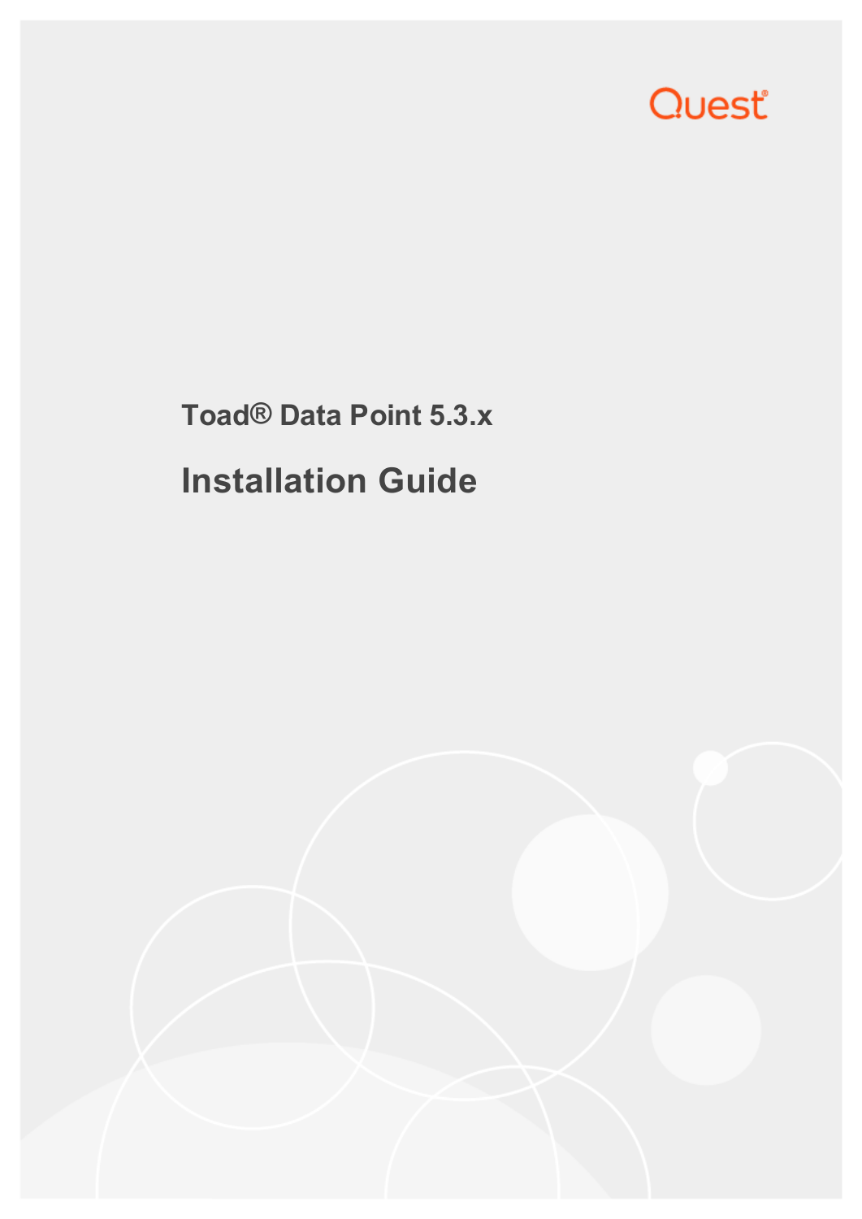Quest

# Toad® Data Point 5.3.x

## Installation Guide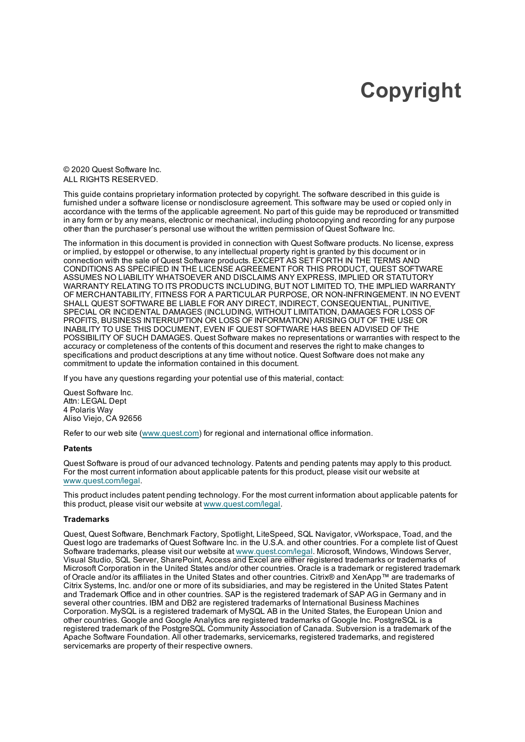# Copyright

© 2020 Quest Software Inc.
ALL RIGHTS RESERVED.

This guide contains proprietary information protected by copyright. The software described in this guide is furnished under a software license or nondisclosure agreement. This software may be used or copied only in accordance with the terms of the applicable agreement. No part of this guide may be reproduced or transmitted in any form or by any means, electronic or mechanical, including photocopying and recording for any purpose other than the purchaser's personal use without the written permission of Quest Software Inc.

The information in this document is provided in connection with Quest Software products. No license, express or implied, by estoppel or otherwise, to any intellectual property right is granted by this document or in connection with the sale of Quest Software products. EXCEPT AS SET FORTH IN THE TERMS AND CONDITIONS AS SPECIFIED IN THE LICENSE AGREEMENT FOR THIS PRODUCT, QUEST SOFTWARE ASSUMES NO LIABILITY WHATSOEVER AND DISCLAIMS ANY EXPRESS, IMPLIED OR STATUTORY WARRANTY RELATING TO ITS PRODUCTS INCLUDING, BUT NOT LIMITED TO, THE IMPLIED WARRANTY OF MERCHANTABILITY, FITNESS FOR A PARTICULAR PURPOSE, OR NON-INFRINGEMENT. IN NO EVENT SHALL QUEST SOFTWARE BE LIABLE FOR ANY DIRECT, INDIRECT, CONSEQUENTIAL, PUNITIVE, SPECIAL OR INCIDENTAL DAMAGES (INCLUDING, WITHOUT LIMITATION, DAMAGES FOR LOSS OF PROFITS, BUSINESS INTERRUPTION OR LOSS OF INFORMATION) ARISING OUT OF THE USE OR INABILITY TO USE THIS DOCUMENT, EVEN IF QUEST SOFTWARE HAS BEEN ADVISED OF THE POSSIBILITY OF SUCH DAMAGES. Quest Software makes no representations or warranties with respect to the accuracy or completeness of the contents of this document and reserves the right to make changes to specifications and product descriptions at any time without notice. Quest Software does not make any commitment to update the information contained in this document.

If you have any questions regarding your potential use of this material, contact:

Quest Software Inc.
Attn: LEGAL Dept
4 Polaris Way
Aliso Viejo, CA 92656

Refer to our web site (www.quest.com) for regional and international office information.

**Patents**

Quest Software is proud of our advanced technology. Patents and pending patents may apply to this product. For the most current information about applicable patents for this product, please visit our website at www.quest.com/legal.

This product includes patent pending technology. For the most current information about applicable patents for this product, please visit our website at www.quest.com/legal.

**Trademarks**

Quest, Quest Software, Benchmark Factory, Spotlight, LiteSpeed, SQL Navigator, vWorkspace, Toad, and the Quest logo are trademarks of Quest Software Inc. in the U.S.A. and other countries. For a complete list of Quest Software trademarks, please visit our website at www.quest.com/legal. Microsoft, Windows, Windows Server, Visual Studio, SQL Server, SharePoint, Access and Excel are either registered trademarks or trademarks of Microsoft Corporation in the United States and/or other countries. Oracle is a trademark or registered trademark of Oracle and/or its affiliates in the United States and other countries. Citrix® and XenApp™ are trademarks of Citrix Systems, Inc. and/or one or more of its subsidiaries, and may be registered in the United States Patent and Trademark Office and in other countries. SAP is the registered trademark of SAP AG in Germany and in several other countries. IBM and DB2 are registered trademarks of International Business Machines Corporation. MySQL is a registered trademark of MySQL AB in the United States, the European Union and other countries. Google and Google Analytics are registered trademarks of Google Inc. PostgreSQL is a registered trademark of the PostgreSQL Community Association of Canada. Subversion is a trademark of the Apache Software Foundation. All other trademarks, servicemarks, registered trademarks, and registered servicemarks are property of their respective owners.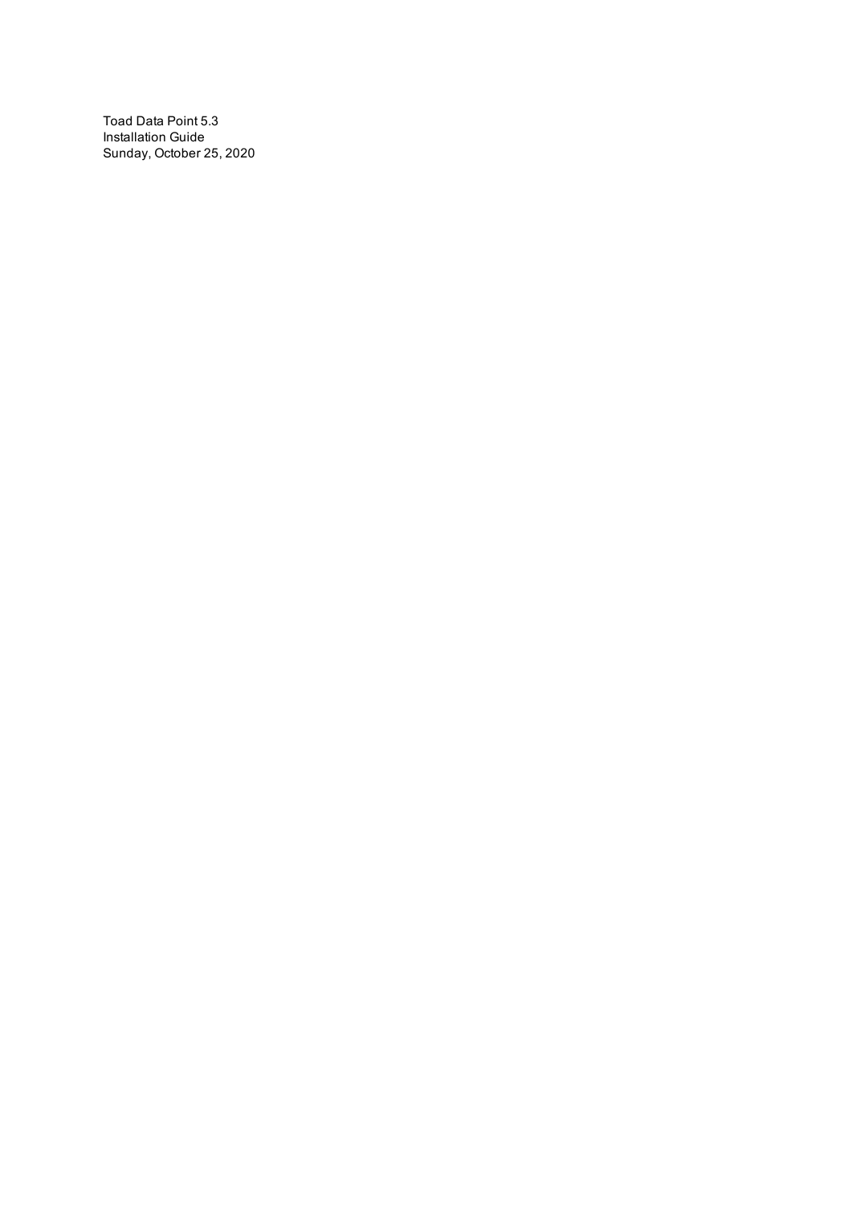Toad Data Point 5.3
Installation Guide
Sunday, October 25, 2020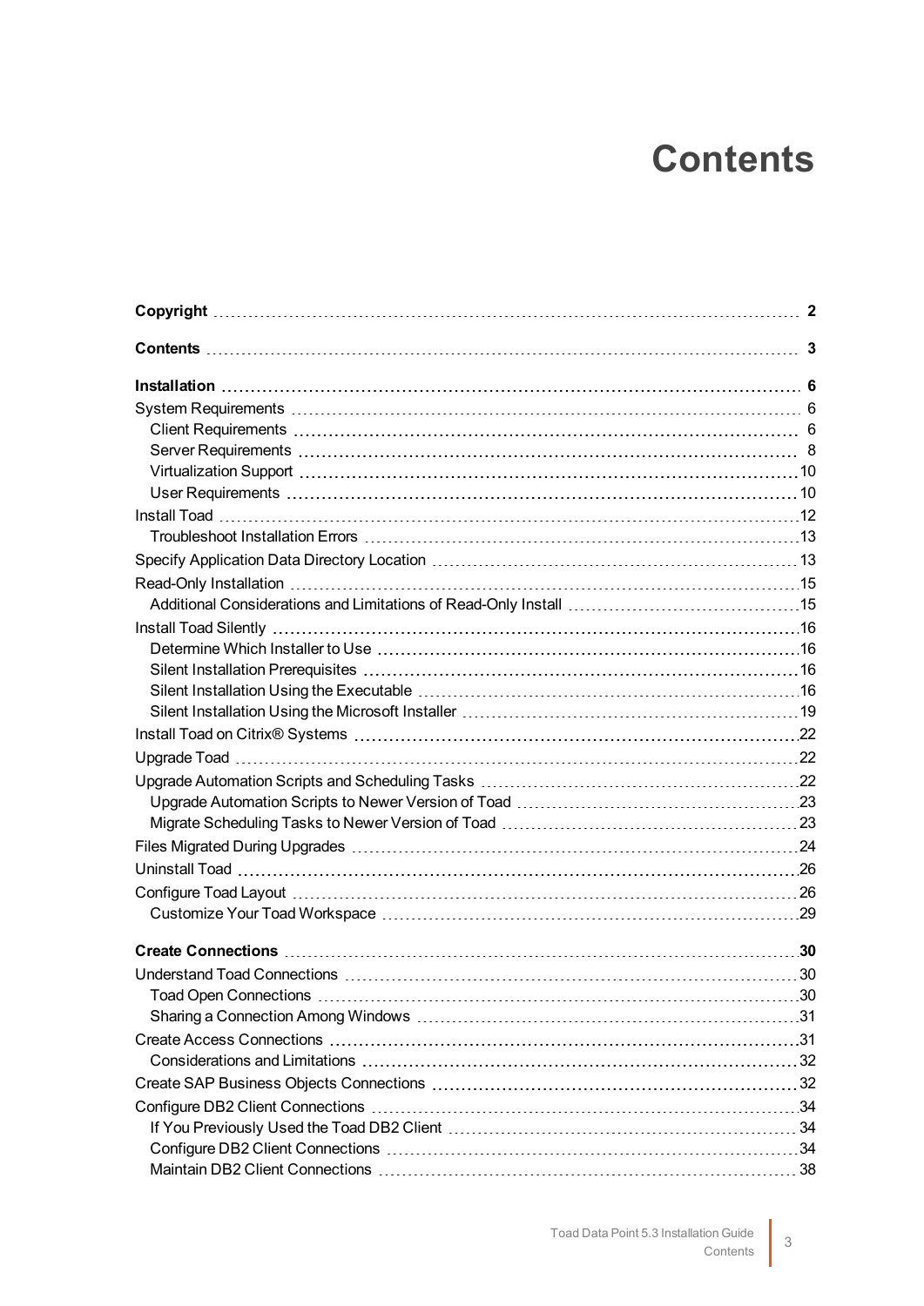# Contents

| | |
|---|---|
| **Copyright** | **2** |
| **Contents** | **3** |
| **Installation** | **6** |
| System Requirements | 6 |
| Client Requirements | 6 |
| Server Requirements | 8 |
| Virtualization Support | 10 |
| User Requirements | 10 |
| Install Toad | 12 |
| Troubleshoot Installation Errors | 13 |
| Specify Application Data Directory Location | 13 |
| Read-Only Installation | 15 |
| Additional Considerations and Limitations of Read-Only Install | 15 |
| Install Toad Silently | 16 |
| Determine Which Installer to Use | 16 |
| Silent Installation Prerequisites | 16 |
| Silent Installation Using the Executable | 16 |
| Silent Installation Using the Microsoft Installer | 19 |
| Install Toad on Citrix® Systems | 22 |
| Upgrade Toad | 22 |
| Upgrade Automation Scripts and Scheduling Tasks | 22 |
| Upgrade Automation Scripts to Newer Version of Toad | 23 |
| Migrate Scheduling Tasks to Newer Version of Toad | 23 |
| Files Migrated During Upgrades | 24 |
| Uninstall Toad | 26 |
| Configure Toad Layout | 26 |
| Customize Your Toad Workspace | 29 |
| **Create Connections** | **30** |
| Understand Toad Connections | 30 |
| Toad Open Connections | 30 |
| Sharing a Connection Among Windows | 31 |
| Create Access Connections | 31 |
| Considerations and Limitations | 32 |
| Create SAP Business Objects Connections | 32 |
| Configure DB2 Client Connections | 34 |
| If You Previously Used the Toad DB2 Client | 34 |
| Configure DB2 Client Connections | 34 |
| Maintain DB2 Client Connections | 38 |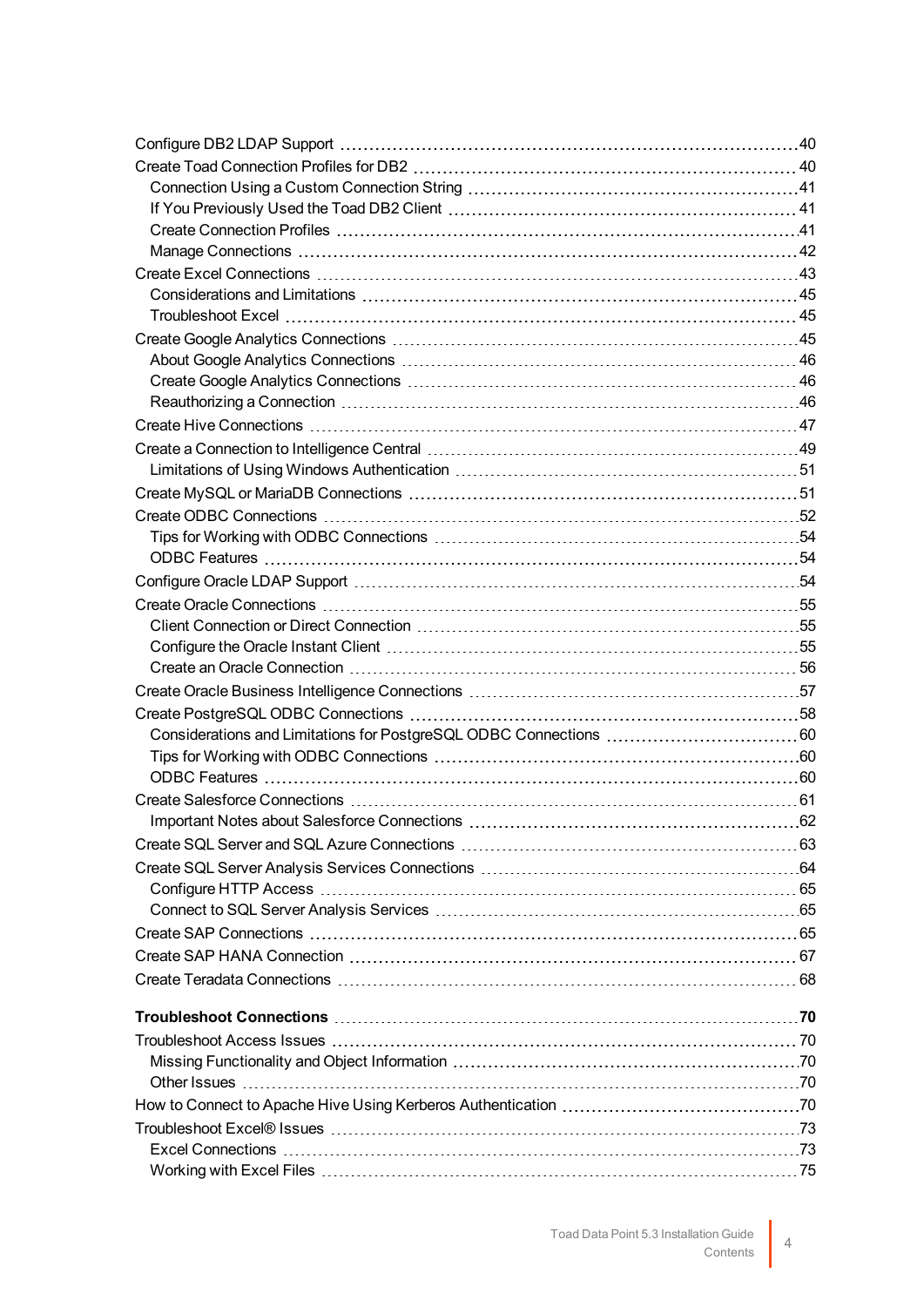Configure DB2 LDAP Support 40

Create Toad Connection Profiles for DB2 40

- Connection Using a Custom Connection String 41
- If You Previously Used the Toad DB2 Client 41
- Create Connection Profiles 41
- Manage Connections 42

Create Excel Connections 43

- Considerations and Limitations 45
- Troubleshoot Excel 45

Create Google Analytics Connections 45

- About Google Analytics Connections 46
- Create Google Analytics Connections 46
- Reauthorizing a Connection 46

Create Hive Connections 47

Create a Connection to Intelligence Central 49

- Limitations of Using Windows Authentication 51

Create MySQL or MariaDB Connections 51

Create ODBC Connections 52

- Tips for Working with ODBC Connections 54
- ODBC Features 54

Configure Oracle LDAP Support 54

Create Oracle Connections 55

- Client Connection or Direct Connection 55
- Configure the Oracle Instant Client 55
- Create an Oracle Connection 56

Create Oracle Business Intelligence Connections 57

Create PostgreSQL ODBC Connections 58

- Considerations and Limitations for PostgreSQL ODBC Connections 60
- Tips for Working with ODBC Connections 60
- ODBC Features 60

Create Salesforce Connections 61

- Important Notes about Salesforce Connections 62

Create SQL Server and SQL Azure Connections 63

Create SQL Server Analysis Services Connections 64

- Configure HTTP Access 65
- Connect to SQL Server Analysis Services 65

Create SAP Connections 65

Create SAP HANA Connection 67

Create Teradata Connections 68

**Troubleshoot Connections 70**

Troubleshoot Access Issues 70

- Missing Functionality and Object Information 70
- Other Issues 70

How to Connect to Apache Hive Using Kerberos Authentication 70

Troubleshoot Excel® Issues 73

- Excel Connections 73
- Working with Excel Files 75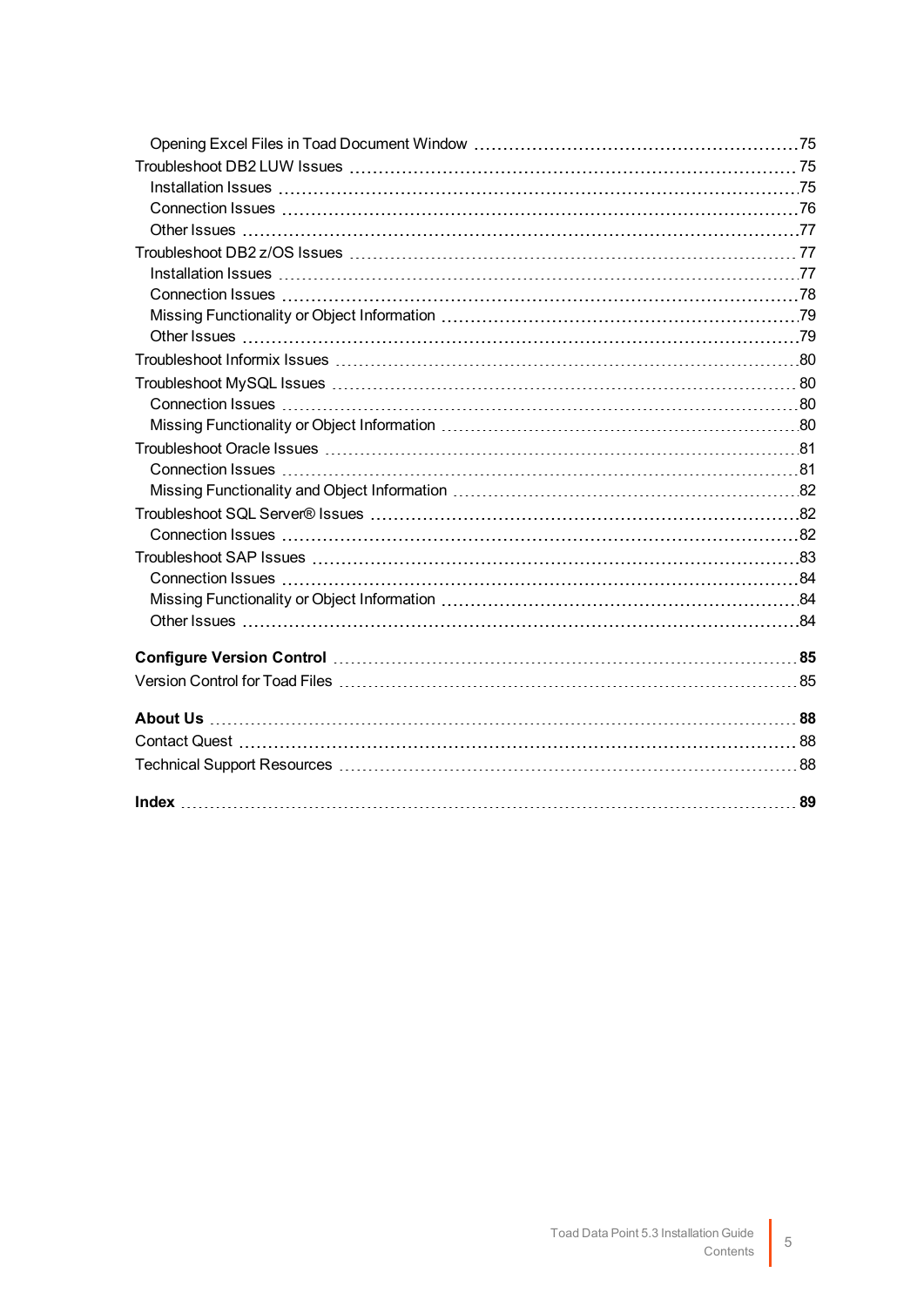- Opening Excel Files in Toad Document Window 75
- Troubleshoot DB2 LUW Issues 75
  - Installation Issues 75
  - Connection Issues 76
  - Other Issues 77
- Troubleshoot DB2 z/OS Issues 77
  - Installation Issues 77
  - Connection Issues 78
  - Missing Functionality or Object Information 79
  - Other Issues 79
- Troubleshoot Informix Issues 80
- Troubleshoot MySQL Issues 80
  - Connection Issues 80
  - Missing Functionality or Object Information 80
- Troubleshoot Oracle Issues 81
  - Connection Issues 81
  - Missing Functionality and Object Information 82
- Troubleshoot SQL Server® Issues 82
  - Connection Issues 82
- Troubleshoot SAP Issues 83
  - Connection Issues 84
  - Missing Functionality or Object Information 84
  - Other Issues 84

**Configure Version Control 85**

- Version Control for Toad Files 85

**About Us 88**

- Contact Quest 88
- Technical Support Resources 88

**Index 89**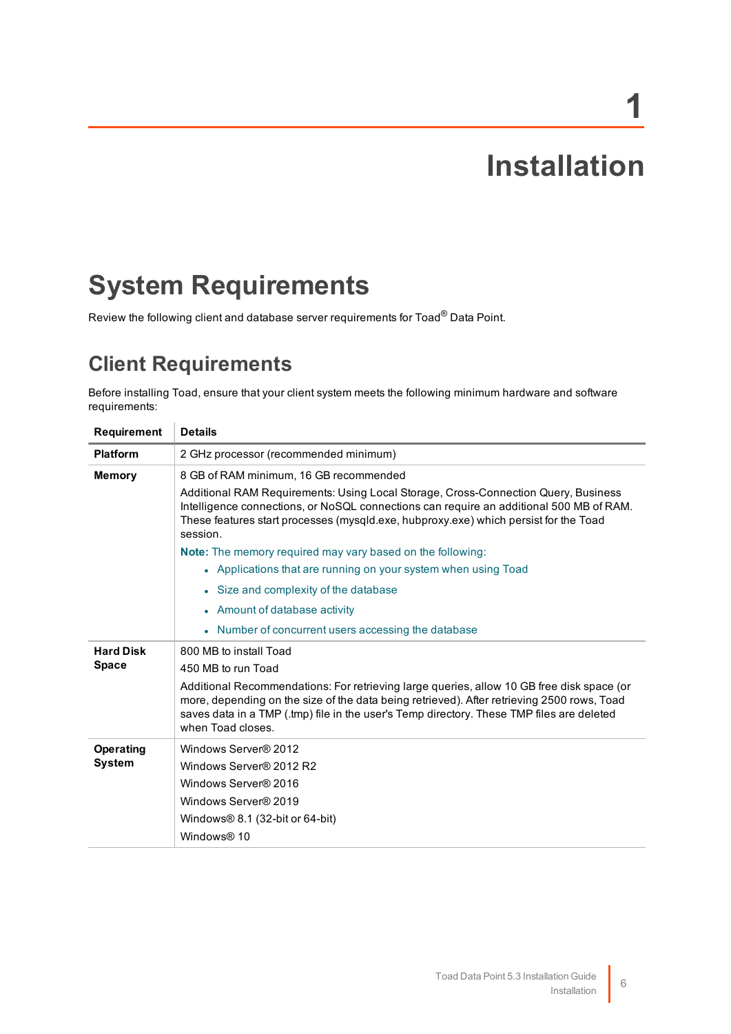# 1 Installation

## System Requirements

Review the following client and database server requirements for Toad® Data Point.

### Client Requirements

Before installing Toad, ensure that your client system meets the following minimum hardware and software requirements:

| Requirement | Details |
|---|---|
| **Platform** | 2 GHz processor (recommended minimum) |
| **Memory** | 8 GB of RAM minimum, 16 GB recommended<br><br>Additional RAM Requirements: Using Local Storage, Cross-Connection Query, Business Intelligence connections, or NoSQL connections can require an additional 500 MB of RAM. These features start processes (mysqld.exe, hubproxy.exe) which persist for the Toad session.<br><br>**Note:** The memory required may vary based on the following:<br>• Applications that are running on your system when using Toad<br>• Size and complexity of the database<br>• Amount of database activity<br>• Number of concurrent users accessing the database |
| **Hard Disk Space** | 800 MB to install Toad<br><br>450 MB to run Toad<br><br>Additional Recommendations: For retrieving large queries, allow 10 GB free disk space (or more, depending on the size of the data being retrieved). After retrieving 2500 rows, Toad saves data in a TMP (.tmp) file in the user's Temp directory. These TMP files are deleted when Toad closes. |
| **Operating System** | Windows Server® 2012<br><br>Windows Server® 2012 R2<br><br>Windows Server® 2016<br><br>Windows Server® 2019<br><br>Windows® 8.1 (32-bit or 64-bit)<br><br>Windows® 10 |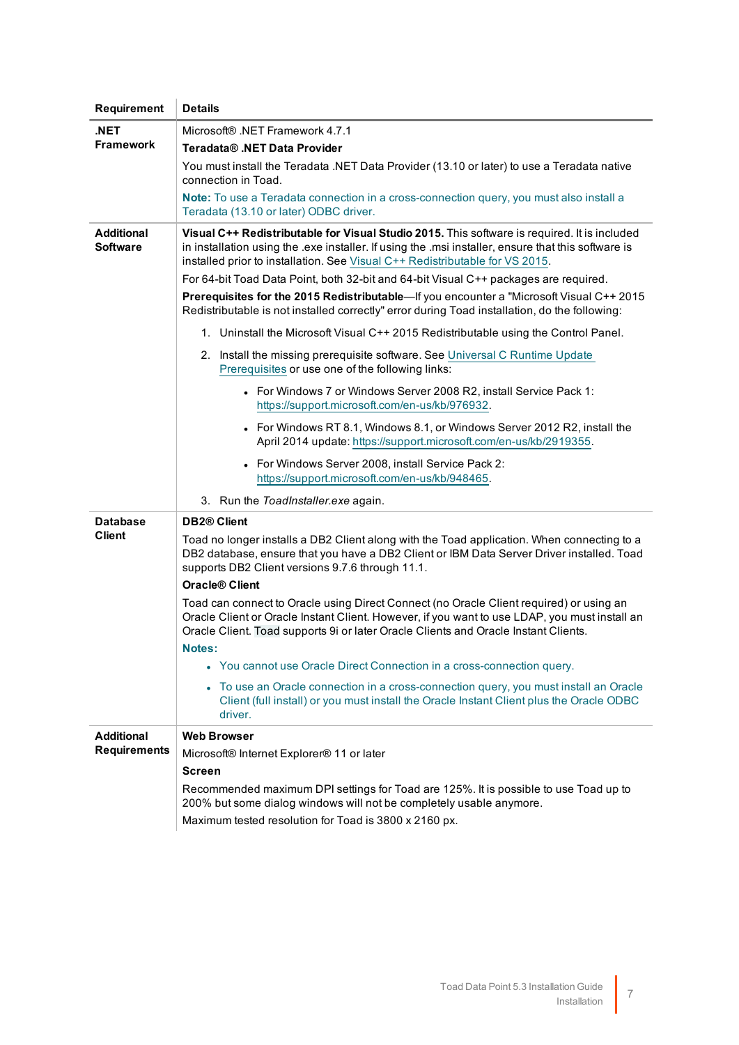| Requirement | Details |
|---|---|
| **.NET Framework** | Microsoft® .NET Framework 4.7.1<br>**Teradata® .NET Data Provider**<br>You must install the Teradata .NET Data Provider (13.10 or later) to use a Teradata native connection in Toad.<br>**Note:** To use a Teradata connection in a cross-connection query, you must also install a Teradata (13.10 or later) ODBC driver. |
| **Additional Software** | **Visual C++ Redistributable for Visual Studio 2015.** This software is required. It is included in installation using the .exe installer. If using the .msi installer, ensure that this software is installed prior to installation. See Visual C++ Redistributable for VS 2015.<br>For 64-bit Toad Data Point, both 32-bit and 64-bit Visual C++ packages are required.<br>**Prerequisites for the 2015 Redistributable**—If you encounter a "Microsoft Visual C++ 2015 Redistributable is not installed correctly" error during Toad installation, do the following:<br>1. Uninstall the Microsoft Visual C++ 2015 Redistributable using the Control Panel.<br>2. Install the missing prerequisite software. See Universal C Runtime Update Prerequisites or use one of the following links:<br>• For Windows 7 or Windows Server 2008 R2, install Service Pack 1: https://support.microsoft.com/en-us/kb/976932.<br>• For Windows RT 8.1, Windows 8.1, or Windows Server 2012 R2, install the April 2014 update: https://support.microsoft.com/en-us/kb/2919355.<br>• For Windows Server 2008, install Service Pack 2: https://support.microsoft.com/en-us/kb/948465.<br>3. Run the *ToadInstaller.exe* again. |
| **Database Client** | **DB2® Client**<br>Toad no longer installs a DB2 Client along with the Toad application. When connecting to a DB2 database, ensure that you have a DB2 Client or IBM Data Server Driver installed. Toad supports DB2 Client versions 9.7.6 through 11.1.<br>**Oracle® Client**<br>Toad can connect to Oracle using Direct Connect (no Oracle Client required) or using an Oracle Client or Oracle Instant Client. However, if you want to use LDAP, you must install an Oracle Client. Toad supports 9i or later Oracle Clients and Oracle Instant Clients.<br>**Notes:**<br>• You cannot use Oracle Direct Connection in a cross-connection query.<br>• To use an Oracle connection in a cross-connection query, you must install an Oracle Client (full install) or you must install the Oracle Instant Client plus the Oracle ODBC driver. |
| **Additional Requirements** | **Web Browser**<br>Microsoft® Internet Explorer® 11 or later<br>**Screen**<br>Recommended maximum DPI settings for Toad are 125%. It is possible to use Toad up to 200% but some dialog windows will not be completely usable anymore.<br>Maximum tested resolution for Toad is 3800 x 2160 px. |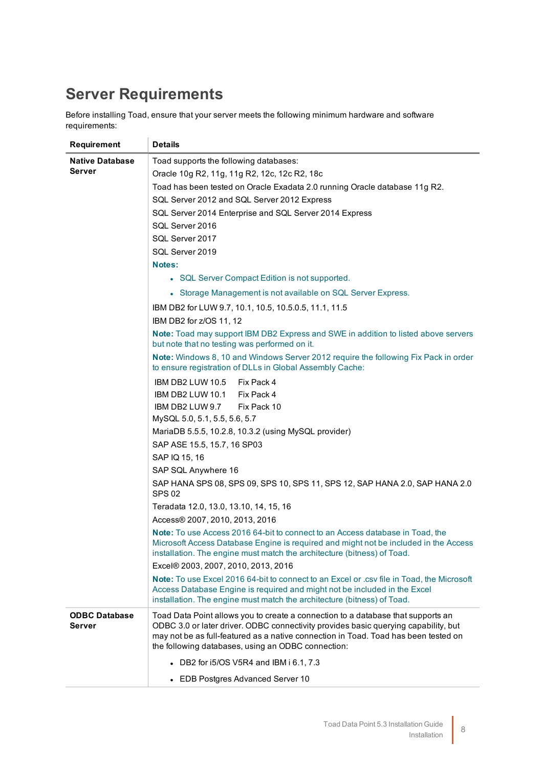# Server Requirements

Before installing Toad, ensure that your server meets the following minimum hardware and software requirements:

| Requirement | Details |
|---|---|
| **Native Database Server** | Toad supports the following databases:<br>Oracle 10g R2, 11g, 11g R2, 12c, 12c R2, 18c<br>Toad has been tested on Oracle Exadata 2.0 running Oracle database 11g R2.<br>SQL Server 2012 and SQL Server 2012 Express<br>SQL Server 2014 Enterprise and SQL Server 2014 Express<br>SQL Server 2016<br>SQL Server 2017<br>SQL Server 2019<br>**Notes:**<br>• SQL Server Compact Edition is not supported.<br>• Storage Management is not available on SQL Server Express.<br>IBM DB2 for LUW 9.7, 10.1, 10.5, 10.5.0.5, 11.1, 11.5<br>IBM DB2 for z/OS 11, 12<br>**Note:** Toad may support IBM DB2 Express and SWE in addition to listed above servers but note that no testing was performed on it.<br>**Note:** Windows 8, 10 and Windows Server 2012 require the following Fix Pack in order to ensure registration of DLLs in Global Assembly Cache:<br>IBM DB2 LUW 10.5 Fix Pack 4<br>IBM DB2 LUW 10.1 Fix Pack 4<br>IBM DB2 LUW 9.7 Fix Pack 10<br>MySQL 5.0, 5.1, 5.5, 5.6, 5.7<br>MariaDB 5.5.5, 10.2.8, 10.3.2 (using MySQL provider)<br>SAP ASE 15.5, 15.7, 16 SP03<br>SAP IQ 15, 16<br>SAP SQL Anywhere 16<br>SAP HANA SPS 08, SPS 09, SPS 10, SPS 11, SPS 12, SAP HANA 2.0, SAP HANA 2.0 SPS 02<br>Teradata 12.0, 13.0, 13.10, 14, 15, 16<br>Access® 2007, 2010, 2013, 2016<br>**Note:** To use Access 2016 64-bit to connect to an Access database in Toad, the Microsoft Access Database Engine is required and might not be included in the Access installation. The engine must match the architecture (bitness) of Toad.<br>Excel® 2003, 2007, 2010, 2013, 2016<br>**Note:** To use Excel 2016 64-bit to connect to an Excel or .csv file in Toad, the Microsoft Access Database Engine is required and might not be included in the Excel installation. The engine must match the architecture (bitness) of Toad. |
| **ODBC Database Server** | Toad Data Point allows you to create a connection to a database that supports an ODBC 3.0 or later driver. ODBC connectivity provides basic querying capability, but may not be as full-featured as a native connection in Toad. Toad has been tested on the following databases, using an ODBC connection:<br>• DB2 for i5/OS V5R4 and IBM i 6.1, 7.3<br>• EDB Postgres Advanced Server 10 |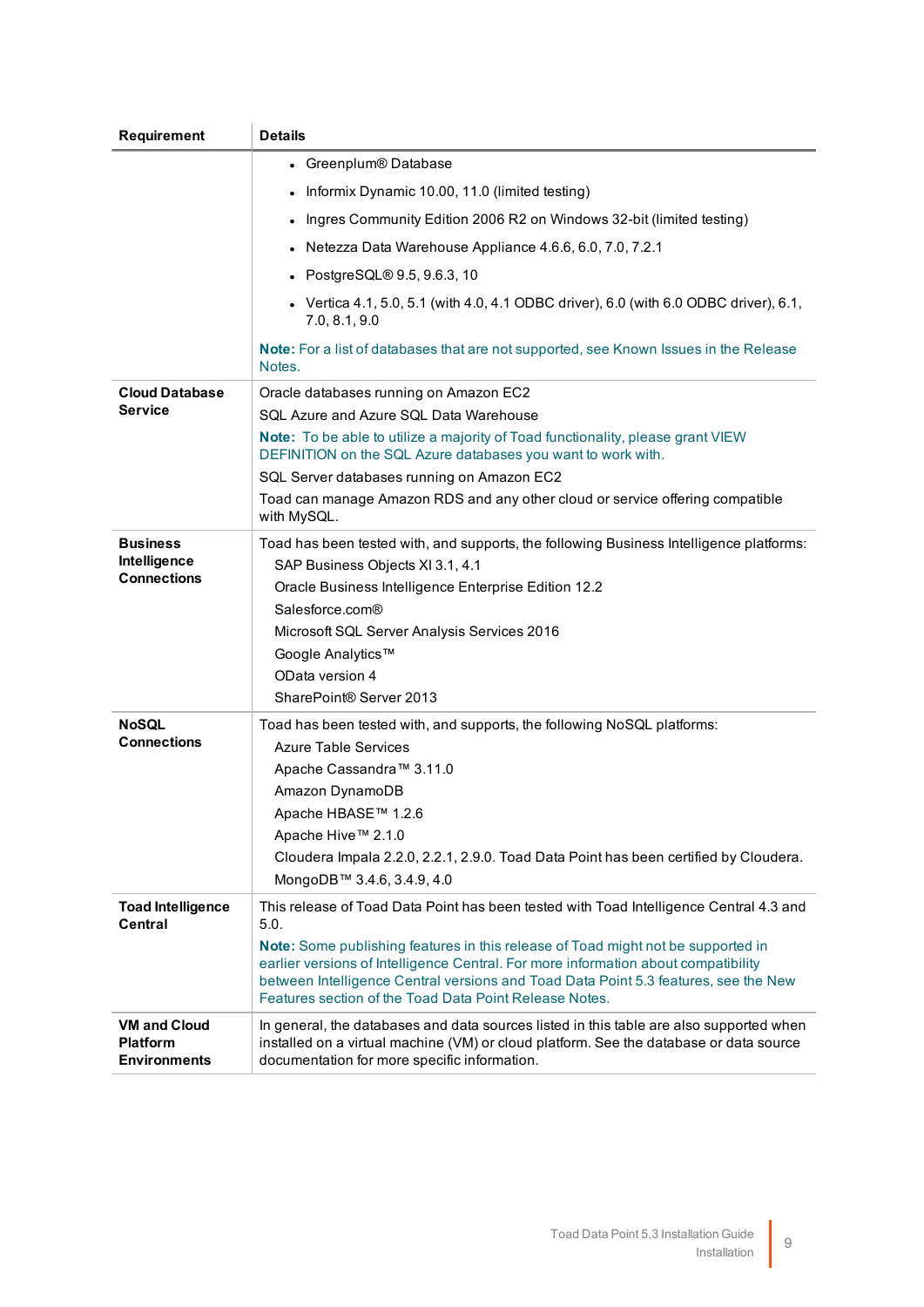| Requirement | Details |
|---|---|
| | • Greenplum® Database<br>• Informix Dynamic 10.00, 11.0 (limited testing)<br>• Ingres Community Edition 2006 R2 on Windows 32-bit (limited testing)<br>• Netezza Data Warehouse Appliance 4.6.6, 6.0, 7.0, 7.2.1<br>• PostgreSQL® 9.5, 9.6.3, 10<br>• Vertica 4.1, 5.0, 5.1 (with 4.0, 4.1 ODBC driver), 6.0 (with 6.0 ODBC driver), 6.1, 7.0, 8.1, 9.0<br><br>**Note:** For a list of databases that are not supported, see Known Issues in the Release Notes. |
| **Cloud Database Service** | Oracle databases running on Amazon EC2<br>SQL Azure and Azure SQL Data Warehouse<br>**Note:** To be able to utilize a majority of Toad functionality, please grant VIEW DEFINITION on the SQL Azure databases you want to work with.<br>SQL Server databases running on Amazon EC2<br>Toad can manage Amazon RDS and any other cloud or service offering compatible with MySQL. |
| **Business Intelligence Connections** | Toad has been tested with, and supports, the following Business Intelligence platforms:<br>SAP Business Objects XI 3.1, 4.1<br>Oracle Business Intelligence Enterprise Edition 12.2<br>Salesforce.com®<br>Microsoft SQL Server Analysis Services 2016<br>Google Analytics™<br>OData version 4<br>SharePoint® Server 2013 |
| **NoSQL Connections** | Toad has been tested with, and supports, the following NoSQL platforms:<br>Azure Table Services<br>Apache Cassandra™ 3.11.0<br>Amazon DynamoDB<br>Apache HBASE™ 1.2.6<br>Apache Hive™ 2.1.0<br>Cloudera Impala 2.2.0, 2.2.1, 2.9.0. Toad Data Point has been certified by Cloudera.<br>MongoDB™ 3.4.6, 3.4.9, 4.0 |
| **Toad Intelligence Central** | This release of Toad Data Point has been tested with Toad Intelligence Central 4.3 and 5.0.<br>**Note:** Some publishing features in this release of Toad might not be supported in earlier versions of Intelligence Central. For more information about compatibility between Intelligence Central versions and Toad Data Point 5.3 features, see the New Features section of the Toad Data Point Release Notes. |
| **VM and Cloud Platform Environments** | In general, the databases and data sources listed in this table are also supported when installed on a virtual machine (VM) or cloud platform. See the database or data source documentation for more specific information. |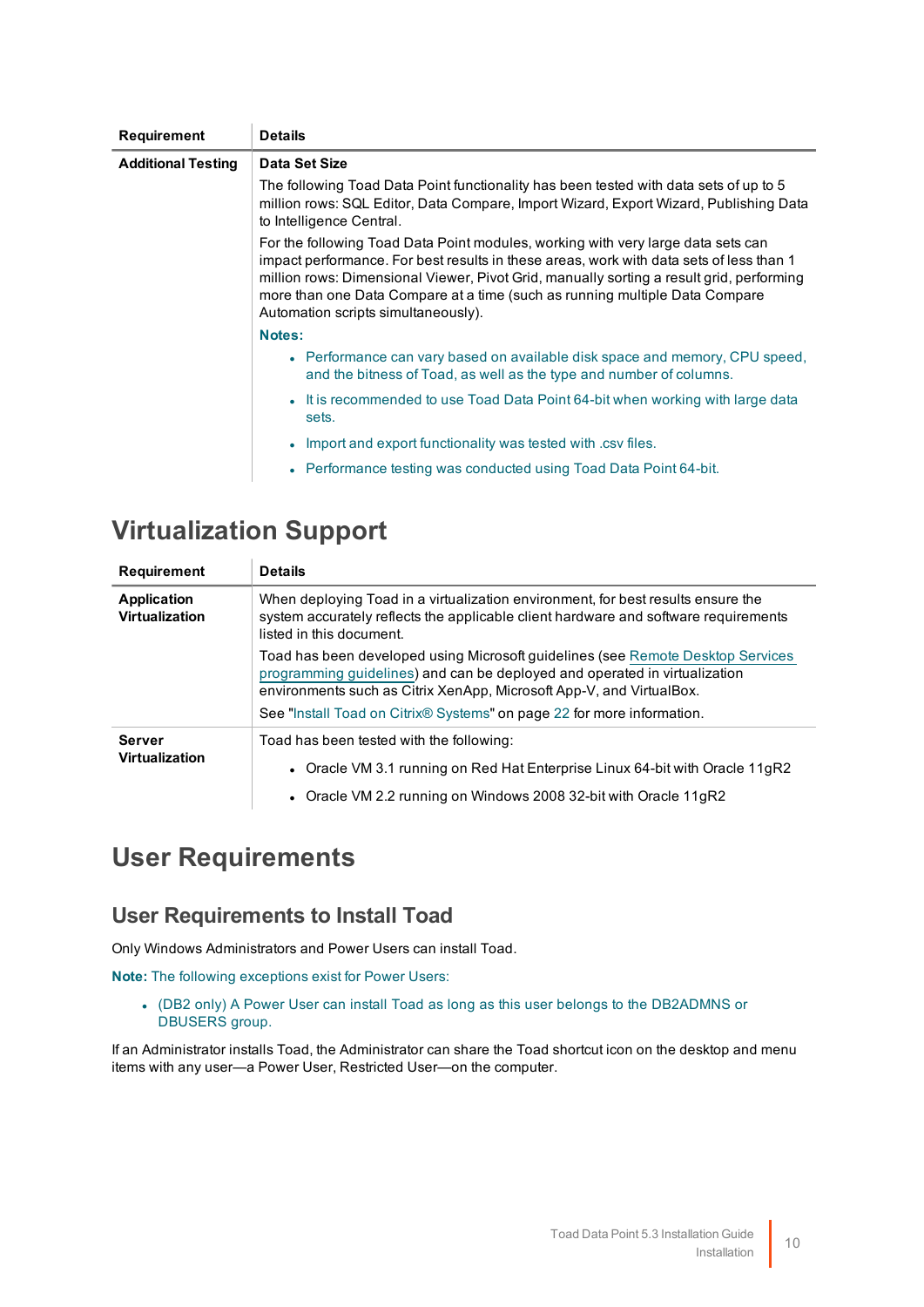| Requirement | Details |
| --- | --- |
| **Additional Testing** | **Data Set Size**<br>The following Toad Data Point functionality has been tested with data sets of up to 5 million rows: SQL Editor, Data Compare, Import Wizard, Export Wizard, Publishing Data to Intelligence Central.<br>For the following Toad Data Point modules, working with very large data sets can impact performance. For best results in these areas, work with data sets of less than 1 million rows: Dimensional Viewer, Pivot Grid, manually sorting a result grid, performing more than one Data Compare at a time (such as running multiple Data Compare Automation scripts simultaneously).<br>**Notes:**<br>• Performance can vary based on available disk space and memory, CPU speed, and the bitness of Toad, as well as the type and number of columns.<br>• It is recommended to use Toad Data Point 64-bit when working with large data sets.<br>• Import and export functionality was tested with .csv files.<br>• Performance testing was conducted using Toad Data Point 64-bit. |

## Virtualization Support

| Requirement | Details |
| --- | --- |
| **Application Virtualization** | When deploying Toad in a virtualization environment, for best results ensure the system accurately reflects the applicable client hardware and software requirements listed in this document.<br>Toad has been developed using Microsoft guidelines (see Remote Desktop Services programming guidelines) and can be deployed and operated in virtualization environments such as Citrix XenApp, Microsoft App-V, and VirtualBox.<br>See "Install Toad on Citrix® Systems" on page 22 for more information. |
| **Server Virtualization** | Toad has been tested with the following:<br>• Oracle VM 3.1 running on Red Hat Enterprise Linux 64-bit with Oracle 11gR2<br>• Oracle VM 2.2 running on Windows 2008 32-bit with Oracle 11gR2 |

# User Requirements

## User Requirements to Install Toad

Only Windows Administrators and Power Users can install Toad.

**Note:** The following exceptions exist for Power Users:

- (DB2 only) A Power User can install Toad as long as this user belongs to the DB2ADMNS or DBUSERS group.

If an Administrator installs Toad, the Administrator can share the Toad shortcut icon on the desktop and menu items with any user—a Power User, Restricted User—on the computer.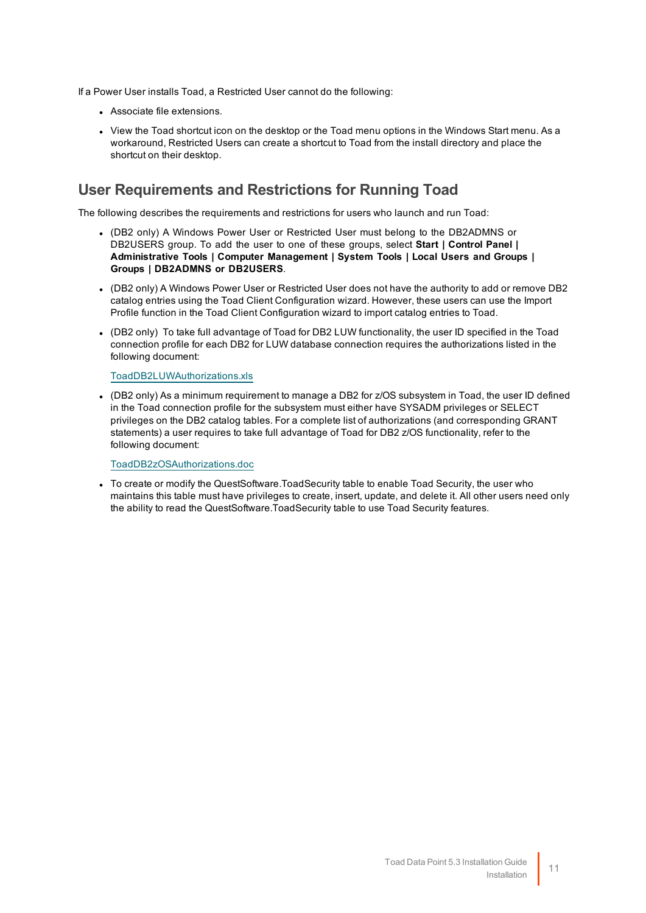If a Power User installs Toad, a Restricted User cannot do the following:

- Associate file extensions.
- View the Toad shortcut icon on the desktop or the Toad menu options in the Windows Start menu. As a workaround, Restricted Users can create a shortcut to Toad from the install directory and place the shortcut on their desktop.

## User Requirements and Restrictions for Running Toad

The following describes the requirements and restrictions for users who launch and run Toad:

- (DB2 only) A Windows Power User or Restricted User must belong to the DB2ADMNS or DB2USERS group. To add the user to one of these groups, select **Start | Control Panel | Administrative Tools | Computer Management | System Tools | Local Users and Groups | Groups | DB2ADMNS or DB2USERS**.
- (DB2 only) A Windows Power User or Restricted User does not have the authority to add or remove DB2 catalog entries using the Toad Client Configuration wizard. However, these users can use the Import Profile function in the Toad Client Configuration wizard to import catalog entries to Toad.
- (DB2 only) To take full advantage of Toad for DB2 LUW functionality, the user ID specified in the Toad connection profile for each DB2 for LUW database connection requires the authorizations listed in the following document:

  ToadDB2LUWAuthorizations.xls

- (DB2 only) As a minimum requirement to manage a DB2 for z/OS subsystem in Toad, the user ID defined in the Toad connection profile for the subsystem must either have SYSADM privileges or SELECT privileges on the DB2 catalog tables. For a complete list of authorizations (and corresponding GRANT statements) a user requires to take full advantage of Toad for DB2 z/OS functionality, refer to the following document:

  ToadDB2zOSAuthorizations.doc

- To create or modify the QuestSoftware.ToadSecurity table to enable Toad Security, the user who maintains this table must have privileges to create, insert, update, and delete it. All other users need only the ability to read the QuestSoftware.ToadSecurity table to use Toad Security features.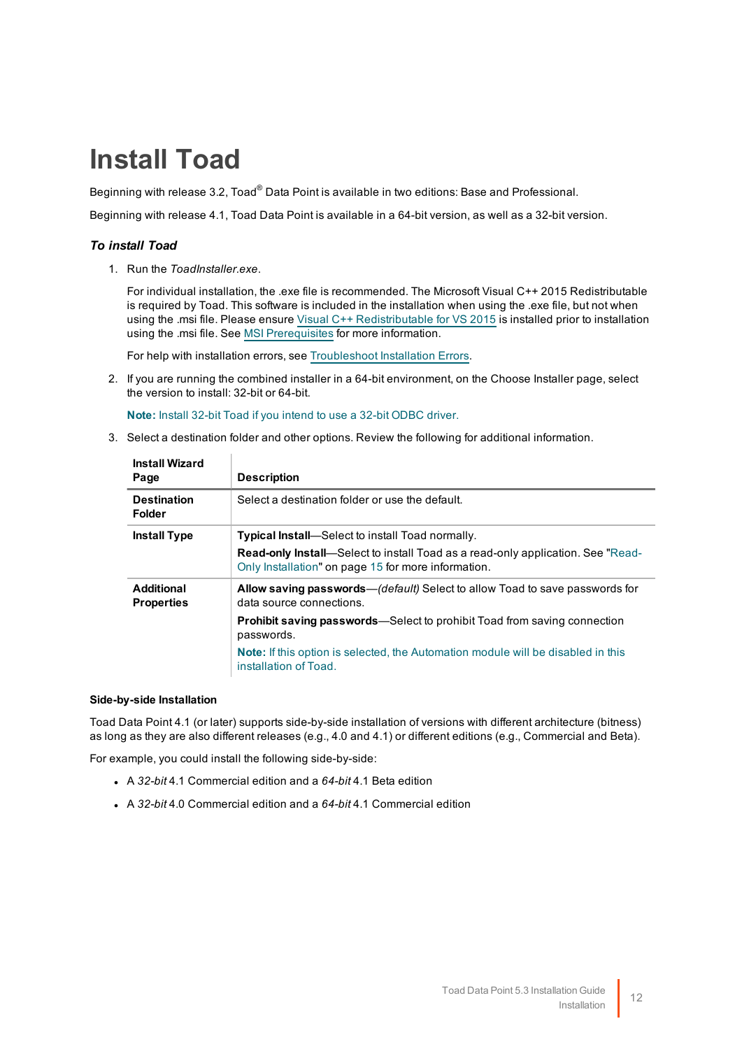# Install Toad

Beginning with release 3.2, Toad® Data Point is available in two editions: Base and Professional.

Beginning with release 4.1, Toad Data Point is available in a 64-bit version, as well as a 32-bit version.

### *To install Toad*

1. Run the *ToadInstaller.exe*.

   For individual installation, the .exe file is recommended. The Microsoft Visual C++ 2015 Redistributable is required by Toad. This software is included in the installation when using the .exe file, but not when using the .msi file. Please ensure Visual C++ Redistributable for VS 2015 is installed prior to installation using the .msi file. See MSI Prerequisites for more information.

   For help with installation errors, see Troubleshoot Installation Errors.

2. If you are running the combined installer in a 64-bit environment, on the Choose Installer page, select the version to install: 32-bit or 64-bit.

   **Note:** Install 32-bit Toad if you intend to use a 32-bit ODBC driver.

3. Select a destination folder and other options. Review the following for additional information.

| Install Wizard Page | Description |
|---|---|
| **Destination Folder** | Select a destination folder or use the default. |
| **Install Type** | **Typical Install**—Select to install Toad normally.<br>**Read-only Install**—Select to install Toad as a read-only application. See "Read-Only Installation" on page 15 for more information. |
| **Additional Properties** | **Allow saving passwords**—*(default)* Select to allow Toad to save passwords for data source connections.<br>**Prohibit saving passwords**—Select to prohibit Toad from saving connection passwords.<br>**Note:** If this option is selected, the Automation module will be disabled in this installation of Toad. |

**Side-by-side Installation**

Toad Data Point 4.1 (or later) supports side-by-side installation of versions with different architecture (bitness) as long as they are also different releases (e.g., 4.0 and 4.1) or different editions (e.g., Commercial and Beta).

For example, you could install the following side-by-side:

- A *32-bit* 4.1 Commercial edition and a *64-bit* 4.1 Beta edition
- A *32-bit* 4.0 Commercial edition and a *64-bit* 4.1 Commercial edition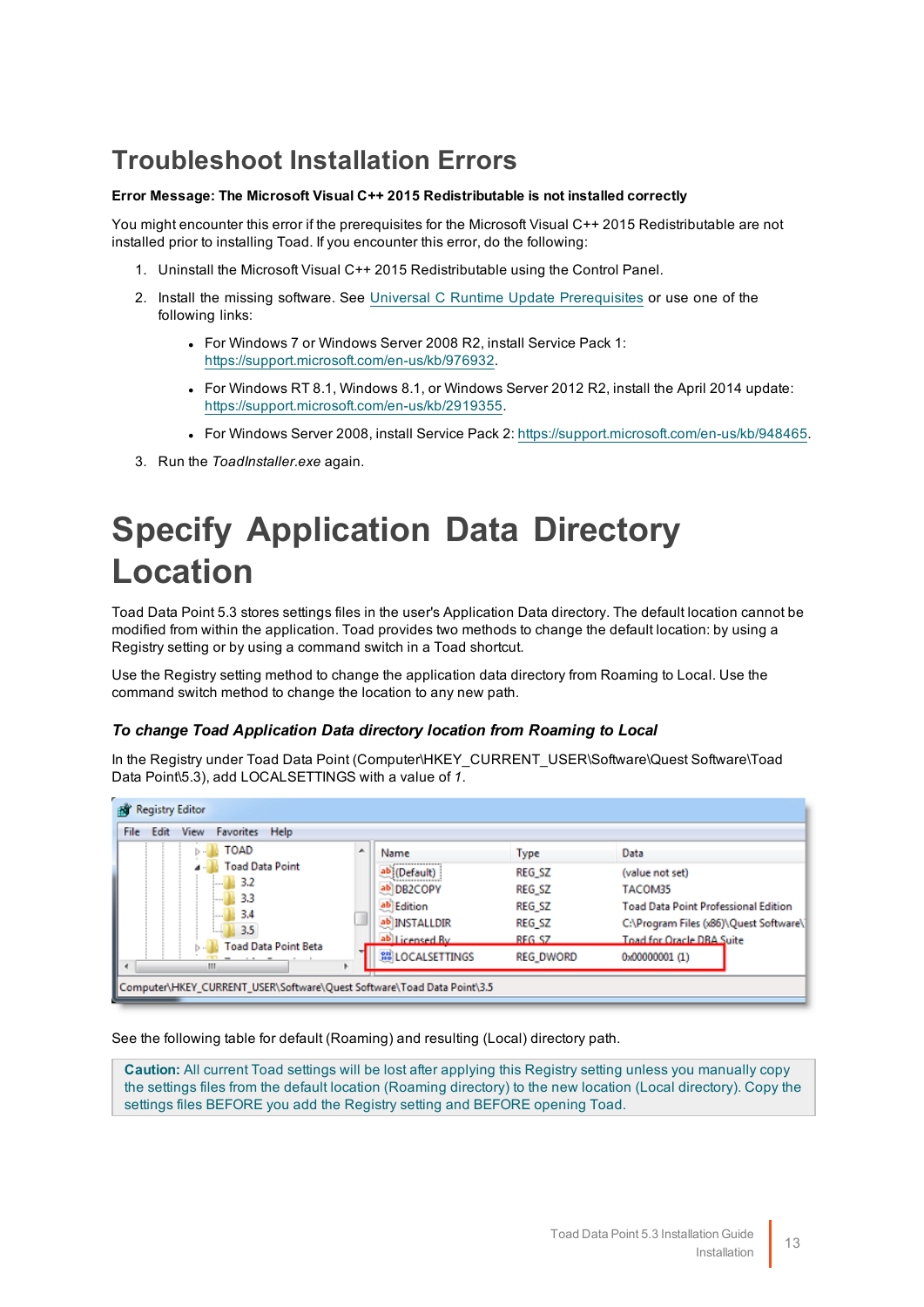# Troubleshoot Installation Errors

**Error Message: The Microsoft Visual C++ 2015 Redistributable is not installed correctly**

You might encounter this error if the prerequisites for the Microsoft Visual C++ 2015 Redistributable are not installed prior to installing Toad. If you encounter this error, do the following:

1. Uninstall the Microsoft Visual C++ 2015 Redistributable using the Control Panel.
2. Install the missing software. See Universal C Runtime Update Prerequisites or use one of the following links:
   - For Windows 7 or Windows Server 2008 R2, install Service Pack 1: https://support.microsoft.com/en-us/kb/976932.
   - For Windows RT 8.1, Windows 8.1, or Windows Server 2012 R2, install the April 2014 update: https://support.microsoft.com/en-us/kb/2919355.
   - For Windows Server 2008, install Service Pack 2: https://support.microsoft.com/en-us/kb/948465.
3. Run the *ToadInstaller.exe* again.

# Specify Application Data Directory Location

Toad Data Point 5.3 stores settings files in the user's Application Data directory. The default location cannot be modified from within the application. Toad provides two methods to change the default location: by using a Registry setting or by using a command switch in a Toad shortcut.

Use the Registry setting method to change the application data directory from Roaming to Local. Use the command switch method to change the location to any new path.

### *To change Toad Application Data directory location from Roaming to Local*

In the Registry under Toad Data Point (Computer\HKEY_CURRENT_USER\Software\Quest Software\Toad Data Point\5.3), add LOCALSETTINGS with a value of *1*.

See the following table for default (Roaming) and resulting (Local) directory path.

**Caution:** All current Toad settings will be lost after applying this Registry setting unless you manually copy the settings files from the default location (Roaming directory) to the new location (Local directory). Copy the settings files BEFORE you add the Registry setting and BEFORE opening Toad.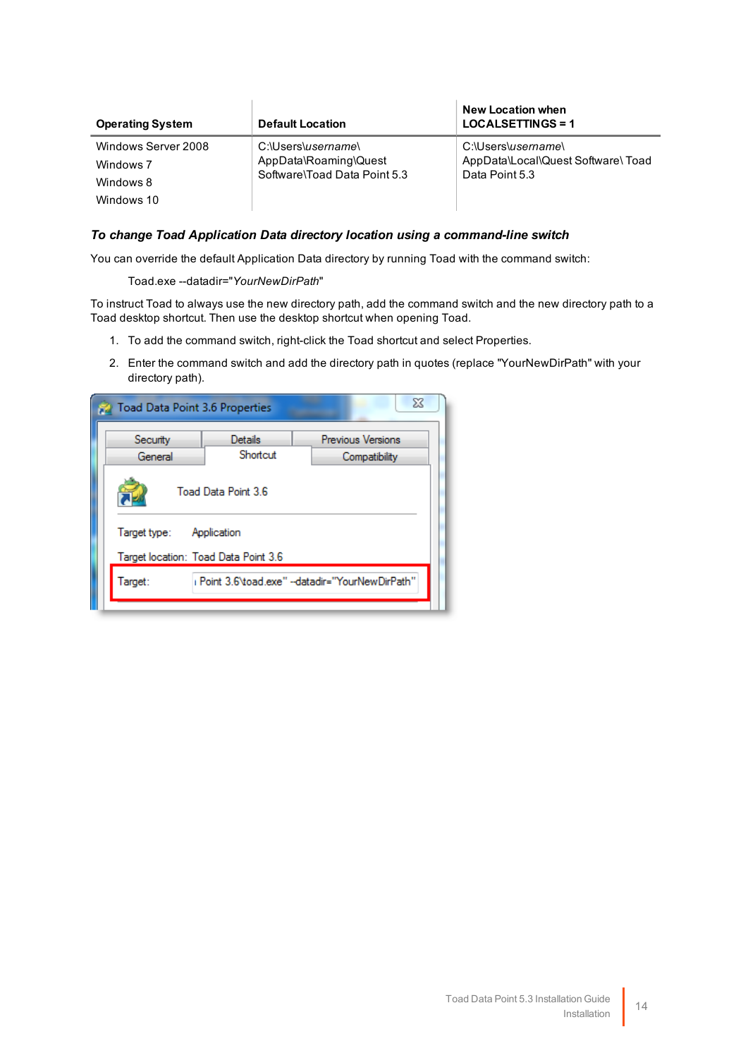| Operating System | Default Location | New Location when LOCALSETTINGS = 1 |
|---|---|---|
| Windows Server 2008<br>Windows 7<br>Windows 8<br>Windows 10 | C:\Users\*username*\ AppData\Roaming\Quest Software\Toad Data Point 5.3 | C:\Users\*username*\ AppData\Local\Quest Software\ Toad Data Point 5.3 |

#### *To change Toad Application Data directory location using a command-line switch*

You can override the default Application Data directory by running Toad with the command switch:

Toad.exe --datadir="*YourNewDirPath*"

To instruct Toad to always use the new directory path, add the command switch and the new directory path to a Toad desktop shortcut. Then use the desktop shortcut when opening Toad.

1. To add the command switch, right-click the Toad shortcut and select Properties.
2. Enter the command switch and add the directory path in quotes (replace "YourNewDirPath" with your directory path).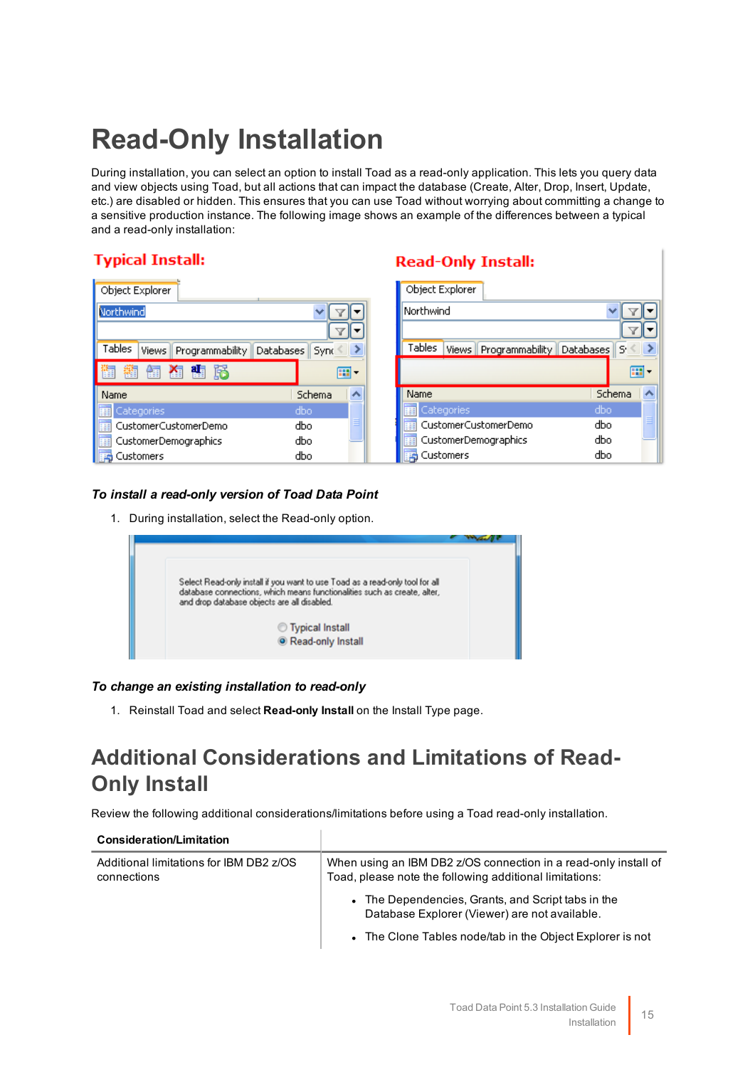# Read-Only Installation

During installation, you can select an option to install Toad as a read-only application. This lets you query data and view objects using Toad, but all actions that can impact the database (Create, Alter, Drop, Insert, Update, etc.) are disabled or hidden. This ensures that you can use Toad without worrying about committing a change to a sensitive production instance. The following image shows an example of the differences between a typical and a read-only installation:

***To install a read-only version of Toad Data Point***

1. During installation, select the Read-only option.

***To change an existing installation to read-only***

1. Reinstall Toad and select **Read-only Install** on the Install Type page.

## Additional Considerations and Limitations of Read-Only Install

Review the following additional considerations/limitations before using a Toad read-only installation.

| Consideration/Limitation | |
|---|---|
| Additional limitations for IBM DB2 z/OS connections | When using an IBM DB2 z/OS connection in a read-only install of Toad, please note the following additional limitations:<br>• The Dependencies, Grants, and Script tabs in the Database Explorer (Viewer) are not available.<br>• The Clone Tables node/tab in the Object Explorer is not |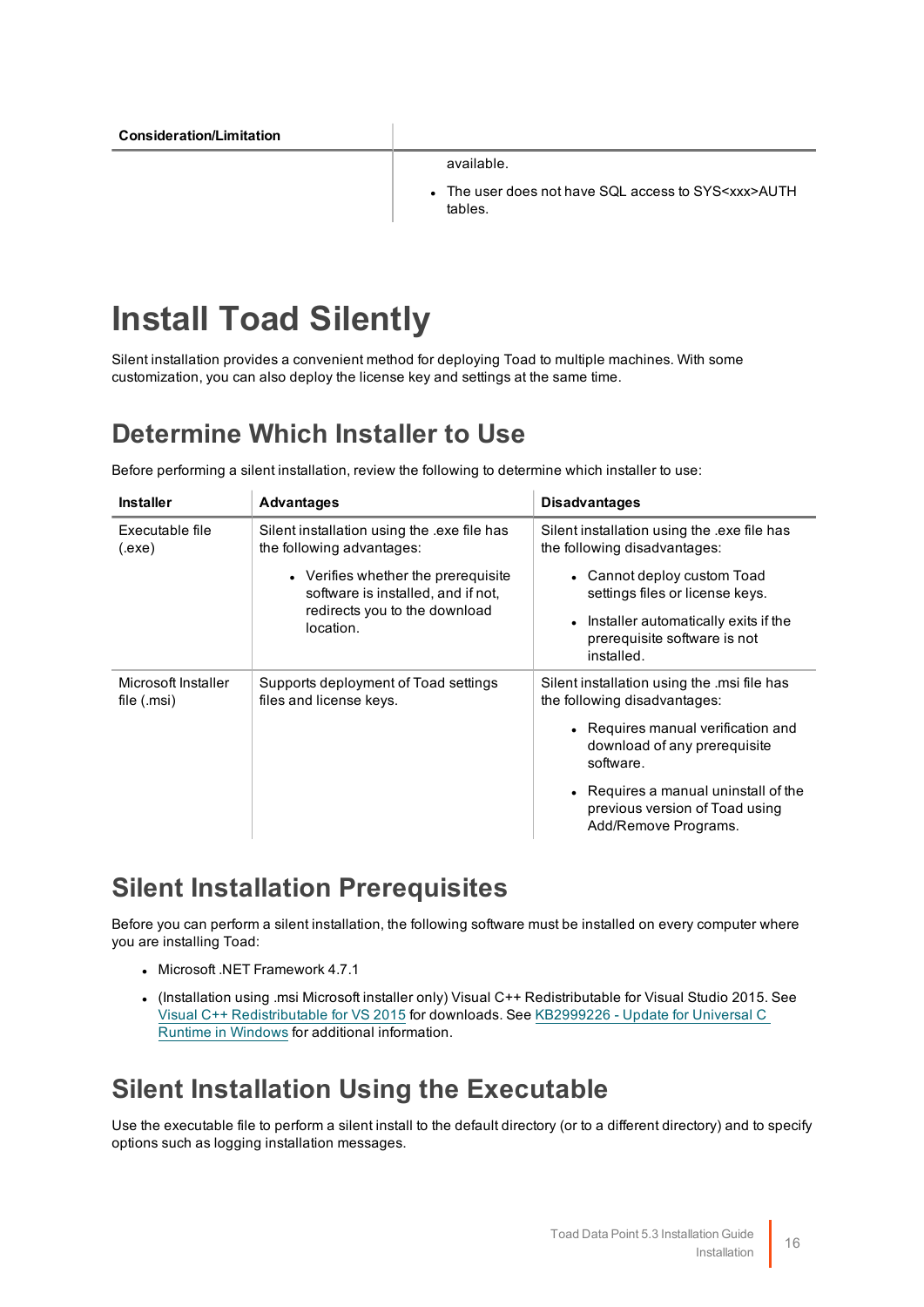| Consideration/Limitation | |
|---|---|
| | available.<br>• The user does not have SQL access to SYS<xxx>AUTH tables. |

# Install Toad Silently

Silent installation provides a convenient method for deploying Toad to multiple machines. With some customization, you can also deploy the license key and settings at the same time.

## Determine Which Installer to Use

Before performing a silent installation, review the following to determine which installer to use:

| Installer | Advantages | Disadvantages |
|---|---|---|
| Executable file (.exe) | Silent installation using the .exe file has the following advantages:<br>• Verifies whether the prerequisite software is installed, and if not, redirects you to the download location. | Silent installation using the .exe file has the following disadvantages:<br>• Cannot deploy custom Toad settings files or license keys.<br>• Installer automatically exits if the prerequisite software is not installed. |
| Microsoft Installer file (.msi) | Supports deployment of Toad settings files and license keys. | Silent installation using the .msi file has the following disadvantages:<br>• Requires manual verification and download of any prerequisite software.<br>• Requires a manual uninstall of the previous version of Toad using Add/Remove Programs. |

## Silent Installation Prerequisites

Before you can perform a silent installation, the following software must be installed on every computer where you are installing Toad:

- Microsoft .NET Framework 4.7.1
- (Installation using .msi Microsoft installer only) Visual C++ Redistributable for Visual Studio 2015. See Visual C++ Redistributable for VS 2015 for downloads. See KB2999226 - Update for Universal C Runtime in Windows for additional information.

## Silent Installation Using the Executable

Use the executable file to perform a silent install to the default directory (or to a different directory) and to specify options such as logging installation messages.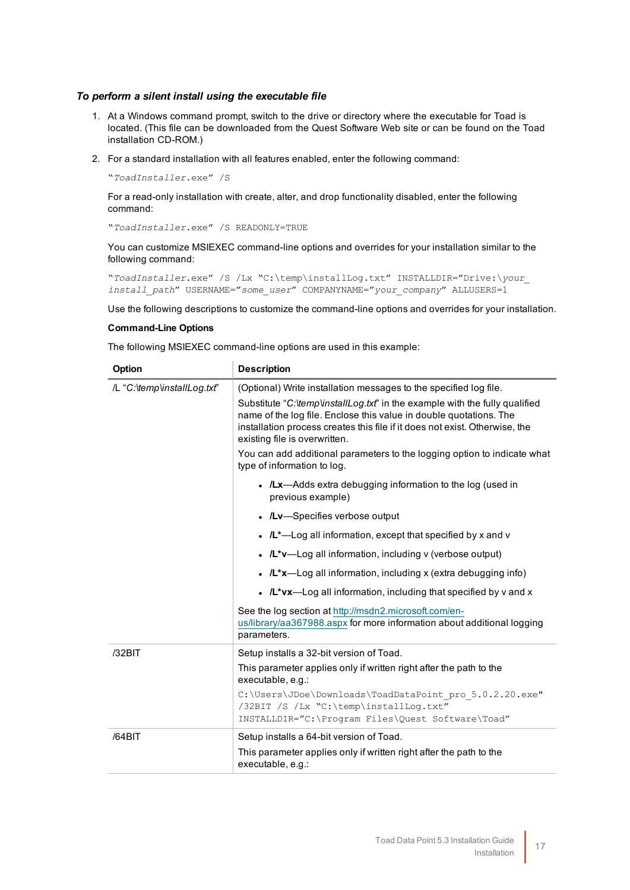*To perform a silent install using the executable file*

1. At a Windows command prompt, switch to the drive or directory where the executable for Toad is located. (This file can be downloaded from the Quest Software Web site or can be found on the Toad installation CD-ROM.)
2. For a standard installation with all features enabled, enter the following command:

   ```
   "ToadInstaller.exe" /S
   ```

   For a read-only installation with create, alter, and drop functionality disabled, enter the following command:

   ```
   "ToadInstaller.exe" /S READONLY=TRUE
   ```

   You can customize MSIEXEC command-line options and overrides for your installation similar to the following command:

   ```
   "ToadInstaller.exe" /S /Lx "C:\temp\installLog.txt" INSTALLDIR="Drive:\your_install_path" USERNAME="some_user" COMPANYNAME="your_company" ALLUSERS=1
   ```

   Use the following descriptions to customize the command-line options and overrides for your installation.

   **Command-Line Options**

   The following MSIEXEC command-line options are used in this example:

| Option | Description |
|---|---|
| /L "*C:\temp\installLog.txt*" | (Optional) Write installation messages to the specified log file.<br>Substitute "*C:\temp\installLog.txt*" in the example with the fully qualified name of the log file. Enclose this value in double quotations. The installation process creates this file if it does not exist. Otherwise, the existing file is overwritten.<br>You can add additional parameters to the logging option to indicate what type of information to log.<br>• **/Lx**—Adds extra debugging information to the log (used in previous example)<br>• **/Lv**—Specifies verbose output<br>• **/L***—Log all information, except that specified by x and v<br>• **/L*v**—Log all information, including v (verbose output)<br>• **/L*x**—Log all information, including x (extra debugging info)<br>• **/L*vx**—Log all information, including that specified by v and x<br>See the log section at http://msdn2.microsoft.com/en-us/library/aa367988.aspx for more information about additional logging parameters. |
| /32BIT | Setup installs a 32-bit version of Toad.<br>This parameter applies only if written right after the path to the executable, e.g.:<br>`C:\Users\JDoe\Downloads\ToadDataPoint_pro_5.0.2.20.exe" /32BIT /S /Lx "C:\temp\installLog.txt" INSTALLDIR="C:\Program Files\Quest Software\Toad"` |
| /64BIT | Setup installs a 64-bit version of Toad.<br>This parameter applies only if written right after the path to the executable, e.g.: |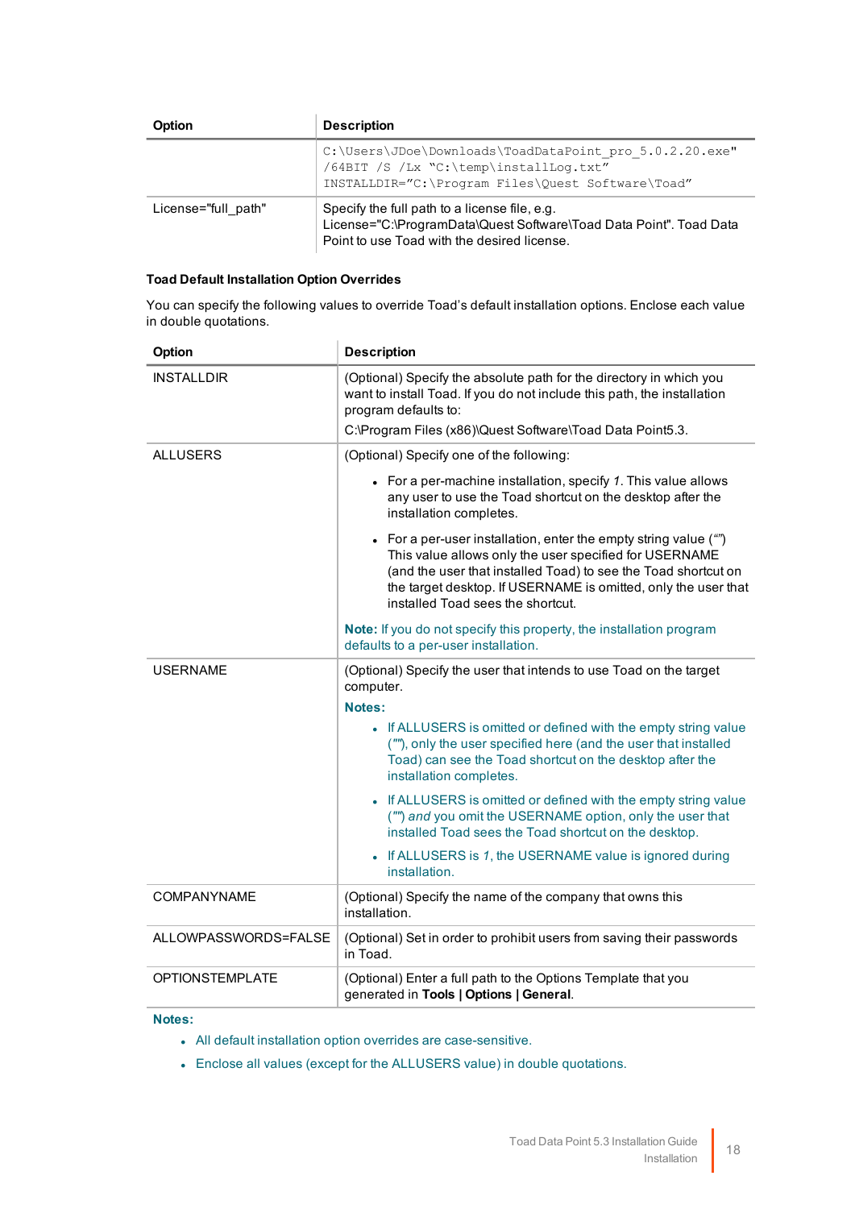| Option | Description |
| --- | --- |
| | `C:\Users\JDoe\Downloads\ToadDataPoint_pro_5.0.2.20.exe" /64BIT /S /Lx "C:\temp\installLog.txt" INSTALLDIR="C:\Program Files\Quest Software\Toad"` |
| License="full_path" | Specify the full path to a license file, e.g. License="C:\ProgramData\Quest Software\Toad Data Point". Toad Data Point to use Toad with the desired license. |

#### Toad Default Installation Option Overrides

You can specify the following values to override Toad's default installation options. Enclose each value in double quotations.

| Option | Description |
| --- | --- |
| INSTALLDIR | (Optional) Specify the absolute path for the directory in which you want to install Toad. If you do not include this path, the installation program defaults to:<br>C:\Program Files (x86)\Quest Software\Toad Data Point5.3. |
| ALLUSERS | (Optional) Specify one of the following:<br>• For a per-machine installation, specify *1*. This value allows any user to use the Toad shortcut on the desktop after the installation completes.<br>• For a per-user installation, enter the empty string value ("") This value allows only the user specified for USERNAME (and the user that installed Toad) to see the Toad shortcut on the target desktop. If USERNAME is omitted, only the user that installed Toad sees the shortcut.<br>**Note:** If you do not specify this property, the installation program defaults to a per-user installation. |
| USERNAME | (Optional) Specify the user that intends to use Toad on the target computer.<br>**Notes:**<br>• If ALLUSERS is omitted or defined with the empty string value (""), only the user specified here (and the user that installed Toad) can see the Toad shortcut on the desktop after the installation completes.<br>• If ALLUSERS is omitted or defined with the empty string value ("") *and* you omit the USERNAME option, only the user that installed Toad sees the Toad shortcut on the desktop.<br>• If ALLUSERS is *1*, the USERNAME value is ignored during installation. |
| COMPANYNAME | (Optional) Specify the name of the company that owns this installation. |
| ALLOWPASSWORDS=FALSE | (Optional) Set in order to prohibit users from saving their passwords in Toad. |
| OPTIONSTEMPLATE | (Optional) Enter a full path to the Options Template that you generated in **Tools \| Options \| General**. |

**Notes:**

- All default installation option overrides are case-sensitive.
- Enclose all values (except for the ALLUSERS value) in double quotations.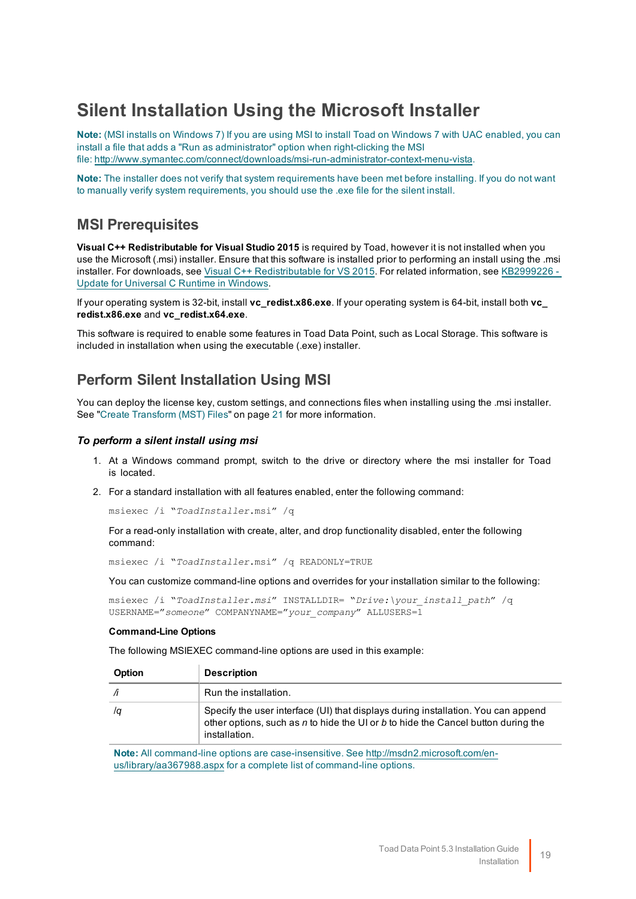# Silent Installation Using the Microsoft Installer

**Note:** (MSI installs on Windows 7) If you are using MSI to install Toad on Windows 7 with UAC enabled, you can install a file that adds a "Run as administrator" option when right-clicking the MSI file: http://www.symantec.com/connect/downloads/msi-run-administrator-context-menu-vista.

**Note:** The installer does not verify that system requirements have been met before installing. If you do not want to manually verify system requirements, you should use the .exe file for the silent install.

## MSI Prerequisites

**Visual C++ Redistributable for Visual Studio 2015** is required by Toad, however it is not installed when you use the Microsoft (.msi) installer. Ensure that this software is installed prior to performing an install using the .msi installer. For downloads, see Visual C++ Redistributable for VS 2015. For related information, see KB2999226 - Update for Universal C Runtime in Windows.

If your operating system is 32-bit, install **vc_redist.x86.exe**. If your operating system is 64-bit, install both **vc_redist.x86.exe** and **vc_redist.x64.exe**.

This software is required to enable some features in Toad Data Point, such as Local Storage. This software is included in installation when using the executable (.exe) installer.

## Perform Silent Installation Using MSI

You can deploy the license key, custom settings, and connections files when installing using the .msi installer. See "Create Transform (MST) Files" on page 21 for more information.

### *To perform a silent install using msi*

1. At a Windows command prompt, switch to the drive or directory where the msi installer for Toad is located.
2. For a standard installation with all features enabled, enter the following command:

   ```
   msiexec /i "ToadInstaller.msi" /q
   ```

   For a read-only installation with create, alter, and drop functionality disabled, enter the following command:

   ```
   msiexec /i "ToadInstaller.msi" /q READONLY=TRUE
   ```

   You can customize command-line options and overrides for your installation similar to the following:

   ```
   msiexec /i "ToadInstaller.msi" INSTALLDIR= "Drive:\your_install_path" /q
   USERNAME="someone" COMPANYNAME="your_company" ALLUSERS=1
   ```

   **Command-Line Options**

   The following MSIEXEC command-line options are used in this example:

   | Option | Description |
   |---|---|
   | */i* | Run the installation. |
   | */q* | Specify the user interface (UI) that displays during installation. You can append other options, such as *n* to hide the UI or *b* to hide the Cancel button during the installation. |

   **Note:** All command-line options are case-insensitive. See http://msdn2.microsoft.com/en-us/library/aa367988.aspx for a complete list of command-line options.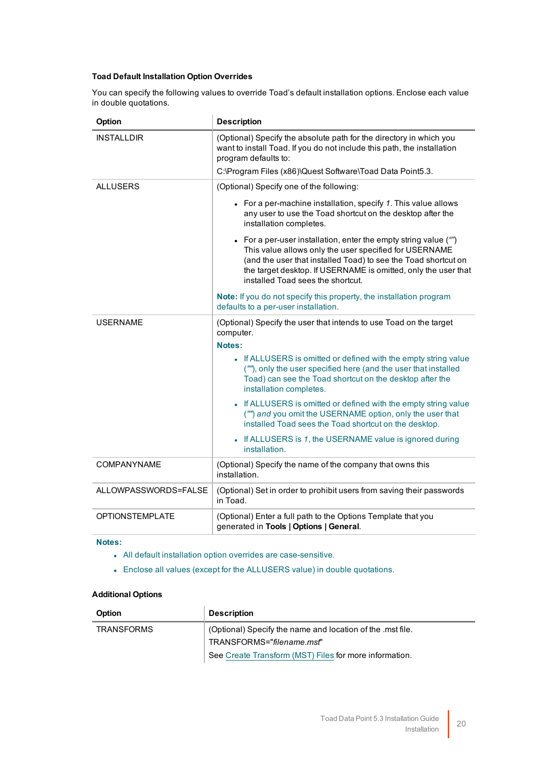### Toad Default Installation Option Overrides

You can specify the following values to override Toad's default installation options. Enclose each value in double quotations.

| Option | Description |
|---|---|
| INSTALLDIR | (Optional) Specify the absolute path for the directory in which you want to install Toad. If you do not include this path, the installation program defaults to:<br>C:\Program Files (x86)\Quest Software\Toad Data Point5.3. |
| ALLUSERS | (Optional) Specify one of the following:<br>• For a per-machine installation, specify *1*. This value allows any user to use the Toad shortcut on the desktop after the installation completes.<br>• For a per-user installation, enter the empty string value ("") This value allows only the user specified for USERNAME (and the user that installed Toad) to see the Toad shortcut on the target desktop. If USERNAME is omitted, only the user that installed Toad sees the shortcut.<br>**Note:** If you do not specify this property, the installation program defaults to a per-user installation. |
| USERNAME | (Optional) Specify the user that intends to use Toad on the target computer.<br>**Notes:**<br>• If ALLUSERS is omitted or defined with the empty string value (""), only the user specified here (and the user that installed Toad) can see the Toad shortcut on the desktop after the installation completes.<br>• If ALLUSERS is omitted or defined with the empty string value ("") *and* you omit the USERNAME option, only the user that installed Toad sees the Toad shortcut on the desktop.<br>• If ALLUSERS is *1*, the USERNAME value is ignored during installation. |
| COMPANYNAME | (Optional) Specify the name of the company that owns this installation. |
| ALLOWPASSWORDS=FALSE | (Optional) Set in order to prohibit users from saving their passwords in Toad. |
| OPTIONSTEMPLATE | (Optional) Enter a full path to the Options Template that you generated in **Tools \| Options \| General**. |

**Notes:**

- All default installation option overrides are case-sensitive.
- Enclose all values (except for the ALLUSERS value) in double quotations.

### Additional Options

| Option | Description |
|---|---|
| TRANSFORMS | (Optional) Specify the name and location of the .mst file.<br>TRANSFORMS="*filename.mst*"<br>See Create Transform (MST) Files for more information. |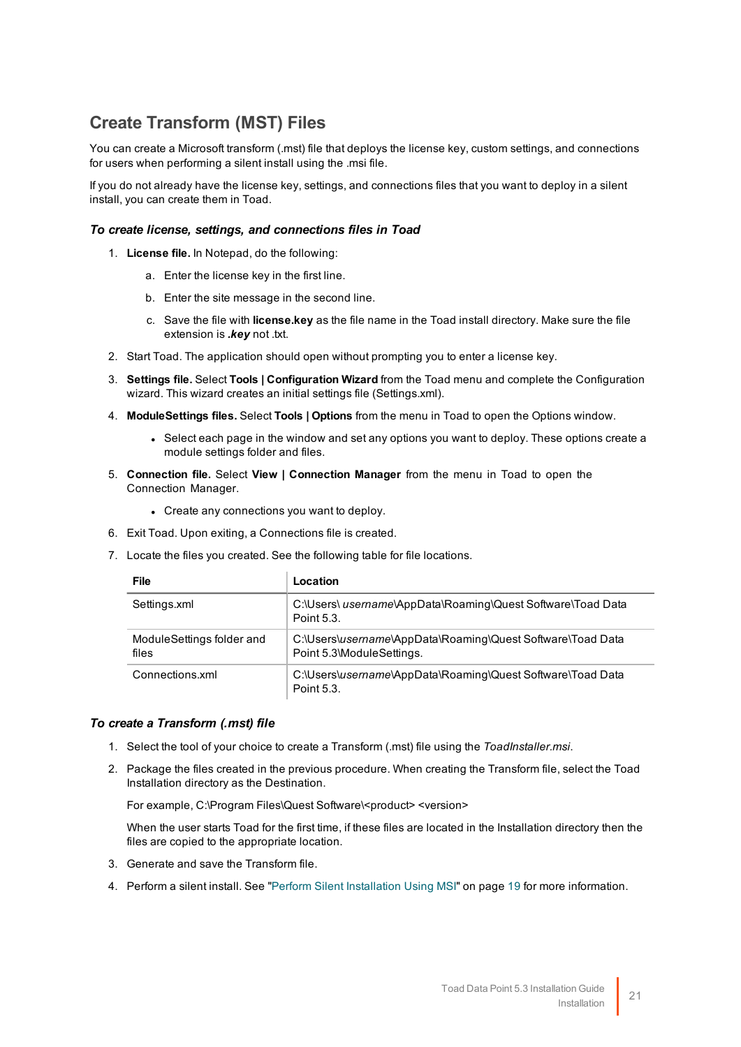## Create Transform (MST) Files

You can create a Microsoft transform (.mst) file that deploys the license key, custom settings, and connections for users when performing a silent install using the .msi file.

If you do not already have the license key, settings, and connections files that you want to deploy in a silent install, you can create them in Toad.

### *To create license, settings, and connections files in Toad*

1. **License file.** In Notepad, do the following:
   a. Enter the license key in the first line.
   b. Enter the site message in the second line.
   c. Save the file with **license.key** as the file name in the Toad install directory. Make sure the file extension is ***.key*** not .txt.
2. Start Toad. The application should open without prompting you to enter a license key.
3. **Settings file.** Select **Tools | Configuration Wizard** from the Toad menu and complete the Configuration wizard. This wizard creates an initial settings file (Settings.xml).
4. **ModuleSettings files.** Select **Tools | Options** from the menu in Toad to open the Options window.
   - Select each page in the window and set any options you want to deploy. These options create a module settings folder and files.
5. **Connection file.** Select **View | Connection Manager** from the menu in Toad to open the Connection Manager.
   - Create any connections you want to deploy.
6. Exit Toad. Upon exiting, a Connections file is created.
7. Locate the files you created. See the following table for file locations.

| File | Location |
|---|---|
| Settings.xml | C:\Users\ *username*\AppData\Roaming\Quest Software\Toad Data Point 5.3. |
| ModuleSettings folder and files | C:\Users\\*username*\AppData\Roaming\Quest Software\Toad Data Point 5.3\ModuleSettings. |
| Connections.xml | C:\Users\\*username*\AppData\Roaming\Quest Software\Toad Data Point 5.3. |

### *To create a Transform (.mst) file*

1. Select the tool of your choice to create a Transform (.mst) file using the *ToadInstaller.msi*.
2. Package the files created in the previous procedure. When creating the Transform file, select the Toad Installation directory as the Destination.

   For example, C:\Program Files\Quest Software\<product> <version>

   When the user starts Toad for the first time, if these files are located in the Installation directory then the files are copied to the appropriate location.
3. Generate and save the Transform file.
4. Perform a silent install. See "Perform Silent Installation Using MSI" on page 19 for more information.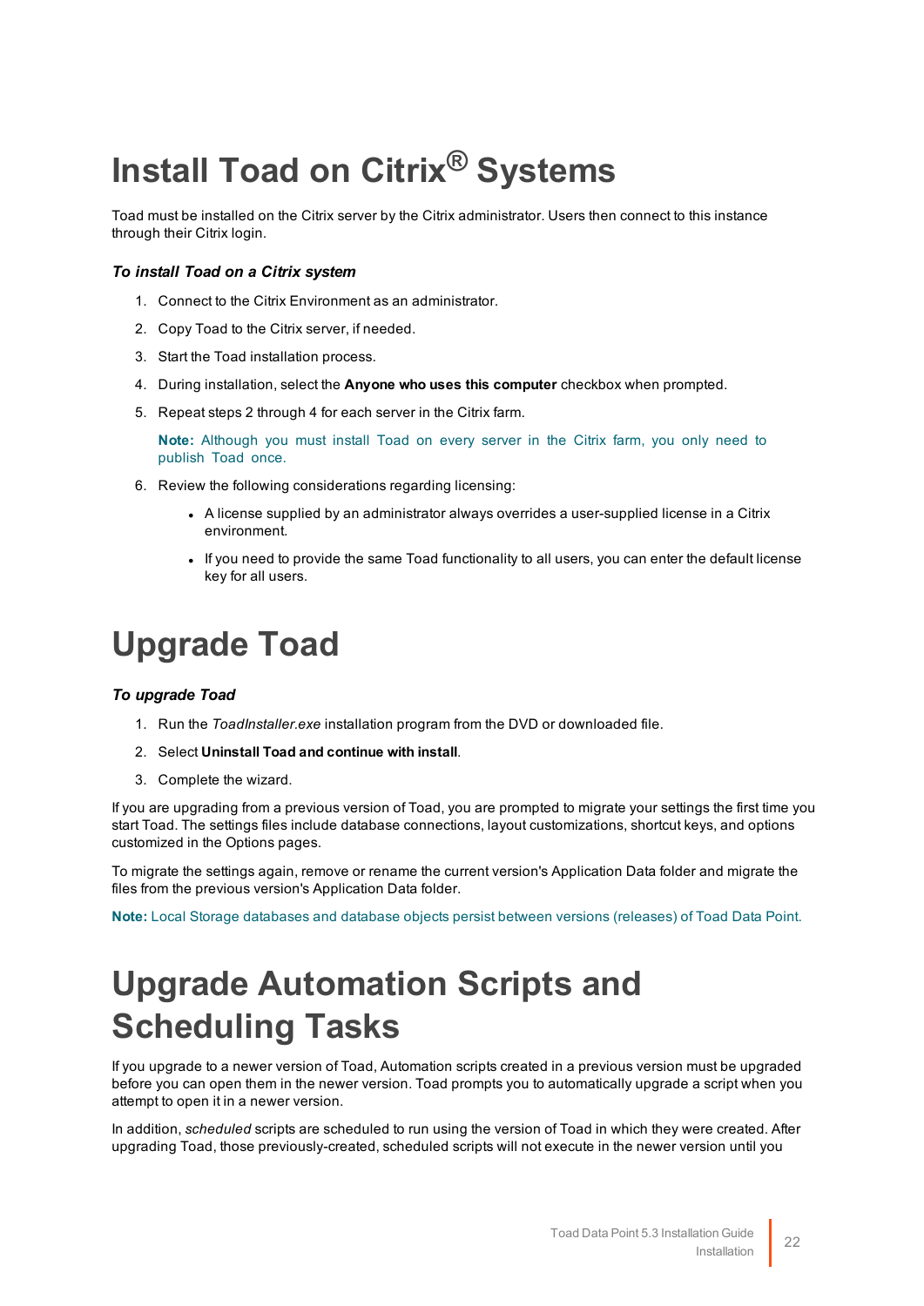# Install Toad on Citrix® Systems

Toad must be installed on the Citrix server by the Citrix administrator. Users then connect to this instance through their Citrix login.

***To install Toad on a Citrix system***

1. Connect to the Citrix Environment as an administrator.
2. Copy Toad to the Citrix server, if needed.
3. Start the Toad installation process.
4. During installation, select the **Anyone who uses this computer** checkbox when prompted.
5. Repeat steps 2 through 4 for each server in the Citrix farm.

   **Note:** Although you must install Toad on every server in the Citrix farm, you only need to publish Toad once.

6. Review the following considerations regarding licensing:
   - A license supplied by an administrator always overrides a user-supplied license in a Citrix environment.
   - If you need to provide the same Toad functionality to all users, you can enter the default license key for all users.

# Upgrade Toad

***To upgrade Toad***

1. Run the *ToadInstaller.exe* installation program from the DVD or downloaded file.
2. Select **Uninstall Toad and continue with install**.
3. Complete the wizard.

If you are upgrading from a previous version of Toad, you are prompted to migrate your settings the first time you start Toad. The settings files include database connections, layout customizations, shortcut keys, and options customized in the Options pages.

To migrate the settings again, remove or rename the current version's Application Data folder and migrate the files from the previous version's Application Data folder.

**Note:** Local Storage databases and database objects persist between versions (releases) of Toad Data Point.

# Upgrade Automation Scripts and Scheduling Tasks

If you upgrade to a newer version of Toad, Automation scripts created in a previous version must be upgraded before you can open them in the newer version. Toad prompts you to automatically upgrade a script when you attempt to open it in a newer version.

In addition, *scheduled* scripts are scheduled to run using the version of Toad in which they were created. After upgrading Toad, those previously-created, scheduled scripts will not execute in the newer version until you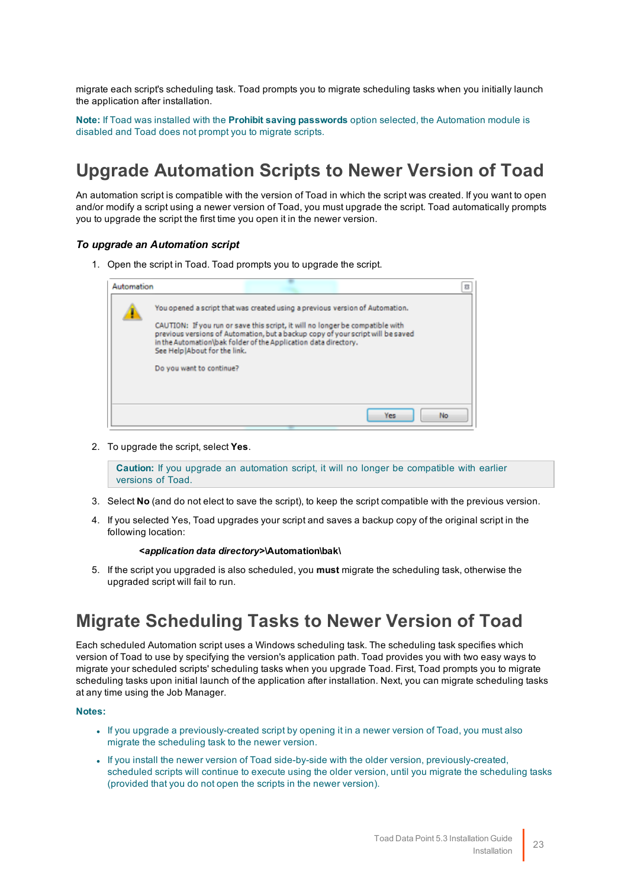migrate each script's scheduling task. Toad prompts you to migrate scheduling tasks when you initially launch the application after installation.

**Note:** If Toad was installed with the **Prohibit saving passwords** option selected, the Automation module is disabled and Toad does not prompt you to migrate scripts.

# Upgrade Automation Scripts to Newer Version of Toad

An automation script is compatible with the version of Toad in which the script was created. If you want to open and/or modify a script using a newer version of Toad, you must upgrade the script. Toad automatically prompts you to upgrade the script the first time you open it in the newer version.

### *To upgrade an Automation script*

1. Open the script in Toad. Toad prompts you to upgrade the script.

   Automation

   You opened a script that was created using a previous version of Automation.

   CAUTION: If you run or save this script, it will no longer be compatible with previous versions of Automation, but a backup copy of your script will be saved in the Automation\bak folder of the Application data directory.
   See Help|About for the link.

   Do you want to continue?

   Yes No

2. To upgrade the script, select **Yes**.

   **Caution:** If you upgrade an automation script, it will no longer be compatible with earlier versions of Toad.

3. Select **No** (and do not elect to save the script), to keep the script compatible with the previous version.
4. If you selected Yes, Toad upgrades your script and saves a backup copy of the original script in the following location:

   ***<application data directory>*\Automation\bak\\**

5. If the script you upgraded is also scheduled, you **must** migrate the scheduling task, otherwise the upgraded script will fail to run.

# Migrate Scheduling Tasks to Newer Version of Toad

Each scheduled Automation script uses a Windows scheduling task. The scheduling task specifies which version of Toad to use by specifying the version's application path. Toad provides you with two easy ways to migrate your scheduled scripts' scheduling tasks when you upgrade Toad. First, Toad prompts you to migrate scheduling tasks upon initial launch of the application after installation. Next, you can migrate scheduling tasks at any time using the Job Manager.

**Notes:**

- If you upgrade a previously-created script by opening it in a newer version of Toad, you must also migrate the scheduling task to the newer version.
- If you install the newer version of Toad side-by-side with the older version, previously-created, scheduled scripts will continue to execute using the older version, until you migrate the scheduling tasks (provided that you do not open the scripts in the newer version).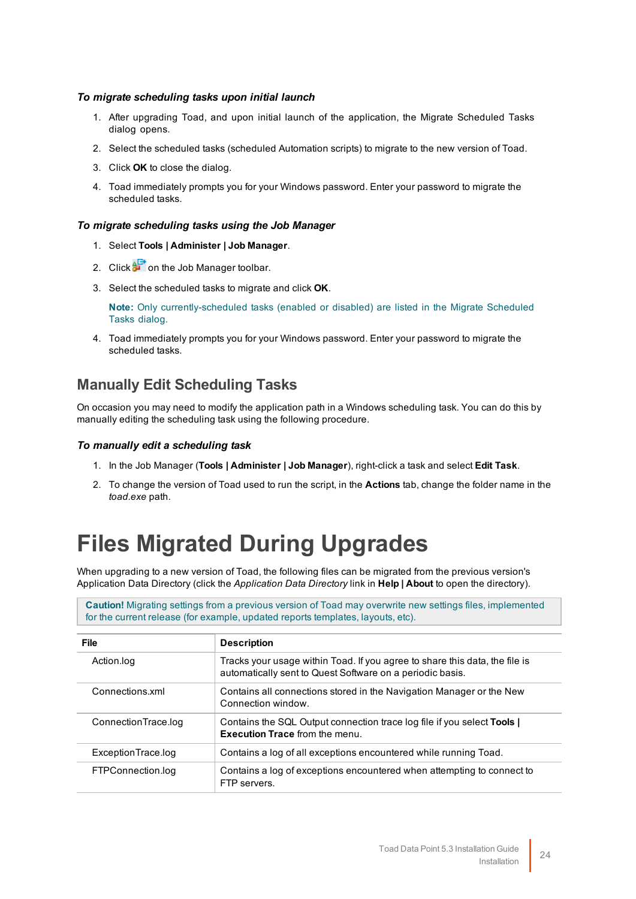#### *To migrate scheduling tasks upon initial launch*

1. After upgrading Toad, and upon initial launch of the application, the Migrate Scheduled Tasks dialog opens.
2. Select the scheduled tasks (scheduled Automation scripts) to migrate to the new version of Toad.
3. Click **OK** to close the dialog.
4. Toad immediately prompts you for your Windows password. Enter your password to migrate the scheduled tasks.

#### *To migrate scheduling tasks using the Job Manager*

1. Select **Tools | Administer | Job Manager**.
2. Click on the Job Manager toolbar.
3. Select the scheduled tasks to migrate and click **OK**.

   **Note:** Only currently-scheduled tasks (enabled or disabled) are listed in the Migrate Scheduled Tasks dialog.

4. Toad immediately prompts you for your Windows password. Enter your password to migrate the scheduled tasks.

## Manually Edit Scheduling Tasks

On occasion you may need to modify the application path in a Windows scheduling task. You can do this by manually editing the scheduling task using the following procedure.

#### *To manually edit a scheduling task*

1. In the Job Manager (**Tools | Administer | Job Manager**), right-click a task and select **Edit Task**.
2. To change the version of Toad used to run the script, in the **Actions** tab, change the folder name in the *toad.exe* path.

# Files Migrated During Upgrades

When upgrading to a new version of Toad, the following files can be migrated from the previous version's Application Data Directory (click the *Application Data Directory* link in **Help | About** to open the directory).

**Caution!** Migrating settings from a previous version of Toad may overwrite new settings files, implemented for the current release (for example, updated reports templates, layouts, etc).

| File | Description |
|---|---|
| Action.log | Tracks your usage within Toad. If you agree to share this data, the file is automatically sent to Quest Software on a periodic basis. |
| Connections.xml | Contains all connections stored in the Navigation Manager or the New Connection window. |
| ConnectionTrace.log | Contains the SQL Output connection trace log file if you select **Tools \| Execution Trace** from the menu. |
| ExceptionTrace.log | Contains a log of all exceptions encountered while running Toad. |
| FTPConnection.log | Contains a log of exceptions encountered when attempting to connect to FTP servers. |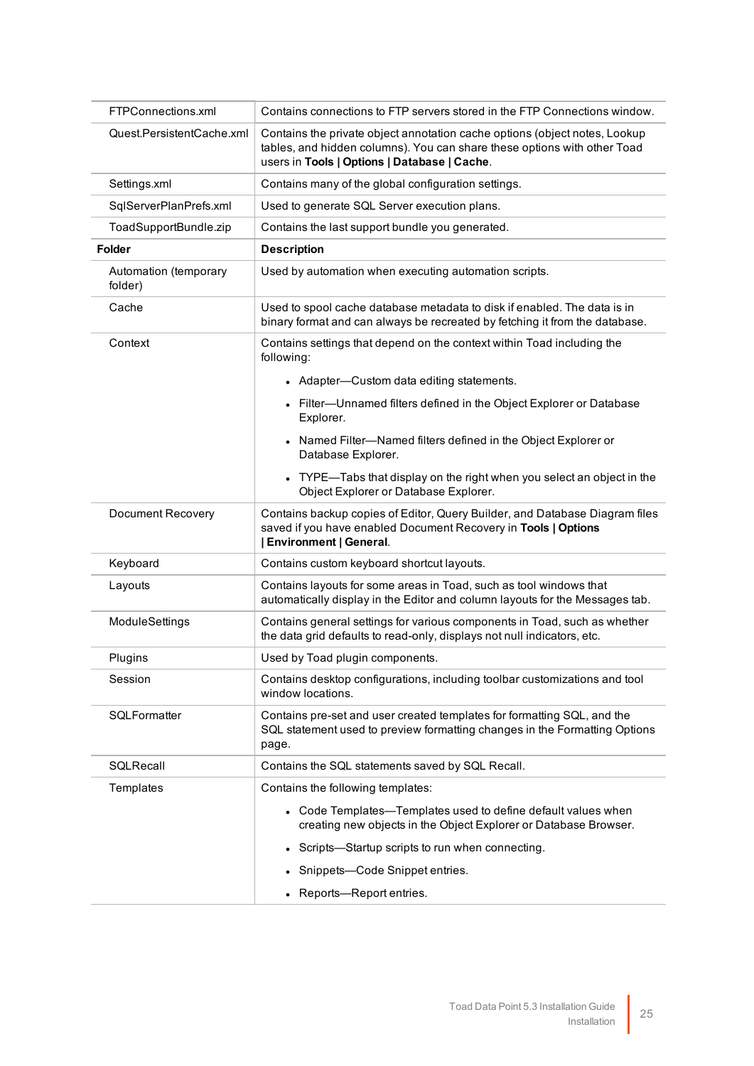| | |
|---|---|
| FTPConnections.xml | Contains connections to FTP servers stored in the FTP Connections window. |
| Quest.PersistentCache.xml | Contains the private object annotation cache options (object notes, Lookup tables, and hidden columns). You can share these options with other Toad users in **Tools \| Options \| Database \| Cache**. |
| Settings.xml | Contains many of the global configuration settings. |
| SqlServerPlanPrefs.xml | Used to generate SQL Server execution plans. |
| ToadSupportBundle.zip | Contains the last support bundle you generated. |
| **Folder** | **Description** |
| Automation (temporary folder) | Used by automation when executing automation scripts. |
| Cache | Used to spool cache database metadata to disk if enabled. The data is in binary format and can always be recreated by fetching it from the database. |
| Context | Contains settings that depend on the context within Toad including the following:<br>• Adapter—Custom data editing statements.<br>• Filter—Unnamed filters defined in the Object Explorer or Database Explorer.<br>• Named Filter—Named filters defined in the Object Explorer or Database Explorer.<br>• TYPE—Tabs that display on the right when you select an object in the Object Explorer or Database Explorer. |
| Document Recovery | Contains backup copies of Editor, Query Builder, and Database Diagram files saved if you have enabled Document Recovery in **Tools \| Options \| Environment \| General**. |
| Keyboard | Contains custom keyboard shortcut layouts. |
| Layouts | Contains layouts for some areas in Toad, such as tool windows that automatically display in the Editor and column layouts for the Messages tab. |
| ModuleSettings | Contains general settings for various components in Toad, such as whether the data grid defaults to read-only, displays not null indicators, etc. |
| Plugins | Used by Toad plugin components. |
| Session | Contains desktop configurations, including toolbar customizations and tool window locations. |
| SQLFormatter | Contains pre-set and user created templates for formatting SQL, and the SQL statement used to preview formatting changes in the Formatting Options page. |
| SQLRecall | Contains the SQL statements saved by SQL Recall. |
| Templates | Contains the following templates:<br>• Code Templates—Templates used to define default values when creating new objects in the Object Explorer or Database Browser.<br>• Scripts—Startup scripts to run when connecting.<br>• Snippets—Code Snippet entries.<br>• Reports—Report entries. |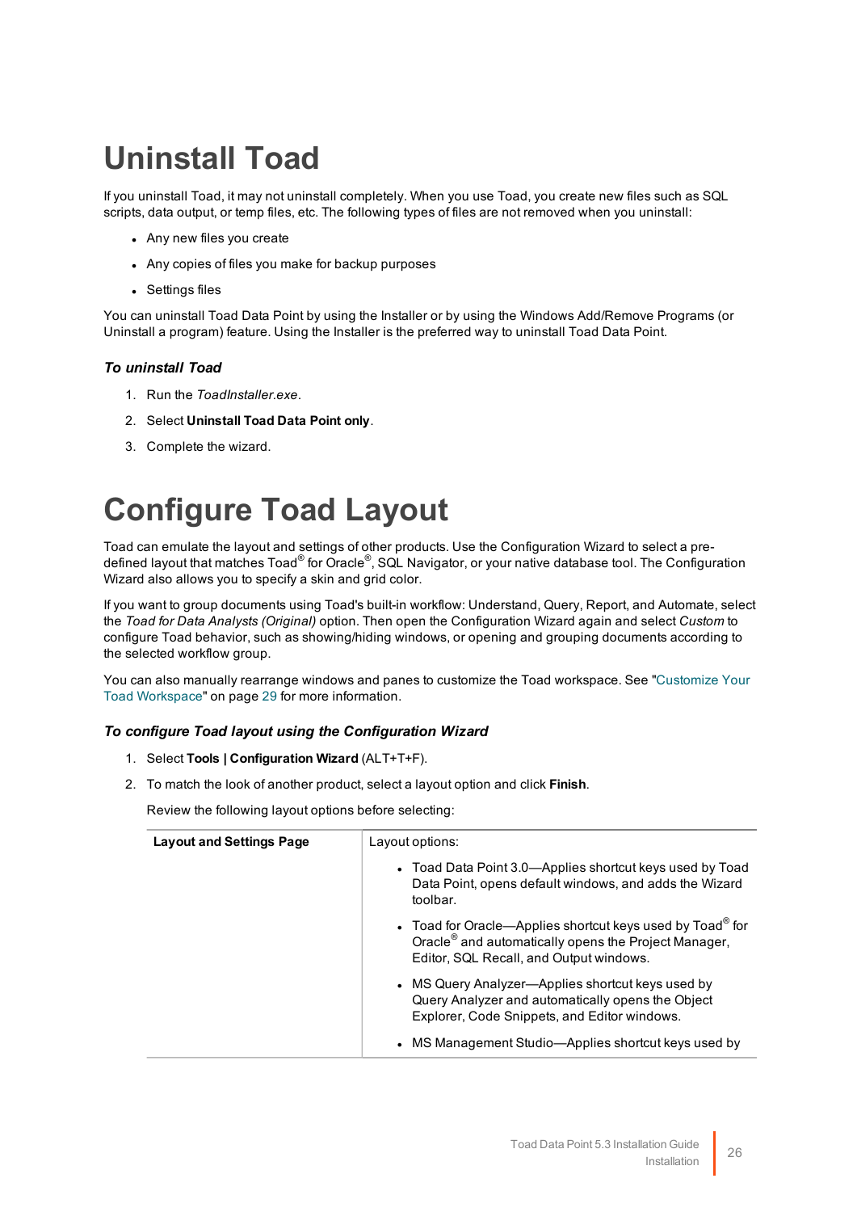# Uninstall Toad

If you uninstall Toad, it may not uninstall completely. When you use Toad, you create new files such as SQL scripts, data output, or temp files, etc. The following types of files are not removed when you uninstall:

- Any new files you create
- Any copies of files you make for backup purposes
- Settings files

You can uninstall Toad Data Point by using the Installer or by using the Windows Add/Remove Programs (or Uninstall a program) feature. Using the Installer is the preferred way to uninstall Toad Data Point.

### *To uninstall Toad*

1. Run the *ToadInstaller.exe*.
2. Select **Uninstall Toad Data Point only**.
3. Complete the wizard.

# Configure Toad Layout

Toad can emulate the layout and settings of other products. Use the Configuration Wizard to select a pre-defined layout that matches Toad® for Oracle®, SQL Navigator, or your native database tool. The Configuration Wizard also allows you to specify a skin and grid color.

If you want to group documents using Toad's built-in workflow: Understand, Query, Report, and Automate, select the *Toad for Data Analysts (Original)* option. Then open the Configuration Wizard again and select *Custom* to configure Toad behavior, such as showing/hiding windows, or opening and grouping documents according to the selected workflow group.

You can also manually rearrange windows and panes to customize the Toad workspace. See "Customize Your Toad Workspace" on page 29 for more information.

### *To configure Toad layout using the Configuration Wizard*

1. Select **Tools | Configuration Wizard** (ALT+T+F).
2. To match the look of another product, select a layout option and click **Finish**.

   Review the following layout options before selecting:

| **Layout and Settings Page** | Layout options:<br>• Toad Data Point 3.0—Applies shortcut keys used by Toad Data Point, opens default windows, and adds the Wizard toolbar.<br>• Toad for Oracle—Applies shortcut keys used by Toad® for Oracle® and automatically opens the Project Manager, Editor, SQL Recall, and Output windows.<br>• MS Query Analyzer—Applies shortcut keys used by Query Analyzer and automatically opens the Object Explorer, Code Snippets, and Editor windows.<br>• MS Management Studio—Applies shortcut keys used by |
|---|---|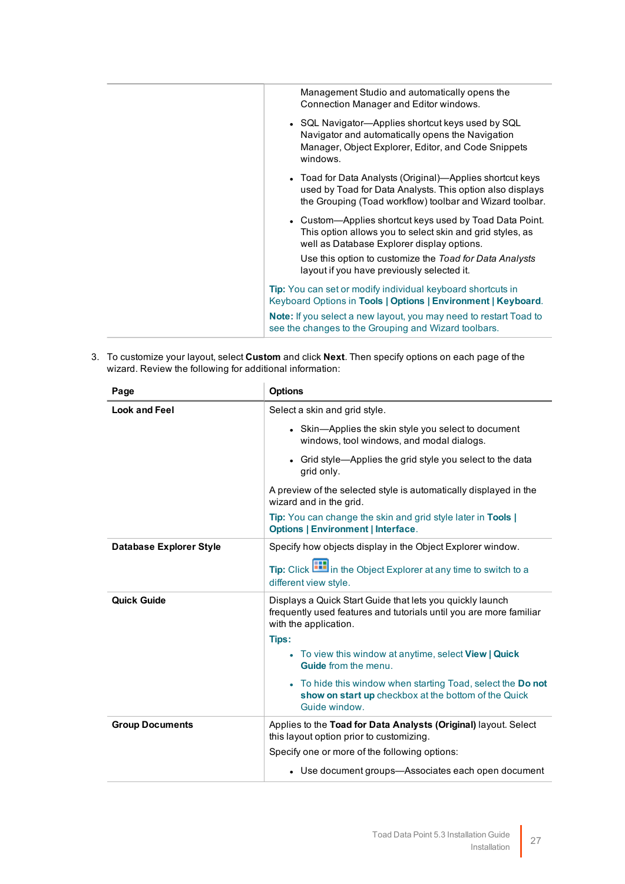| | |
|---|---|
| | Management Studio and automatically opens the Connection Manager and Editor windows.<br>• SQL Navigator—Applies shortcut keys used by SQL Navigator and automatically opens the Navigation Manager, Object Explorer, Editor, and Code Snippets windows.<br>• Toad for Data Analysts (Original)—Applies shortcut keys used by Toad for Data Analysts. This option also displays the Grouping (Toad workflow) toolbar and Wizard toolbar.<br>• Custom—Applies shortcut keys used by Toad Data Point. This option allows you to select skin and grid styles, as well as Database Explorer display options.<br>Use this option to customize the *Toad for Data Analysts* layout if you have previously selected it.<br>**Tip:** You can set or modify individual keyboard shortcuts in Keyboard Options in **Tools \| Options \| Environment \| Keyboard**.<br>**Note:** If you select a new layout, you may need to restart Toad to see the changes to the Grouping and Wizard toolbars. |

3. To customize your layout, select **Custom** and click **Next**. Then specify options on each page of the wizard. Review the following for additional information:

| Page | Options |
|---|---|
| **Look and Feel** | Select a skin and grid style.<br>• Skin—Applies the skin style you select to document windows, tool windows, and modal dialogs.<br>• Grid style—Applies the grid style you select to the data grid only.<br>A preview of the selected style is automatically displayed in the wizard and in the grid.<br>**Tip:** You can change the skin and grid style later in **Tools \| Options \| Environment \| Interface**. |
| **Database Explorer Style** | Specify how objects display in the Object Explorer window.<br>**Tip:** Click in the Object Explorer at any time to switch to a different view style. |
| **Quick Guide** | Displays a Quick Start Guide that lets you quickly launch frequently used features and tutorials until you are more familiar with the application.<br>**Tips:**<br>• To view this window at anytime, select **View \| Quick Guide** from the menu.<br>• To hide this window when starting Toad, select the **Do not show on start up** checkbox at the bottom of the Quick Guide window. |
| **Group Documents** | Applies to the **Toad for Data Analysts (Original)** layout. Select this layout option prior to customizing.<br>Specify one or more of the following options:<br>• Use document groups—Associates each open document |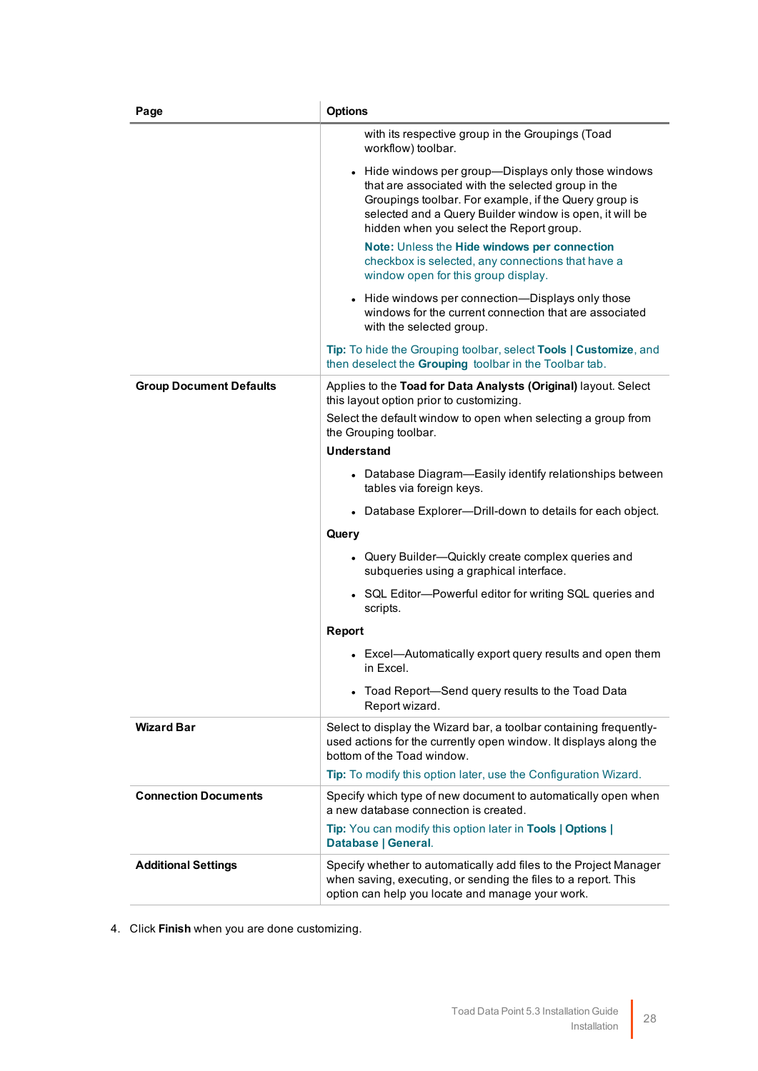| Page | Options |
|---|---|
| | with its respective group in the Groupings (Toad workflow) toolbar.<br>• Hide windows per group—Displays only those windows that are associated with the selected group in the Groupings toolbar. For example, if the Query group is selected and a Query Builder window is open, it will be hidden when you select the Report group.<br>**Note:** Unless the **Hide windows per connection** checkbox is selected, any connections that have a window open for this group display.<br>• Hide windows per connection—Displays only those windows for the current connection that are associated with the selected group.<br>**Tip:** To hide the Grouping toolbar, select **Tools \| Customize**, and then deselect the **Grouping** toolbar in the Toolbar tab. |
| **Group Document Defaults** | Applies to the **Toad for Data Analysts (Original)** layout. Select this layout option prior to customizing.<br>Select the default window to open when selecting a group from the Grouping toolbar.<br>**Understand**<br>• Database Diagram—Easily identify relationships between tables via foreign keys.<br>• Database Explorer—Drill-down to details for each object.<br>**Query**<br>• Query Builder—Quickly create complex queries and subqueries using a graphical interface.<br>• SQL Editor—Powerful editor for writing SQL queries and scripts.<br>**Report**<br>• Excel—Automatically export query results and open them in Excel.<br>• Toad Report—Send query results to the Toad Data Report wizard. |
| **Wizard Bar** | Select to display the Wizard bar, a toolbar containing frequently-used actions for the currently open window. It displays along the bottom of the Toad window.<br>**Tip:** To modify this option later, use the Configuration Wizard. |
| **Connection Documents** | Specify which type of new document to automatically open when a new database connection is created.<br>**Tip:** You can modify this option later in **Tools \| Options \| Database \| General**. |
| **Additional Settings** | Specify whether to automatically add files to the Project Manager when saving, executing, or sending the files to a report. This option can help you locate and manage your work. |

4. Click **Finish** when you are done customizing.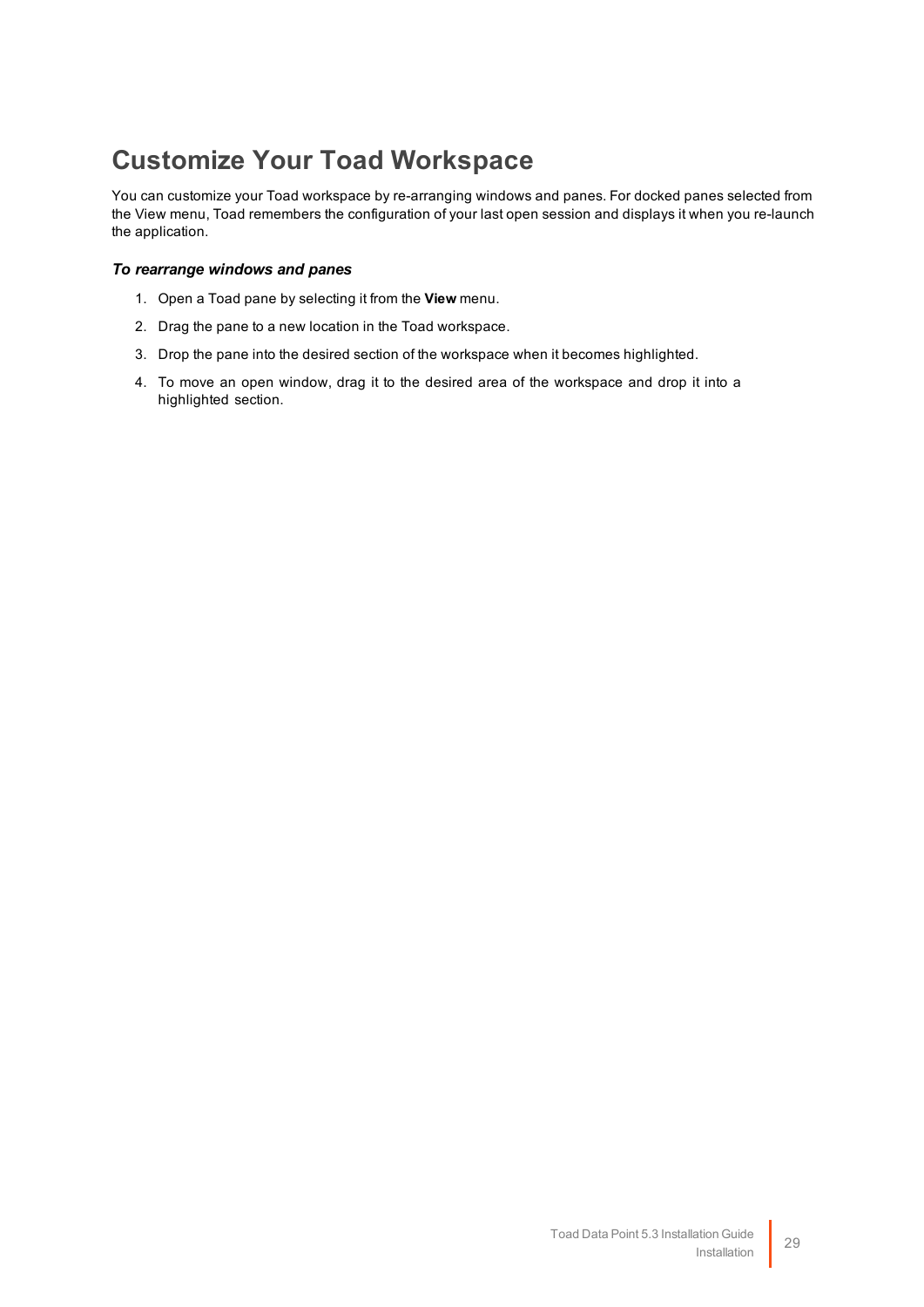# Customize Your Toad Workspace

You can customize your Toad workspace by re-arranging windows and panes. For docked panes selected from the View menu, Toad remembers the configuration of your last open session and displays it when you re-launch the application.

***To rearrange windows and panes***

1. Open a Toad pane by selecting it from the **View** menu.
2. Drag the pane to a new location in the Toad workspace.
3. Drop the pane into the desired section of the workspace when it becomes highlighted.
4. To move an open window, drag it to the desired area of the workspace and drop it into a highlighted section.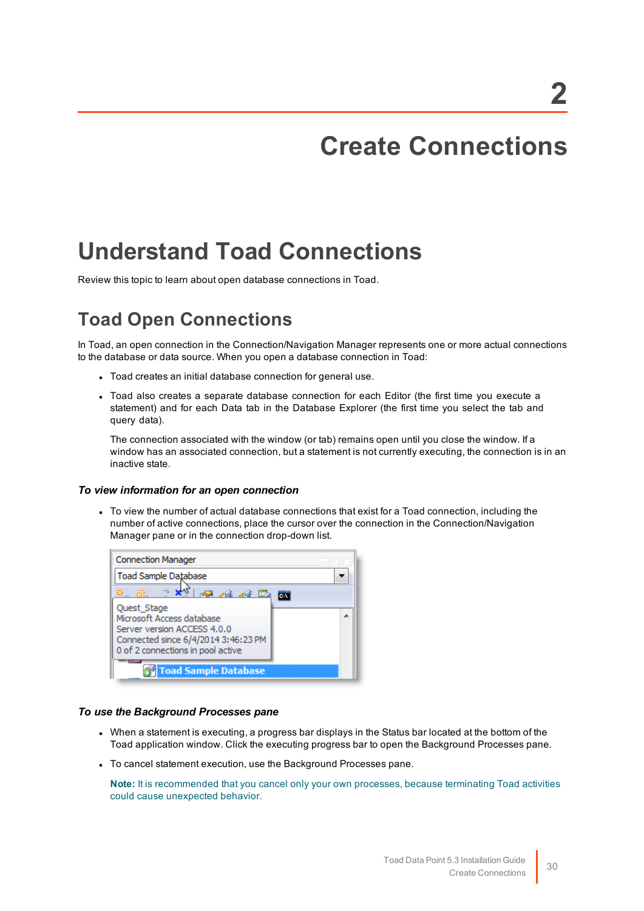# 2

# Create Connections

## Understand Toad Connections

Review this topic to learn about open database connections in Toad.

## Toad Open Connections

In Toad, an open connection in the Connection/Navigation Manager represents one or more actual connections to the database or data source. When you open a database connection in Toad:

- Toad creates an initial database connection for general use.
- Toad also creates a separate database connection for each Editor (the first time you execute a statement) and for each Data tab in the Database Explorer (the first time you select the tab and query data).

  The connection associated with the window (or tab) remains open until you close the window. If a window has an associated connection, but a statement is not currently executing, the connection is in an inactive state.

#### *To view information for an open connection*

- To view the number of actual database connections that exist for a Toad connection, including the number of active connections, place the cursor over the connection in the Connection/Navigation Manager pane or in the connection drop-down list.

#### *To use the Background Processes pane*

- When a statement is executing, a progress bar displays in the Status bar located at the bottom of the Toad application window. Click the executing progress bar to open the Background Processes pane.
- To cancel statement execution, use the Background Processes pane.

  **Note:** It is recommended that you cancel only your own processes, because terminating Toad activities could cause unexpected behavior.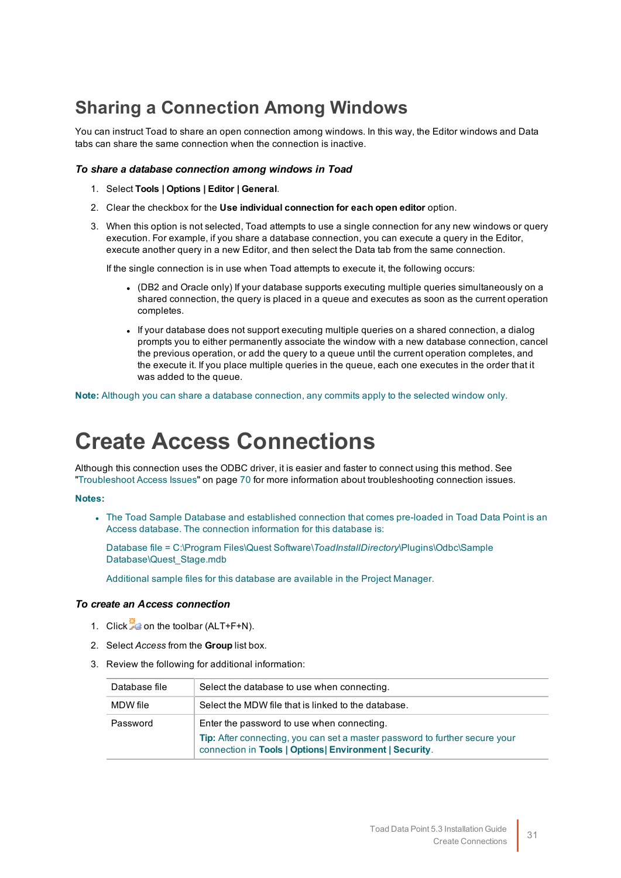## Sharing a Connection Among Windows

You can instruct Toad to share an open connection among windows. In this way, the Editor windows and Data tabs can share the same connection when the connection is inactive.

***To share a database connection among windows in Toad***

1. Select **Tools | Options | Editor | General**.
2. Clear the checkbox for the **Use individual connection for each open editor** option.
3. When this option is not selected, Toad attempts to use a single connection for any new windows or query execution. For example, if you share a database connection, you can execute a query in the Editor, execute another query in a new Editor, and then select the Data tab from the same connection.

   If the single connection is in use when Toad attempts to execute it, the following occurs:

   - (DB2 and Oracle only) If your database supports executing multiple queries simultaneously on a shared connection, the query is placed in a queue and executes as soon as the current operation completes.
   - If your database does not support executing multiple queries on a shared connection, a dialog prompts you to either permanently associate the window with a new database connection, cancel the previous operation, or add the query to a queue until the current operation completes, and the execute it. If you place multiple queries in the queue, each one executes in the order that it was added to the queue.

**Note:** Although you can share a database connection, any commits apply to the selected window only.

# Create Access Connections

Although this connection uses the ODBC driver, it is easier and faster to connect using this method. See "Troubleshoot Access Issues" on page 70 for more information about troubleshooting connection issues.

**Notes:**

- The Toad Sample Database and established connection that comes pre-loaded in Toad Data Point is an Access database. The connection information for this database is:

  Database file = C:\Program Files\Quest Software\*ToadInstallDirectory*\Plugins\Odbc\Sample Database\Quest_Stage.mdb

  Additional sample files for this database are available in the Project Manager.

***To create an Access connection***

1. Click on the toolbar (ALT+F+N).
2. Select *Access* from the **Group** list box.
3. Review the following for additional information:

| | |
|---|---|
| Database file | Select the database to use when connecting. |
| MDW file | Select the MDW file that is linked to the database. |
| Password | Enter the password to use when connecting.<br>**Tip:** After connecting, you can set a master password to further secure your connection in **Tools \| Options\| Environment \| Security**. |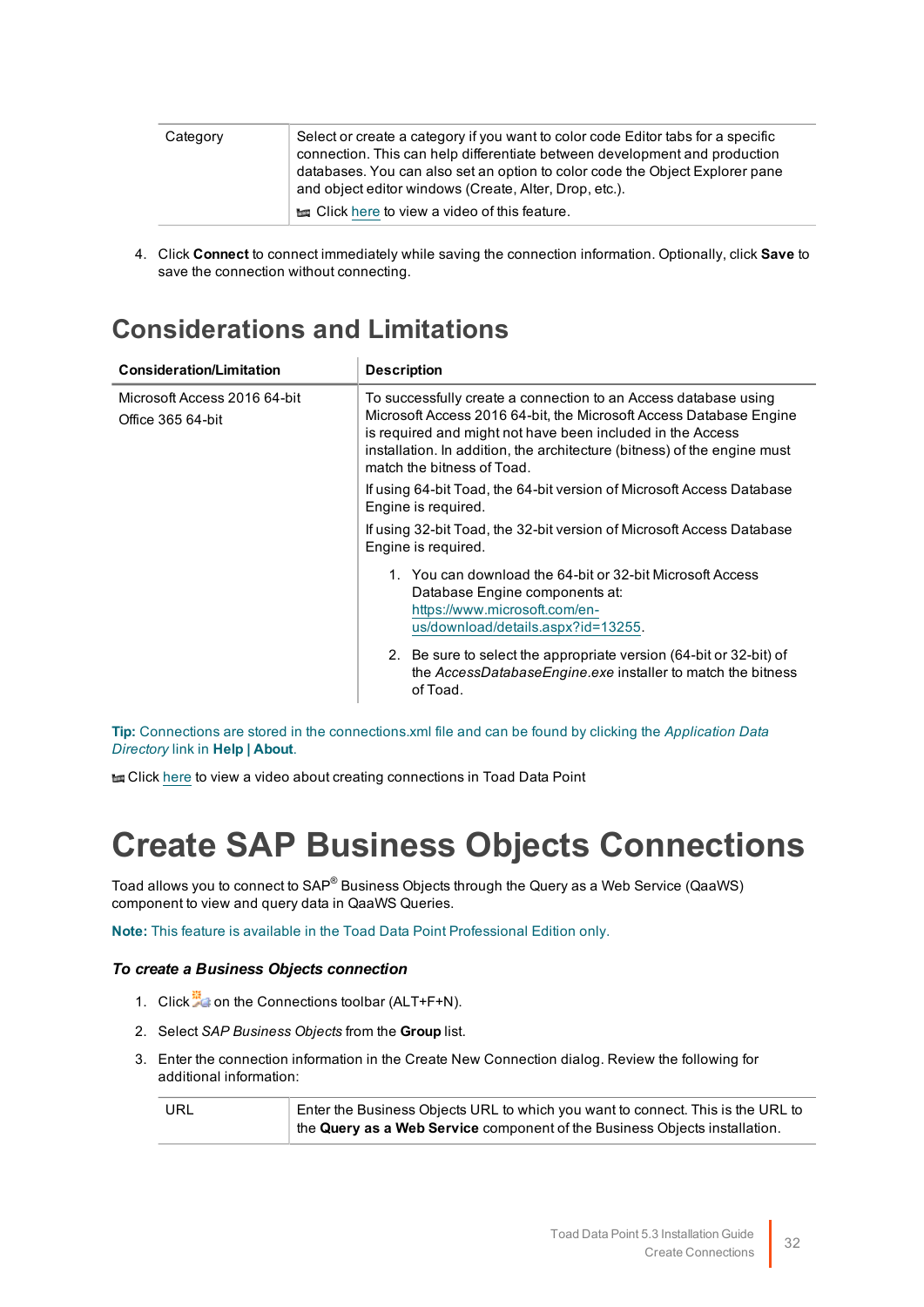| | |
|---|---|
| Category | Select or create a category if you want to color code Editor tabs for a specific connection. This can help differentiate between development and production databases. You can also set an option to color code the Object Explorer pane and object editor windows (Create, Alter, Drop, etc.).<br>Click here to view a video of this feature. |

4. Click **Connect** to connect immediately while saving the connection information. Optionally, click **Save** to save the connection without connecting.

## Considerations and Limitations

| Consideration/Limitation | Description |
|---|---|
| Microsoft Access 2016 64-bit<br>Office 365 64-bit | To successfully create a connection to an Access database using Microsoft Access 2016 64-bit, the Microsoft Access Database Engine is required and might not have been included in the Access installation. In addition, the architecture (bitness) of the engine must match the bitness of Toad.<br>If using 64-bit Toad, the 64-bit version of Microsoft Access Database Engine is required.<br>If using 32-bit Toad, the 32-bit version of Microsoft Access Database Engine is required.<br>1. You can download the 64-bit or 32-bit Microsoft Access Database Engine components at: https://www.microsoft.com/en-us/download/details.aspx?id=13255.<br>2. Be sure to select the appropriate version (64-bit or 32-bit) of the *AccessDatabaseEngine.exe* installer to match the bitness of Toad. |

**Tip:** Connections are stored in the connections.xml file and can be found by clicking the *Application Data Directory* link in **Help | About**.

Click here to view a video about creating connections in Toad Data Point

# Create SAP Business Objects Connections

Toad allows you to connect to SAP® Business Objects through the Query as a Web Service (QaaWS) component to view and query data in QaaWS Queries.

**Note:** This feature is available in the Toad Data Point Professional Edition only.

### *To create a Business Objects connection*

1. Click on the Connections toolbar (ALT+F+N).
2. Select *SAP Business Objects* from the **Group** list.
3. Enter the connection information in the Create New Connection dialog. Review the following for additional information:

| | |
|---|---|
| URL | Enter the Business Objects URL to which you want to connect. This is the URL to the **Query as a Web Service** component of the Business Objects installation. |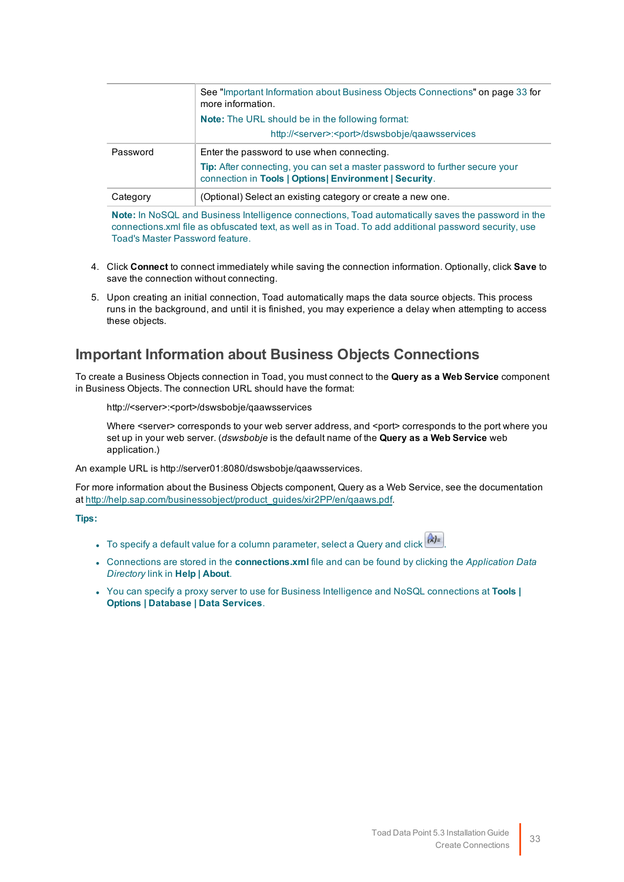| | |
|---|---|
| | See "Important Information about Business Objects Connections" on page 33 for more information.<br>**Note:** The URL should be in the following format:<br>http://<server>:<port>/dswsbobje/qaawsservices |
| Password | Enter the password to use when connecting.<br>**Tip:** After connecting, you can set a master password to further secure your connection in **Tools \| Options\| Environment \| Security**. |
| Category | (Optional) Select an existing category or create a new one. |

**Note:** In NoSQL and Business Intelligence connections, Toad automatically saves the password in the connections.xml file as obfuscated text, as well as in Toad. To add additional password security, use Toad's Master Password feature.

4. Click **Connect** to connect immediately while saving the connection information. Optionally, click **Save** to save the connection without connecting.
5. Upon creating an initial connection, Toad automatically maps the data source objects. This process runs in the background, and until it is finished, you may experience a delay when attempting to access these objects.

## Important Information about Business Objects Connections

To create a Business Objects connection in Toad, you must connect to the **Query as a Web Service** component in Business Objects. The connection URL should have the format:

http://<server>:<port>/dswsbobje/qaawsservices

Where <server> corresponds to your web server address, and <port> corresponds to the port where you set up in your web server. (*dswsbobje* is the default name of the **Query as a Web Service** web application.)

An example URL is http://server01:8080/dswsbobje/qaawsservices.

For more information about the Business Objects component, Query as a Web Service, see the documentation at http://help.sap.com/businessobject/product_guides/xir2PP/en/qaaws.pdf.

**Tips:**

- To specify a default value for a column parameter, select a Query and click .
- Connections are stored in the **connections.xml** file and can be found by clicking the *Application Data Directory* link in **Help | About**.
- You can specify a proxy server to use for Business Intelligence and NoSQL connections at **Tools | Options | Database | Data Services**.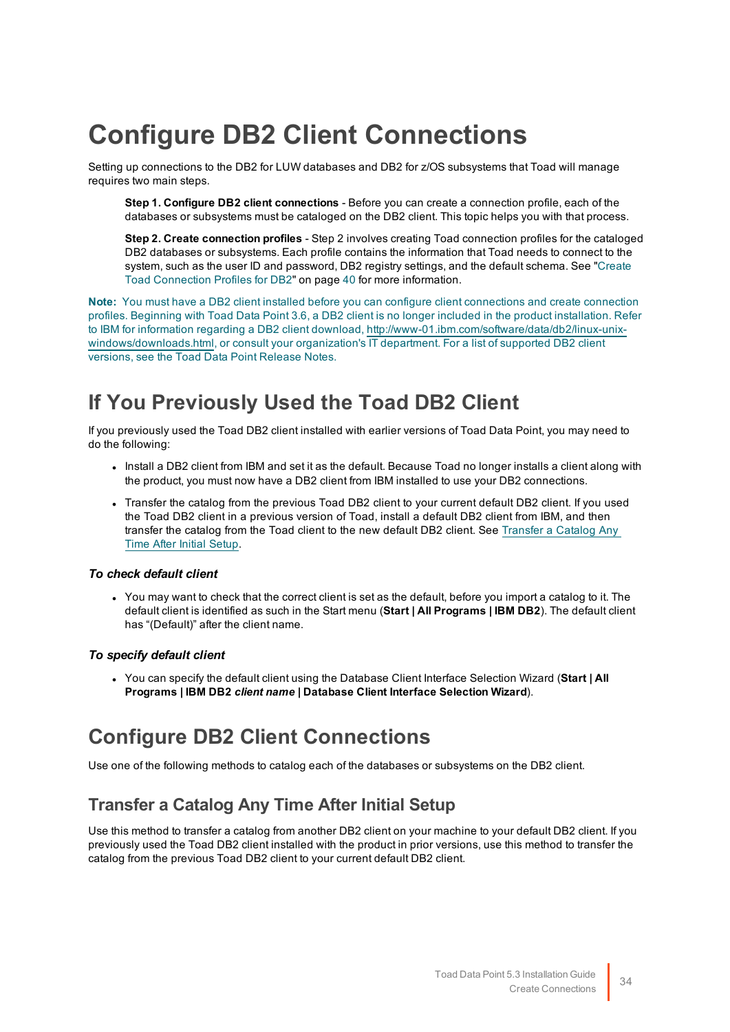# Configure DB2 Client Connections

Setting up connections to the DB2 for LUW databases and DB2 for z/OS subsystems that Toad will manage requires two main steps.

**Step 1. Configure DB2 client connections** - Before you can create a connection profile, each of the databases or subsystems must be cataloged on the DB2 client. This topic helps you with that process.

**Step 2. Create connection profiles** - Step 2 involves creating Toad connection profiles for the cataloged DB2 databases or subsystems. Each profile contains the information that Toad needs to connect to the system, such as the user ID and password, DB2 registry settings, and the default schema. See "Create Toad Connection Profiles for DB2" on page 40 for more information.

**Note:** You must have a DB2 client installed before you can configure client connections and create connection profiles. Beginning with Toad Data Point 3.6, a DB2 client is no longer included in the product installation. Refer to IBM for information regarding a DB2 client download, http://www-01.ibm.com/software/data/db2/linux-unix-windows/downloads.html, or consult your organization's IT department. For a list of supported DB2 client versions, see the Toad Data Point Release Notes.

## If You Previously Used the Toad DB2 Client

If you previously used the Toad DB2 client installed with earlier versions of Toad Data Point, you may need to do the following:

- Install a DB2 client from IBM and set it as the default. Because Toad no longer installs a client along with the product, you must now have a DB2 client from IBM installed to use your DB2 connections.
- Transfer the catalog from the previous Toad DB2 client to your current default DB2 client. If you used the Toad DB2 client in a previous version of Toad, install a default DB2 client from IBM, and then transfer the catalog from the Toad client to the new default DB2 client. See Transfer a Catalog Any Time After Initial Setup.

#### *To check default client*

- You may want to check that the correct client is set as the default, before you import a catalog to it. The default client is identified as such in the Start menu (**Start | All Programs | IBM DB2**). The default client has "(Default)" after the client name.

#### *To specify default client*

- You can specify the default client using the Database Client Interface Selection Wizard (**Start | All Programs | IBM DB2 *client name* | Database Client Interface Selection Wizard**).

## Configure DB2 Client Connections

Use one of the following methods to catalog each of the databases or subsystems on the DB2 client.

### Transfer a Catalog Any Time After Initial Setup

Use this method to transfer a catalog from another DB2 client on your machine to your default DB2 client. If you previously used the Toad DB2 client installed with the product in prior versions, use this method to transfer the catalog from the previous Toad DB2 client to your current default DB2 client.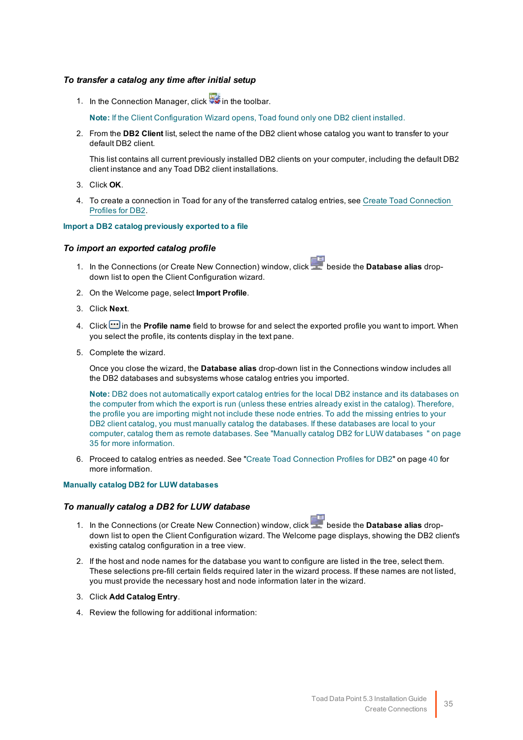#### *To transfer a catalog any time after initial setup*

1. In the Connection Manager, click in the toolbar.

   **Note:** If the Client Configuration Wizard opens, Toad found only one DB2 client installed.

2. From the **DB2 Client** list, select the name of the DB2 client whose catalog you want to transfer to your default DB2 client.

   This list contains all current previously installed DB2 clients on your computer, including the default DB2 client instance and any Toad DB2 client installations.

3. Click **OK**.

4. To create a connection in Toad for any of the transferred catalog entries, see Create Toad Connection Profiles for DB2.

### Import a DB2 catalog previously exported to a file

#### *To import an exported catalog profile*

1. In the Connections (or Create New Connection) window, click beside the **Database alias** drop-down list to open the Client Configuration wizard.

2. On the Welcome page, select **Import Profile**.

3. Click **Next**.

4. Click in the **Profile name** field to browse for and select the exported profile you want to import. When you select the profile, its contents display in the text pane.

5. Complete the wizard.

   Once you close the wizard, the **Database alias** drop-down list in the Connections window includes all the DB2 databases and subsystems whose catalog entries you imported.

   **Note:** DB2 does not automatically export catalog entries for the local DB2 instance and its databases on the computer from which the export is run (unless these entries already exist in the catalog). Therefore, the profile you are importing might not include these node entries. To add the missing entries to your DB2 client catalog, you must manually catalog the databases. If these databases are local to your computer, catalog them as remote databases. See "Manually catalog DB2 for LUW databases " on page 35 for more information.

6. Proceed to catalog entries as needed. See "Create Toad Connection Profiles for DB2" on page 40 for more information.

### Manually catalog DB2 for LUW databases

#### *To manually catalog a DB2 for LUW database*

1. In the Connections (or Create New Connection) window, click beside the **Database alias** drop-down list to open the Client Configuration wizard. The Welcome page displays, showing the DB2 client's existing catalog configuration in a tree view.

2. If the host and node names for the database you want to configure are listed in the tree, select them. These selections pre-fill certain fields required later in the wizard process. If these names are not listed, you must provide the necessary host and node information later in the wizard.

3. Click **Add Catalog Entry**.

4. Review the following for additional information: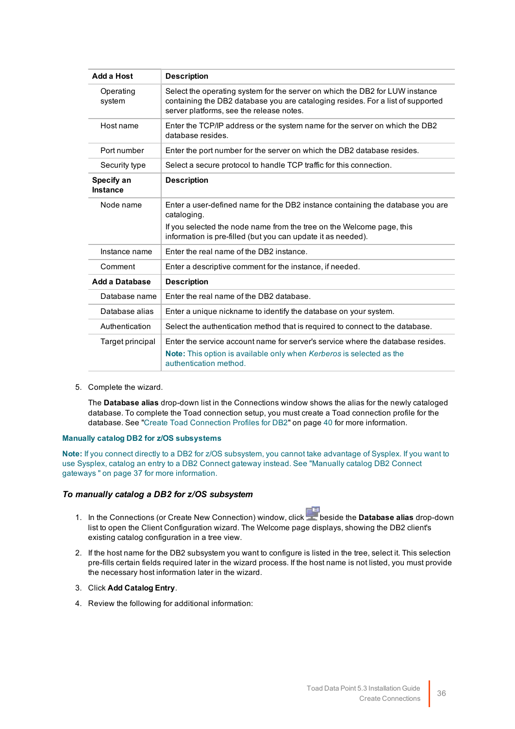| Add a Host | Description |
|---|---|
| Operating system | Select the operating system for the server on which the DB2 for LUW instance containing the DB2 database you are cataloging resides. For a list of supported server platforms, see the release notes. |
| Host name | Enter the TCP/IP address or the system name for the server on which the DB2 database resides. |
| Port number | Enter the port number for the server on which the DB2 database resides. |
| Security type | Select a secure protocol to handle TCP traffic for this connection. |
| **Specify an Instance** | **Description** |
| Node name | Enter a user-defined name for the DB2 instance containing the database you are cataloging.<br>If you selected the node name from the tree on the Welcome page, this information is pre-filled (but you can update it as needed). |
| Instance name | Enter the real name of the DB2 instance. |
| Comment | Enter a descriptive comment for the instance, if needed. |
| **Add a Database** | **Description** |
| Database name | Enter the real name of the DB2 database. |
| Database alias | Enter a unique nickname to identify the database on your system. |
| Authentication | Select the authentication method that is required to connect to the database. |
| Target principal | Enter the service account name for server's service where the database resides.<br>**Note:** This option is available only when *Kerberos* is selected as the authentication method. |

5. Complete the wizard.

   The **Database alias** drop-down list in the Connections window shows the alias for the newly cataloged database. To complete the Toad connection setup, you must create a Toad connection profile for the database. See "Create Toad Connection Profiles for DB2" on page 40 for more information.

### Manually catalog DB2 for z/OS subsystems

**Note:** If you connect directly to a DB2 for z/OS subsystem, you cannot take advantage of Sysplex. If you want to use Sysplex, catalog an entry to a DB2 Connect gateway instead. See "Manually catalog DB2 Connect gateways " on page 37 for more information.

#### *To manually catalog a DB2 for z/OS subsystem*

1. In the Connections (or Create New Connection) window, click beside the **Database alias** drop-down list to open the Client Configuration wizard. The Welcome page displays, showing the DB2 client's existing catalog configuration in a tree view.
2. If the host name for the DB2 subsystem you want to configure is listed in the tree, select it. This selection pre-fills certain fields required later in the wizard process. If the host name is not listed, you must provide the necessary host information later in the wizard.
3. Click **Add Catalog Entry**.
4. Review the following for additional information: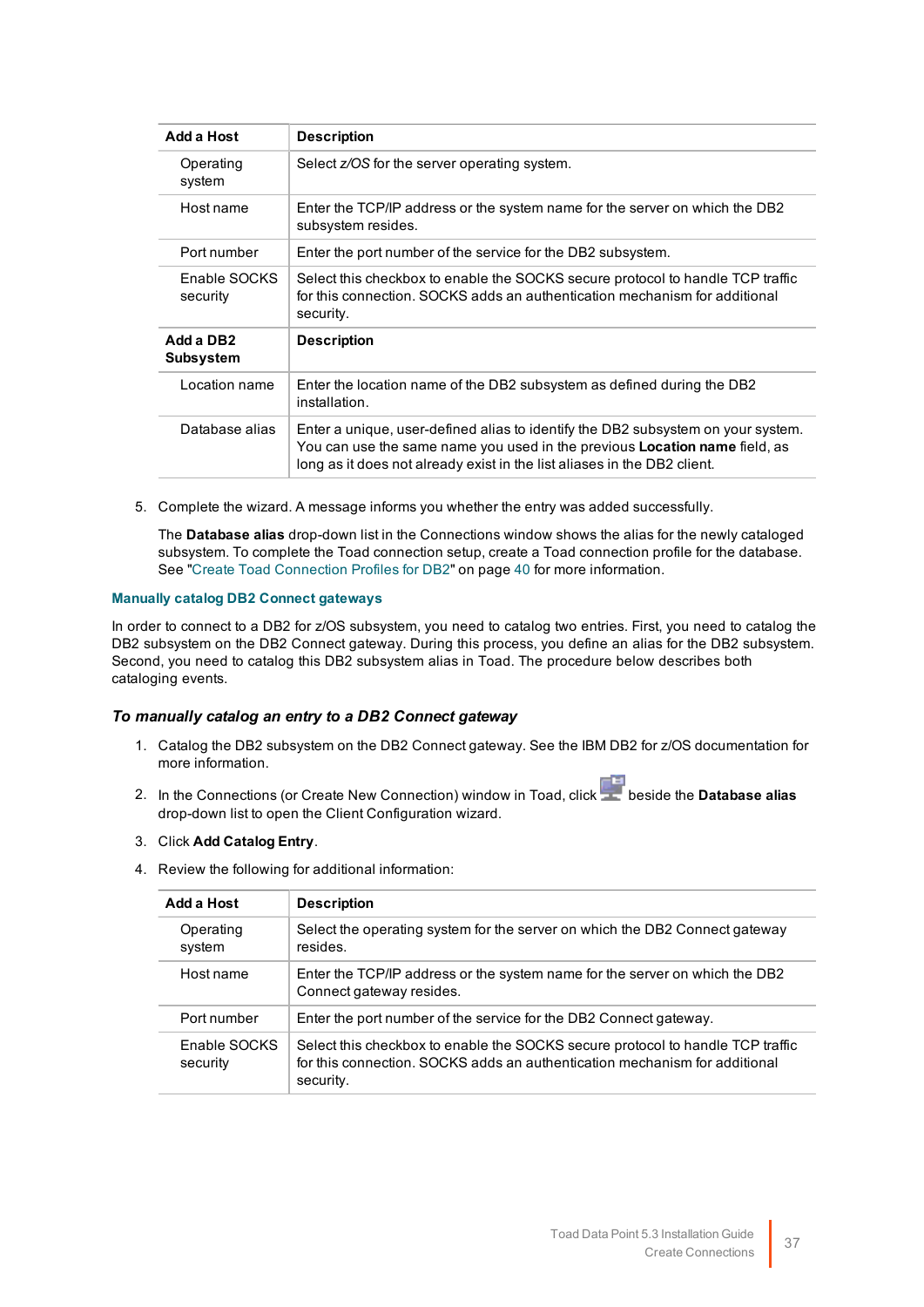| Add a Host | Description |
| --- | --- |
| Operating system | Select *z/OS* for the server operating system. |
| Host name | Enter the TCP/IP address or the system name for the server on which the DB2 subsystem resides. |
| Port number | Enter the port number of the service for the DB2 subsystem. |
| Enable SOCKS security | Select this checkbox to enable the SOCKS secure protocol to handle TCP traffic for this connection. SOCKS adds an authentication mechanism for additional security. |
| **Add a DB2 Subsystem** | **Description** |
| Location name | Enter the location name of the DB2 subsystem as defined during the DB2 installation. |
| Database alias | Enter a unique, user-defined alias to identify the DB2 subsystem on your system. You can use the same name you used in the previous **Location name** field, as long as it does not already exist in the list aliases in the DB2 client. |

5. Complete the wizard. A message informs you whether the entry was added successfully.

   The **Database alias** drop-down list in the Connections window shows the alias for the newly cataloged subsystem. To complete the Toad connection setup, create a Toad connection profile for the database. See "Create Toad Connection Profiles for DB2" on page 40 for more information.

### Manually catalog DB2 Connect gateways

In order to connect to a DB2 for z/OS subsystem, you need to catalog two entries. First, you need to catalog the DB2 subsystem on the DB2 Connect gateway. During this process, you define an alias for the DB2 subsystem. Second, you need to catalog this DB2 subsystem alias in Toad. The procedure below describes both cataloging events.

#### *To manually catalog an entry to a DB2 Connect gateway*

1. Catalog the DB2 subsystem on the DB2 Connect gateway. See the IBM DB2 for z/OS documentation for more information.
2. In the Connections (or Create New Connection) window in Toad, click beside the **Database alias** drop-down list to open the Client Configuration wizard.
3. Click **Add Catalog Entry**.
4. Review the following for additional information:

| Add a Host | Description |
| --- | --- |
| Operating system | Select the operating system for the server on which the DB2 Connect gateway resides. |
| Host name | Enter the TCP/IP address or the system name for the server on which the DB2 Connect gateway resides. |
| Port number | Enter the port number of the service for the DB2 Connect gateway. |
| Enable SOCKS security | Select this checkbox to enable the SOCKS secure protocol to handle TCP traffic for this connection. SOCKS adds an authentication mechanism for additional security. |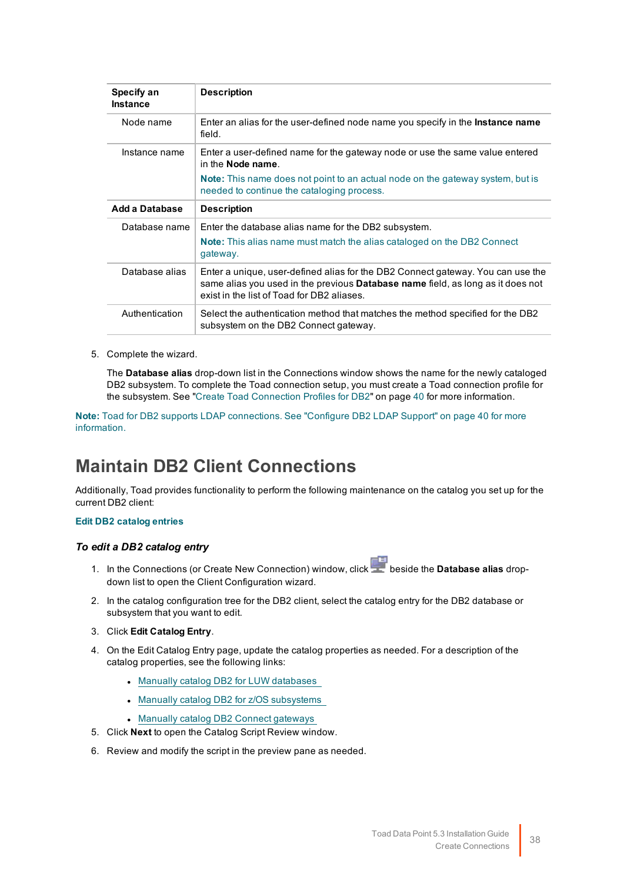| Specify an Instance | Description |
| --- | --- |
| Node name | Enter an alias for the user-defined node name you specify in the **Instance name** field. |
| Instance name | Enter a user-defined name for the gateway node or use the same value entered in the **Node name**.<br>**Note:** This name does not point to an actual node on the gateway system, but is needed to continue the cataloging process. |
| **Add a Database** | **Description** |
| Database name | Enter the database alias name for the DB2 subsystem.<br>**Note:** This alias name must match the alias cataloged on the DB2 Connect gateway. |
| Database alias | Enter a unique, user-defined alias for the DB2 Connect gateway. You can use the same alias you used in the previous **Database name** field, as long as it does not exist in the list of Toad for DB2 aliases. |
| Authentication | Select the authentication method that matches the method specified for the DB2 subsystem on the DB2 Connect gateway. |

5. Complete the wizard.

   The **Database alias** drop-down list in the Connections window shows the name for the newly cataloged DB2 subsystem. To complete the Toad connection setup, you must create a Toad connection profile for the subsystem. See "Create Toad Connection Profiles for DB2" on page 40 for more information.

**Note:** Toad for DB2 supports LDAP connections. See "Configure DB2 LDAP Support" on page 40 for more information.

# Maintain DB2 Client Connections

Additionally, Toad provides functionality to perform the following maintenance on the catalog you set up for the current DB2 client:

**Edit DB2 catalog entries**

### *To edit a DB2 catalog entry*

1. In the Connections (or Create New Connection) window, click beside the **Database alias** drop-down list to open the Client Configuration wizard.
2. In the catalog configuration tree for the DB2 client, select the catalog entry for the DB2 database or subsystem that you want to edit.
3. Click **Edit Catalog Entry**.
4. On the Edit Catalog Entry page, update the catalog properties as needed. For a description of the catalog properties, see the following links:
   - Manually catalog DB2 for LUW databases
   - Manually catalog DB2 for z/OS subsystems
   - Manually catalog DB2 Connect gateways
5. Click **Next** to open the Catalog Script Review window.
6. Review and modify the script in the preview pane as needed.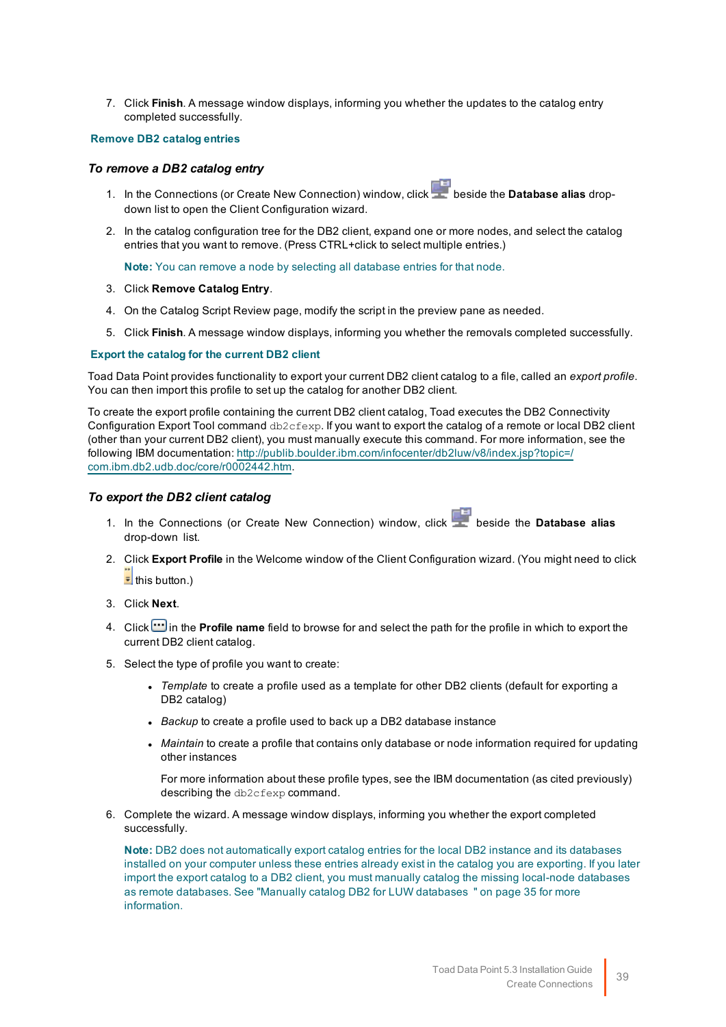7. Click **Finish**. A message window displays, informing you whether the updates to the catalog entry completed successfully.

### Remove DB2 catalog entries

#### *To remove a DB2 catalog entry*

1. In the Connections (or Create New Connection) window, click  beside the **Database alias** drop-down list to open the Client Configuration wizard.
2. In the catalog configuration tree for the DB2 client, expand one or more nodes, and select the catalog entries that you want to remove. (Press CTRL+click to select multiple entries.)

   **Note:** You can remove a node by selecting all database entries for that node.
3. Click **Remove Catalog Entry**.
4. On the Catalog Script Review page, modify the script in the preview pane as needed.
5. Click **Finish**. A message window displays, informing you whether the removals completed successfully.

### Export the catalog for the current DB2 client

Toad Data Point provides functionality to export your current DB2 client catalog to a file, called an *export profile*. You can then import this profile to set up the catalog for another DB2 client.

To create the export profile containing the current DB2 client catalog, Toad executes the DB2 Connectivity Configuration Export Tool command `db2cfexp`. If you want to export the catalog of a remote or local DB2 client (other than your current DB2 client), you must manually execute this command. For more information, see the following IBM documentation: http://publib.boulder.ibm.com/infocenter/db2luw/v8/index.jsp?topic=/com.ibm.db2.udb.doc/core/r0002442.htm.

#### *To export the DB2 client catalog*

1. In the Connections (or Create New Connection) window, click  beside the **Database alias** drop-down list.
2. Click **Export Profile** in the Welcome window of the Client Configuration wizard. (You might need to click  this button.)
3. Click **Next**.
4. Click  in the **Profile name** field to browse for and select the path for the profile in which to export the current DB2 client catalog.
5. Select the type of profile you want to create:
   - *Template* to create a profile used as a template for other DB2 clients (default for exporting a DB2 catalog)
   - *Backup* to create a profile used to back up a DB2 database instance
   - *Maintain* to create a profile that contains only database or node information required for updating other instances

     For more information about these profile types, see the IBM documentation (as cited previously) describing the `db2cfexp` command.
6. Complete the wizard. A message window displays, informing you whether the export completed successfully.

   **Note:** DB2 does not automatically export catalog entries for the local DB2 instance and its databases installed on your computer unless these entries already exist in the catalog you are exporting. If you later import the export catalog to a DB2 client, you must manually catalog the missing local-node databases as remote databases. See "Manually catalog DB2 for LUW databases " on page 35 for more information.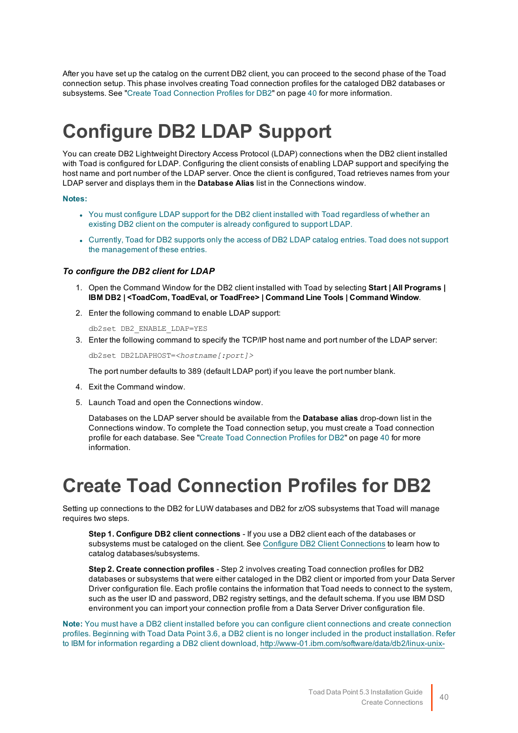After you have set up the catalog on the current DB2 client, you can proceed to the second phase of the Toad connection setup. This phase involves creating Toad connection profiles for the cataloged DB2 databases or subsystems. See "Create Toad Connection Profiles for DB2" on page 40 for more information.

# Configure DB2 LDAP Support

You can create DB2 Lightweight Directory Access Protocol (LDAP) connections when the DB2 client installed with Toad is configured for LDAP. Configuring the client consists of enabling LDAP support and specifying the host name and port number of the LDAP server. Once the client is configured, Toad retrieves names from your LDAP server and displays them in the **Database Alias** list in the Connections window.

**Notes:**

- You must configure LDAP support for the DB2 client installed with Toad regardless of whether an existing DB2 client on the computer is already configured to support LDAP.
- Currently, Toad for DB2 supports only the access of DB2 LDAP catalog entries. Toad does not support the management of these entries.

### *To configure the DB2 client for LDAP*

1. Open the Command Window for the DB2 client installed with Toad by selecting **Start | All Programs | IBM DB2 | <ToadCom, ToadEval, or ToadFree> | Command Line Tools | Command Window**.
2. Enter the following command to enable LDAP support:

   ```
   db2set DB2_ENABLE_LDAP=YES
   ```
3. Enter the following command to specify the TCP/IP host name and port number of the LDAP server:

   ```
   db2set DB2LDAPHOST=<hostname[:port]>
   ```

   The port number defaults to 389 (default LDAP port) if you leave the port number blank.
4. Exit the Command window.
5. Launch Toad and open the Connections window.

   Databases on the LDAP server should be available from the **Database alias** drop-down list in the Connections window. To complete the Toad connection setup, you must create a Toad connection profile for each database. See "Create Toad Connection Profiles for DB2" on page 40 for more information.

# Create Toad Connection Profiles for DB2

Setting up connections to the DB2 for LUW databases and DB2 for z/OS subsystems that Toad will manage requires two steps.

> **Step 1. Configure DB2 client connections** - If you use a DB2 client each of the databases or subsystems must be cataloged on the client. See Configure DB2 Client Connections to learn how to catalog databases/subsystems.
>
> **Step 2. Create connection profiles** - Step 2 involves creating Toad connection profiles for DB2 databases or subsystems that were either cataloged in the DB2 client or imported from your Data Server Driver configuration file. Each profile contains the information that Toad needs to connect to the system, such as the user ID and password, DB2 registry settings, and the default schema. If you use IBM DSD environment you can import your connection profile from a Data Server Driver configuration file.

**Note:** You must have a DB2 client installed before you can configure client connections and create connection profiles. Beginning with Toad Data Point 3.6, a DB2 client is no longer included in the product installation. Refer to IBM for information regarding a DB2 client download, http://www-01.ibm.com/software/data/db2/linux-unix-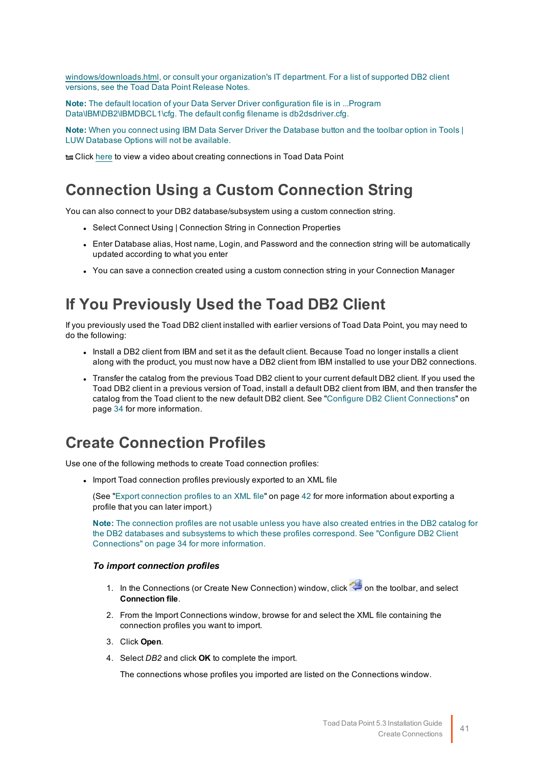windows/downloads.html, or consult your organization's IT department. For a list of supported DB2 client versions, see the Toad Data Point Release Notes.

**Note:** The default location of your Data Server Driver configuration file is in ...Program Data\IBM\DB2\IBMDBCL1\cfg. The default config filename is db2dsdriver.cfg.

**Note:** When you connect using IBM Data Server Driver the Database button and the toolbar option in Tools | LUW Database Options will not be available.

Click here to view a video about creating connections in Toad Data Point

## Connection Using a Custom Connection String

You can also connect to your DB2 database/subsystem using a custom connection string.

- Select Connect Using | Connection String in Connection Properties
- Enter Database alias, Host name, Login, and Password and the connection string will be automatically updated according to what you enter
- You can save a connection created using a custom connection string in your Connection Manager

## If You Previously Used the Toad DB2 Client

If you previously used the Toad DB2 client installed with earlier versions of Toad Data Point, you may need to do the following:

- Install a DB2 client from IBM and set it as the default client. Because Toad no longer installs a client along with the product, you must now have a DB2 client from IBM installed to use your DB2 connections.
- Transfer the catalog from the previous Toad DB2 client to your current default DB2 client. If you used the Toad DB2 client in a previous version of Toad, install a default DB2 client from IBM, and then transfer the catalog from the Toad client to the new default DB2 client. See "Configure DB2 Client Connections" on page 34 for more information.

## Create Connection Profiles

Use one of the following methods to create Toad connection profiles:

- Import Toad connection profiles previously exported to an XML file

  (See "Export connection profiles to an XML file" on page 42 for more information about exporting a profile that you can later import.)

  **Note:** The connection profiles are not usable unless you have also created entries in the DB2 catalog for the DB2 databases and subsystems to which these profiles correspond. See "Configure DB2 Client Connections" on page 34 for more information.

  ***To import connection profiles***

  1. In the Connections (or Create New Connection) window, click on the toolbar, and select **Connection file**.
  2. From the Import Connections window, browse for and select the XML file containing the connection profiles you want to import.
  3. Click **Open**.
  4. Select *DB2* and click **OK** to complete the import.

     The connections whose profiles you imported are listed on the Connections window.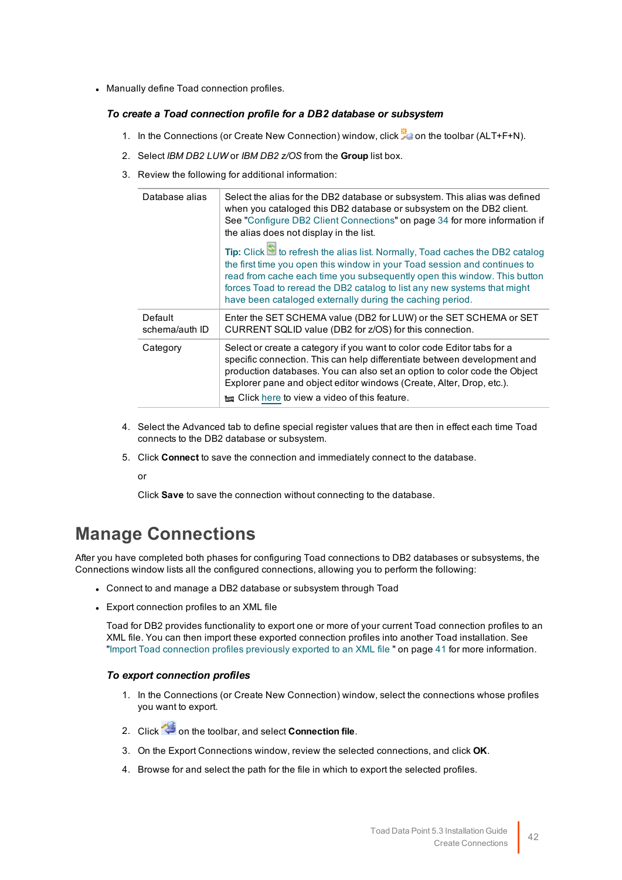- Manually define Toad connection profiles.

### *To create a Toad connection profile for a DB2 database or subsystem*

1. In the Connections (or Create New Connection) window, click on the toolbar (ALT+F+N).
2. Select *IBM DB2 LUW* or *IBM DB2 z/OS* from the **Group** list box.
3. Review the following for additional information:

| | |
|---|---|
| Database alias | Select the alias for the DB2 database or subsystem. This alias was defined when you cataloged this DB2 database or subsystem on the DB2 client. See "Configure DB2 Client Connections" on page 34 for more information if the alias does not display in the list.<br><br>**Tip:** Click to refresh the alias list. Normally, Toad caches the DB2 catalog the first time you open this window in your Toad session and continues to read from cache each time you subsequently open this window. This button forces Toad to reread the DB2 catalog to list any new systems that might have been cataloged externally during the caching period. |
| Default schema/auth ID | Enter the SET SCHEMA value (DB2 for LUW) or the SET SCHEMA or SET CURRENT SQLID value (DB2 for z/OS) for this connection. |
| Category | Select or create a category if you want to color code Editor tabs for a specific connection. This can help differentiate between development and production databases. You can also set an option to color code the Object Explorer pane and object editor windows (Create, Alter, Drop, etc.).<br><br>Click here to view a video of this feature. |

4. Select the Advanced tab to define special register values that are then in effect each time Toad connects to the DB2 database or subsystem.
5. Click **Connect** to save the connection and immediately connect to the database.

   or

   Click **Save** to save the connection without connecting to the database.

# Manage Connections

After you have completed both phases for configuring Toad connections to DB2 databases or subsystems, the Connections window lists all the configured connections, allowing you to perform the following:

- Connect to and manage a DB2 database or subsystem through Toad
- Export connection profiles to an XML file

  Toad for DB2 provides functionality to export one or more of your current Toad connection profiles to an XML file. You can then import these exported connection profiles into another Toad installation. See "Import Toad connection profiles previously exported to an XML file " on page 41 for more information.

### *To export connection profiles*

1. In the Connections (or Create New Connection) window, select the connections whose profiles you want to export.
2. Click on the toolbar, and select **Connection file**.
3. On the Export Connections window, review the selected connections, and click **OK**.
4. Browse for and select the path for the file in which to export the selected profiles.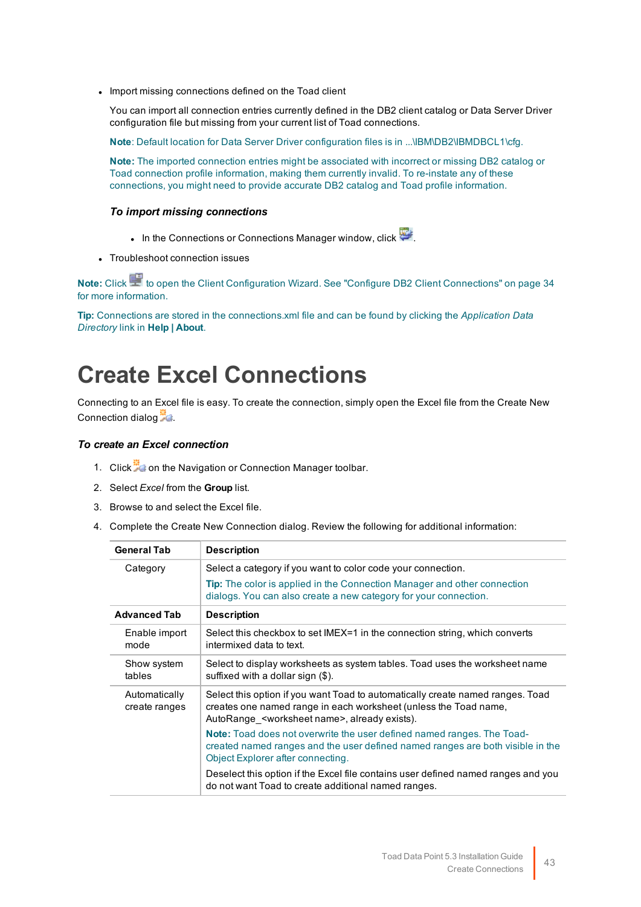- Import missing connections defined on the Toad client

  You can import all connection entries currently defined in the DB2 client catalog or Data Server Driver configuration file but missing from your current list of Toad connections.

  **Note**: Default location for Data Server Driver configuration files is in ...\IBM\DB2\IBMDBCL1\cfg.

  **Note:** The imported connection entries might be associated with incorrect or missing DB2 catalog or Toad connection profile information, making them currently invalid. To re-instate any of these connections, you might need to provide accurate DB2 catalog and Toad profile information.

  ***To import missing connections***

  - In the Connections or Connections Manager window, click .

- Troubleshoot connection issues

**Note:** Click  to open the Client Configuration Wizard. See "Configure DB2 Client Connections" on page 34 for more information.

**Tip:** Connections are stored in the connections.xml file and can be found by clicking the *Application Data Directory* link in **Help | About**.

# Create Excel Connections

Connecting to an Excel file is easy. To create the connection, simply open the Excel file from the Create New Connection dialog .

***To create an Excel connection***

1. Click  on the Navigation or Connection Manager toolbar.
2. Select *Excel* from the **Group** list.
3. Browse to and select the Excel file.
4. Complete the Create New Connection dialog. Review the following for additional information:

| General Tab | Description |
|---|---|
| Category | Select a category if you want to color code your connection.<br>**Tip:** The color is applied in the Connection Manager and other connection dialogs. You can also create a new category for your connection. |
| **Advanced Tab** | **Description** |
| Enable import mode | Select this checkbox to set IMEX=1 in the connection string, which converts intermixed data to text. |
| Show system tables | Select to display worksheets as system tables. Toad uses the worksheet name suffixed with a dollar sign ($). |
| Automatically create ranges | Select this option if you want Toad to automatically create named ranges. Toad creates one named range in each worksheet (unless the Toad name, AutoRange_<worksheet name>, already exists).<br>**Note:** Toad does not overwrite the user defined named ranges. The Toad-created named ranges and the user defined named ranges are both visible in the Object Explorer after connecting.<br>Deselect this option if the Excel file contains user defined named ranges and you do not want Toad to create additional named ranges. |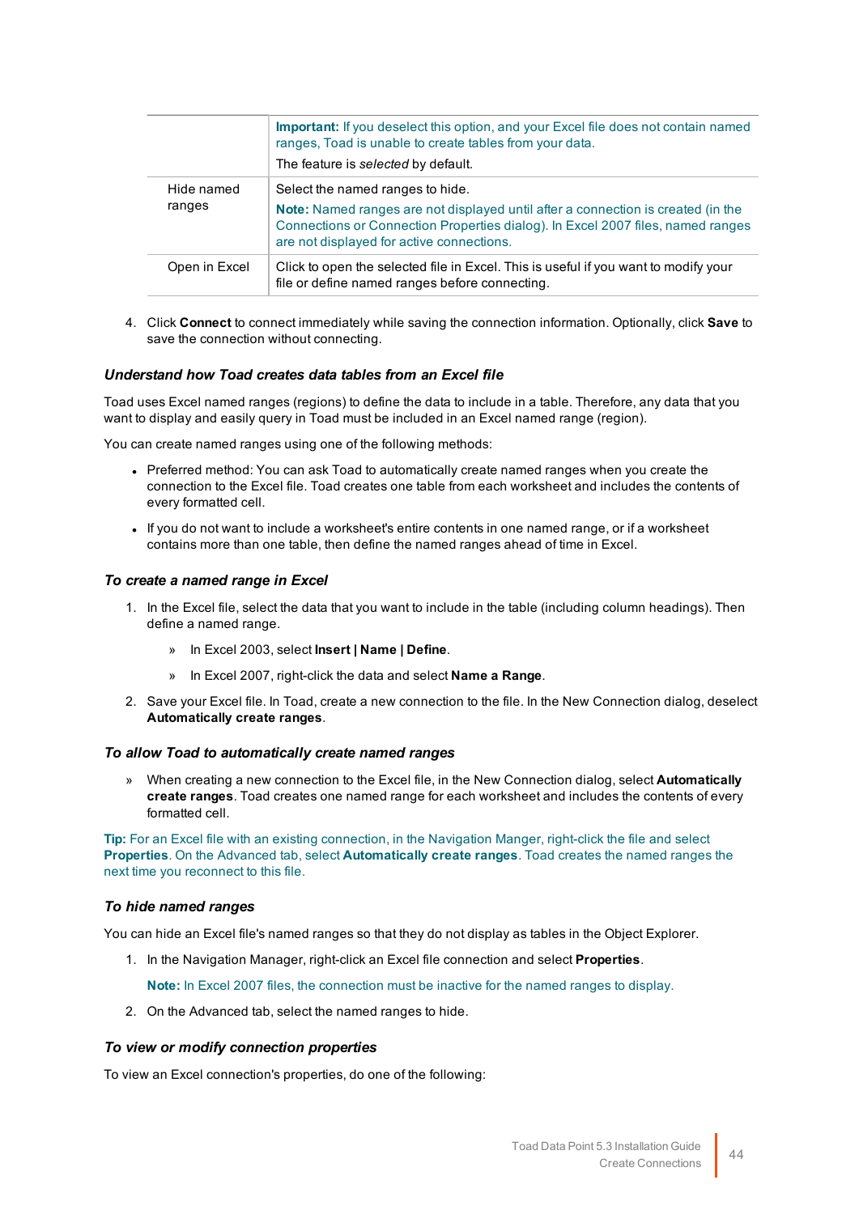| | |
|---|---|
| | **Important:** If you deselect this option, and your Excel file does not contain named ranges, Toad is unable to create tables from your data.<br><br>The feature is *selected* by default. |
| Hide named ranges | Select the named ranges to hide.<br><br>**Note:** Named ranges are not displayed until after a connection is created (in the Connections or Connection Properties dialog). In Excel 2007 files, named ranges are not displayed for active connections. |
| Open in Excel | Click to open the selected file in Excel. This is useful if you want to modify your file or define named ranges before connecting. |

4. Click **Connect** to connect immediately while saving the connection information. Optionally, click **Save** to save the connection without connecting.

### *Understand how Toad creates data tables from an Excel file*

Toad uses Excel named ranges (regions) to define the data to include in a table. Therefore, any data that you want to display and easily query in Toad must be included in an Excel named range (region).

You can create named ranges using one of the following methods:

- Preferred method: You can ask Toad to automatically create named ranges when you create the connection to the Excel file. Toad creates one table from each worksheet and includes the contents of every formatted cell.
- If you do not want to include a worksheet's entire contents in one named range, or if a worksheet contains more than one table, then define the named ranges ahead of time in Excel.

### *To create a named range in Excel*

1. In the Excel file, select the data that you want to include in the table (including column headings). Then define a named range.
   - » In Excel 2003, select **Insert | Name | Define**.
   - » In Excel 2007, right-click the data and select **Name a Range**.
2. Save your Excel file. In Toad, create a new connection to the file. In the New Connection dialog, deselect **Automatically create ranges**.

### *To allow Toad to automatically create named ranges*

» When creating a new connection to the Excel file, in the New Connection dialog, select **Automatically create ranges**. Toad creates one named range for each worksheet and includes the contents of every formatted cell.

**Tip:** For an Excel file with an existing connection, in the Navigation Manger, right-click the file and select **Properties**. On the Advanced tab, select **Automatically create ranges**. Toad creates the named ranges the next time you reconnect to this file.

### *To hide named ranges*

You can hide an Excel file's named ranges so that they do not display as tables in the Object Explorer.

1. In the Navigation Manager, right-click an Excel file connection and select **Properties**.

   **Note:** In Excel 2007 files, the connection must be inactive for the named ranges to display.

2. On the Advanced tab, select the named ranges to hide.

### *To view or modify connection properties*

To view an Excel connection's properties, do one of the following: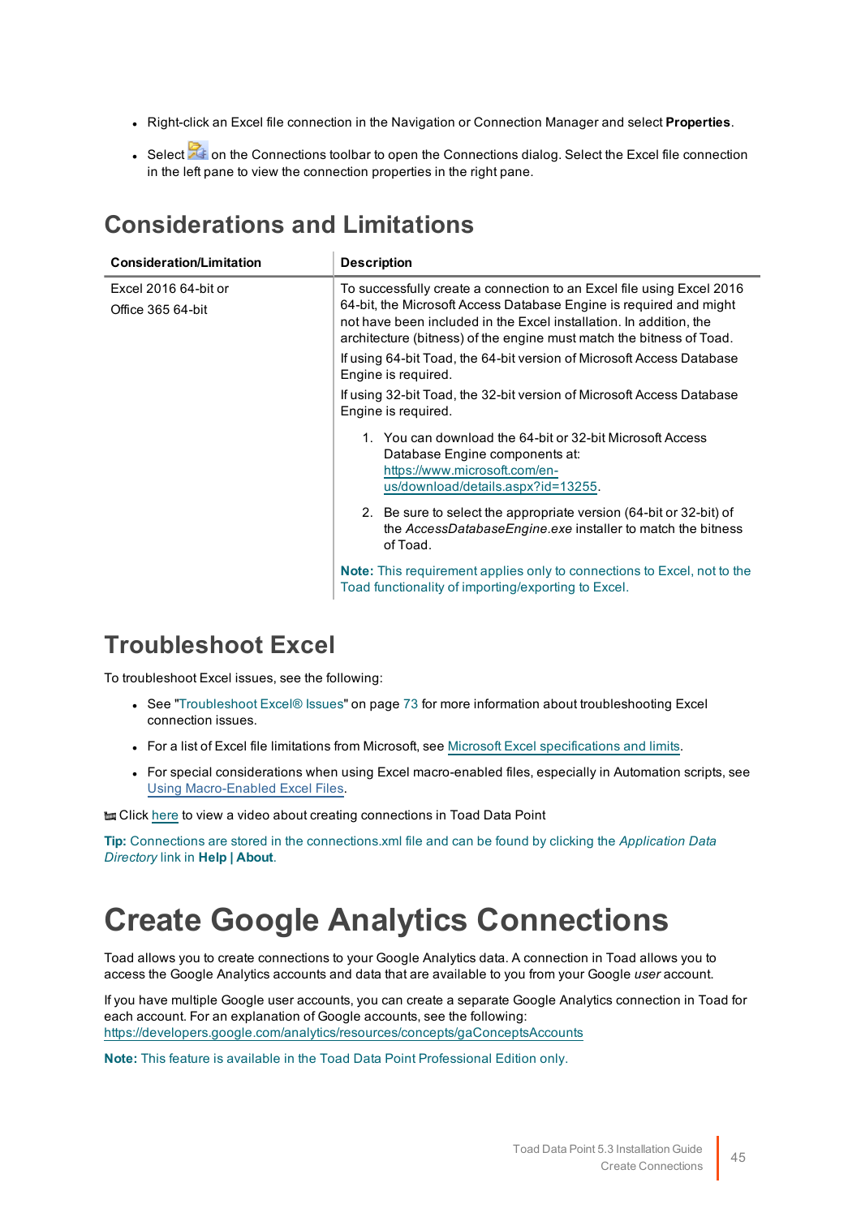- Right-click an Excel file connection in the Navigation or Connection Manager and select **Properties**.
- Select on the Connections toolbar to open the Connections dialog. Select the Excel file connection in the left pane to view the connection properties in the right pane.

## Considerations and Limitations

| Consideration/Limitation | Description |
|---|---|
| Excel 2016 64-bit or<br>Office 365 64-bit | To successfully create a connection to an Excel file using Excel 2016 64-bit, the Microsoft Access Database Engine is required and might not have been included in the Excel installation. In addition, the architecture (bitness) of the engine must match the bitness of Toad.<br>If using 64-bit Toad, the 64-bit version of Microsoft Access Database Engine is required.<br>If using 32-bit Toad, the 32-bit version of Microsoft Access Database Engine is required.<br>1. You can download the 64-bit or 32-bit Microsoft Access Database Engine components at: https://www.microsoft.com/en-us/download/details.aspx?id=13255.<br>2. Be sure to select the appropriate version (64-bit or 32-bit) of the *AccessDatabaseEngine.exe* installer to match the bitness of Toad.<br>**Note:** This requirement applies only to connections to Excel, not to the Toad functionality of importing/exporting to Excel. |

## Troubleshoot Excel

To troubleshoot Excel issues, see the following:

- See "Troubleshoot Excel® Issues" on page 73 for more information about troubleshooting Excel connection issues.
- For a list of Excel file limitations from Microsoft, see Microsoft Excel specifications and limits.
- For special considerations when using Excel macro-enabled files, especially in Automation scripts, see Using Macro-Enabled Excel Files.

Click here to view a video about creating connections in Toad Data Point

**Tip:** Connections are stored in the connections.xml file and can be found by clicking the *Application Data Directory* link in **Help | About**.

# Create Google Analytics Connections

Toad allows you to create connections to your Google Analytics data. A connection in Toad allows you to access the Google Analytics accounts and data that are available to you from your Google *user* account.

If you have multiple Google user accounts, you can create a separate Google Analytics connection in Toad for each account. For an explanation of Google accounts, see the following: https://developers.google.com/analytics/resources/concepts/gaConceptsAccounts

**Note:** This feature is available in the Toad Data Point Professional Edition only.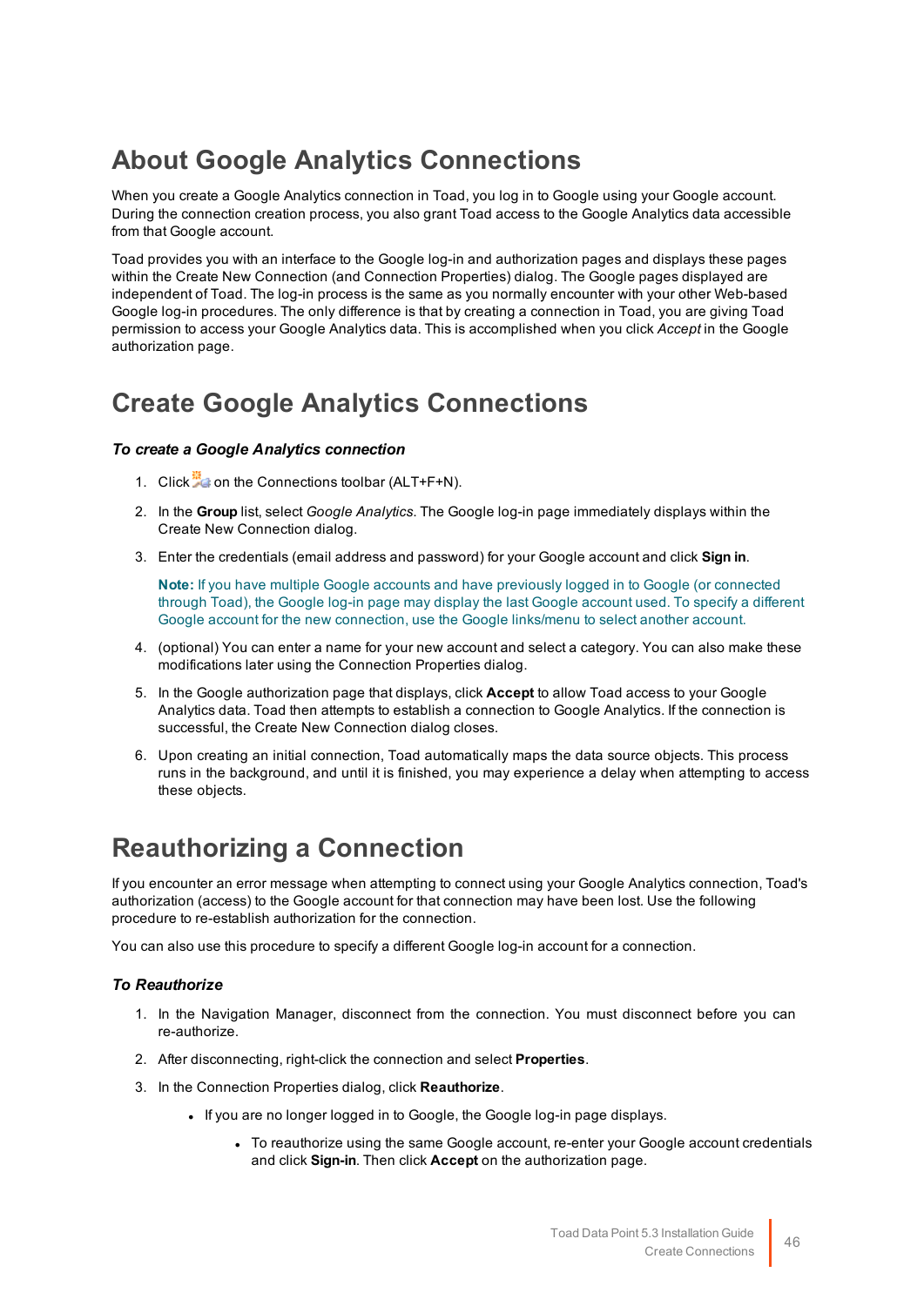## About Google Analytics Connections

When you create a Google Analytics connection in Toad, you log in to Google using your Google account. During the connection creation process, you also grant Toad access to the Google Analytics data accessible from that Google account.

Toad provides you with an interface to the Google log-in and authorization pages and displays these pages within the Create New Connection (and Connection Properties) dialog. The Google pages displayed are independent of Toad. The log-in process is the same as you normally encounter with your other Web-based Google log-in procedures. The only difference is that by creating a connection in Toad, you are giving Toad permission to access your Google Analytics data. This is accomplished when you click *Accept* in the Google authorization page.

## Create Google Analytics Connections

### *To create a Google Analytics connection*

1. Click on the Connections toolbar (ALT+F+N).
2. In the **Group** list, select *Google Analytics*. The Google log-in page immediately displays within the Create New Connection dialog.
3. Enter the credentials (email address and password) for your Google account and click **Sign in**.

   **Note:** If you have multiple Google accounts and have previously logged in to Google (or connected through Toad), the Google log-in page may display the last Google account used. To specify a different Google account for the new connection, use the Google links/menu to select another account.

4. (optional) You can enter a name for your new account and select a category. You can also make these modifications later using the Connection Properties dialog.
5. In the Google authorization page that displays, click **Accept** to allow Toad access to your Google Analytics data. Toad then attempts to establish a connection to Google Analytics. If the connection is successful, the Create New Connection dialog closes.
6. Upon creating an initial connection, Toad automatically maps the data source objects. This process runs in the background, and until it is finished, you may experience a delay when attempting to access these objects.

## Reauthorizing a Connection

If you encounter an error message when attempting to connect using your Google Analytics connection, Toad's authorization (access) to the Google account for that connection may have been lost. Use the following procedure to re-establish authorization for the connection.

You can also use this procedure to specify a different Google log-in account for a connection.

### *To Reauthorize*

1. In the Navigation Manager, disconnect from the connection. You must disconnect before you can re-authorize.
2. After disconnecting, right-click the connection and select **Properties**.
3. In the Connection Properties dialog, click **Reauthorize**.
   - If you are no longer logged in to Google, the Google log-in page displays.
     - To reauthorize using the same Google account, re-enter your Google account credentials and click **Sign-in**. Then click **Accept** on the authorization page.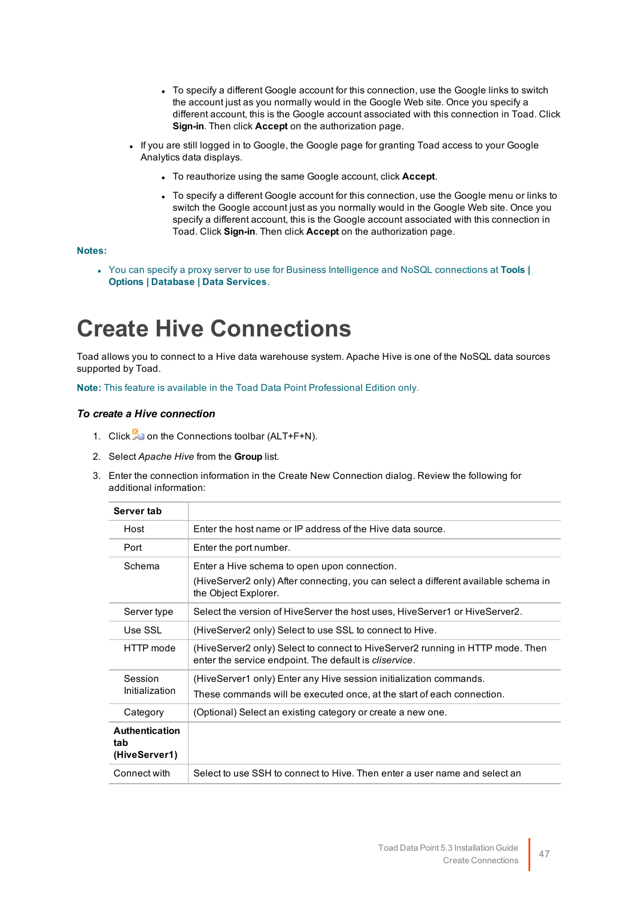- To specify a different Google account for this connection, use the Google links to switch the account just as you normally would in the Google Web site. Once you specify a different account, this is the Google account associated with this connection in Toad. Click **Sign-in**. Then click **Accept** on the authorization page.

- If you are still logged in to Google, the Google page for granting Toad access to your Google Analytics data displays.
    - To reauthorize using the same Google account, click **Accept**.
    - To specify a different Google account for this connection, use the Google menu or links to switch the Google account just as you normally would in the Google Web site. Once you specify a different account, this is the Google account associated with this connection in Toad. Click **Sign-in**. Then click **Accept** on the authorization page.

**Notes:**

- You can specify a proxy server to use for Business Intelligence and NoSQL connections at **Tools | Options | Database | Data Services**.

# Create Hive Connections

Toad allows you to connect to a Hive data warehouse system. Apache Hive is one of the NoSQL data sources supported by Toad.

**Note:** This feature is available in the Toad Data Point Professional Edition only.

### *To create a Hive connection*

1. Click on the Connections toolbar (ALT+F+N).
2. Select *Apache Hive* from the **Group** list.
3. Enter the connection information in the Create New Connection dialog. Review the following for additional information:

| **Server tab** | |
|---|---|
| Host | Enter the host name or IP address of the Hive data source. |
| Port | Enter the port number. |
| Schema | Enter a Hive schema to open upon connection. (HiveServer2 only) After connecting, you can select a different available schema in the Object Explorer. |
| Server type | Select the version of HiveServer the host uses, HiveServer1 or HiveServer2. |
| Use SSL | (HiveServer2 only) Select to use SSL to connect to Hive. |
| HTTP mode | (HiveServer2 only) Select to connect to HiveServer2 running in HTTP mode. Then enter the service endpoint. The default is *cliservice*. |
| Session Initialization | (HiveServer1 only) Enter any Hive session initialization commands. These commands will be executed once, at the start of each connection. |
| Category | (Optional) Select an existing category or create a new one. |
| **Authentication tab (HiveServer1)** | |
| Connect with | Select to use SSH to connect to Hive. Then enter a user name and select an |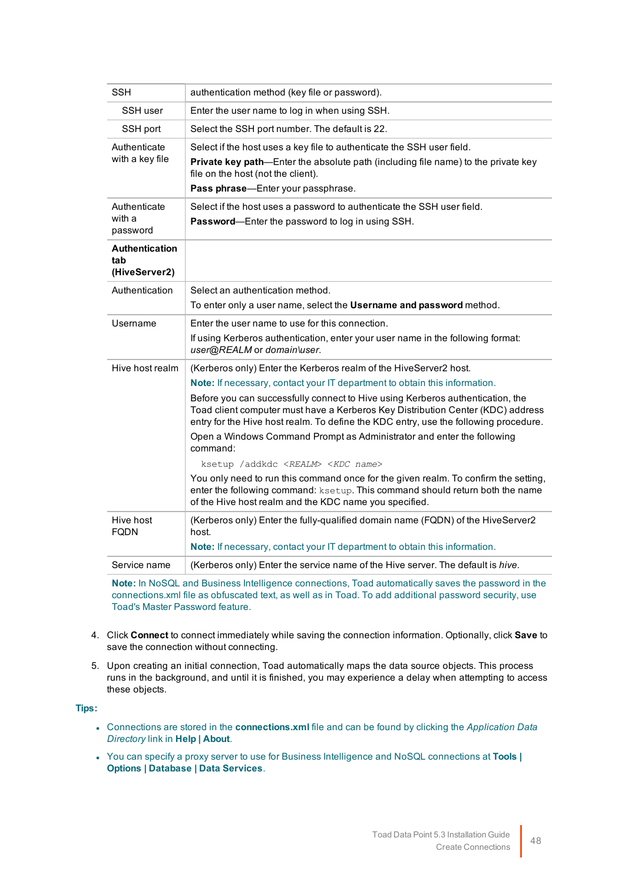| | |
|---|---|
| SSH | authentication method (key file or password). |
| SSH user | Enter the user name to log in when using SSH. |
| SSH port | Select the SSH port number. The default is 22. |
| Authenticate with a key file | Select if the host uses a key file to authenticate the SSH user field.<br>**Private key path**—Enter the absolute path (including file name) to the private key file on the host (not the client).<br>**Pass phrase**—Enter your passphrase. |
| Authenticate with a password | Select if the host uses a password to authenticate the SSH user field.<br>**Password**—Enter the password to log in using SSH. |
| **Authentication tab (HiveServer2)** | |
| Authentication | Select an authentication method.<br>To enter only a user name, select the **Username and password** method. |
| Username | Enter the user name to use for this connection.<br>If using Kerberos authentication, enter your user name in the following format: *user@REALM* or *domain\user*. |
| Hive host realm | (Kerberos only) Enter the Kerberos realm of the HiveServer2 host.<br>**Note:** If necessary, contact your IT department to obtain this information.<br>Before you can successfully connect to Hive using Kerberos authentication, the Toad client computer must have a Kerberos Key Distribution Center (KDC) address entry for the Hive host realm. To define the KDC entry, use the following procedure.<br>Open a Windows Command Prompt as Administrator and enter the following command:<br>`ksetup /addkdc <REALM> <KDC name>`<br>You only need to run this command once for the given realm. To confirm the setting, enter the following command: `ksetup`. This command should return both the name of the Hive host realm and the KDC name you specified. |
| Hive host FQDN | (Kerberos only) Enter the fully-qualified domain name (FQDN) of the HiveServer2 host.<br>**Note:** If necessary, contact your IT department to obtain this information. |
| Service name | (Kerberos only) Enter the service name of the Hive server. The default is *hive*. |

**Note:** In NoSQL and Business Intelligence connections, Toad automatically saves the password in the connections.xml file as obfuscated text, as well as in Toad. To add additional password security, use Toad's Master Password feature.

4. Click **Connect** to connect immediately while saving the connection information. Optionally, click **Save** to save the connection without connecting.

5. Upon creating an initial connection, Toad automatically maps the data source objects. This process runs in the background, and until it is finished, you may experience a delay when attempting to access these objects.

**Tips:**

- Connections are stored in the **connections.xml** file and can be found by clicking the *Application Data Directory* link in **Help | About**.
- You can specify a proxy server to use for Business Intelligence and NoSQL connections at **Tools | Options | Database | Data Services**.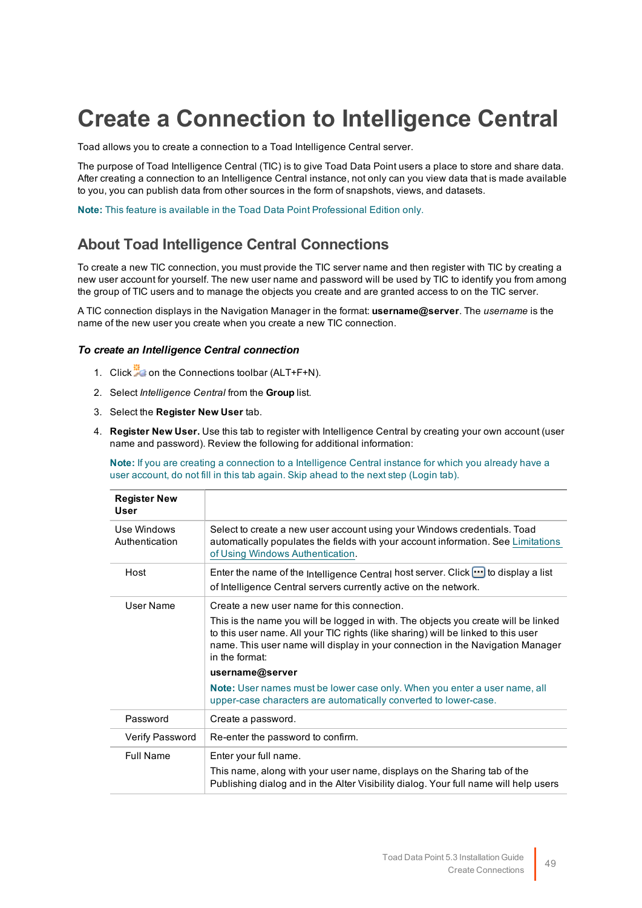# Create a Connection to Intelligence Central

Toad allows you to create a connection to a Toad Intelligence Central server.

The purpose of Toad Intelligence Central (TIC) is to give Toad Data Point users a place to store and share data. After creating a connection to an Intelligence Central instance, not only can you view data that is made available to you, you can publish data from other sources in the form of snapshots, views, and datasets.

**Note:** This feature is available in the Toad Data Point Professional Edition only.

## About Toad Intelligence Central Connections

To create a new TIC connection, you must provide the TIC server name and then register with TIC by creating a new user account for yourself. The new user name and password will be used by TIC to identify you from among the group of TIC users and to manage the objects you create and are granted access to on the TIC server.

A TIC connection displays in the Navigation Manager in the format: **username@server**. The *username* is the name of the new user you create when you create a new TIC connection.

### *To create an Intelligence Central connection*

1. Click on the Connections toolbar (ALT+F+N).
2. Select *Intelligence Central* from the **Group** list.
3. Select the **Register New User** tab.
4. **Register New User.** Use this tab to register with Intelligence Central by creating your own account (user name and password). Review the following for additional information:

   **Note:** If you are creating a connection to a Intelligence Central instance for which you already have a user account, do not fill in this tab again. Skip ahead to the next step (Login tab).

| Register New User | |
|---|---|
| Use Windows Authentication | Select to create a new user account using your Windows credentials. Toad automatically populates the fields with your account information. See Limitations of Using Windows Authentication. |
| Host | Enter the name of the Intelligence Central host server. Click to display a list of Intelligence Central servers currently active on the network. |
| User Name | Create a new user name for this connection.<br><br>This is the name you will be logged in with. The objects you create will be linked to this user name. All your TIC rights (like sharing) will be linked to this user name. This user name will display in your connection in the Navigation Manager in the format:<br><br>**username@server**<br><br>**Note:** User names must be lower case only. When you enter a user name, all upper-case characters are automatically converted to lower-case. |
| Password | Create a password. |
| Verify Password | Re-enter the password to confirm. |
| Full Name | Enter your full name.<br><br>This name, along with your user name, displays on the Sharing tab of the Publishing dialog and in the Alter Visibility dialog. Your full name will help users |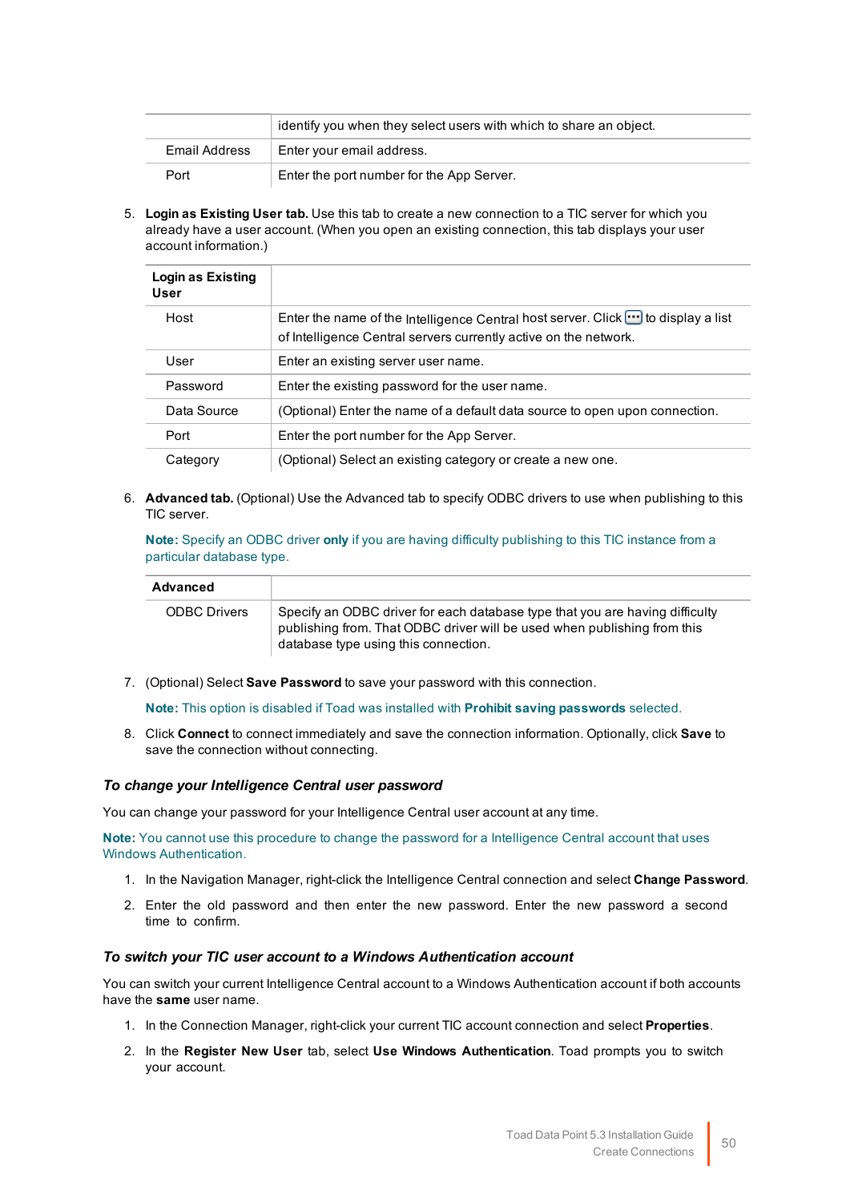|  |  |
| --- | --- |
|  | identify you when they select users with which to share an object. |
| Email Address | Enter your email address. |
| Port | Enter the port number for the App Server. |

5. **Login as Existing User tab.** Use this tab to create a new connection to a TIC server for which you already have a user account. (When you open an existing connection, this tab displays your user account information.)

| **Login as Existing User** |  |
| --- | --- |
| Host | Enter the name of the Intelligence Central host server. Click ... to display a list of Intelligence Central servers currently active on the network. |
| User | Enter an existing server user name. |
| Password | Enter the existing password for the user name. |
| Data Source | (Optional) Enter the name of a default data source to open upon connection. |
| Port | Enter the port number for the App Server. |
| Category | (Optional) Select an existing category or create a new one. |

6. **Advanced tab.** (Optional) Use the Advanced tab to specify ODBC drivers to use when publishing to this TIC server.

   **Note:** Specify an ODBC driver **only** if you are having difficulty publishing to this TIC instance from a particular database type.

| **Advanced** |  |
| --- | --- |
| ODBC Drivers | Specify an ODBC driver for each database type that you are having difficulty publishing from. That ODBC driver will be used when publishing from this database type using this connection. |

7. (Optional) Select **Save Password** to save your password with this connection.

   **Note:** This option is disabled if Toad was installed with **Prohibit saving passwords** selected.

8. Click **Connect** to connect immediately and save the connection information. Optionally, click **Save** to save the connection without connecting.

### *To change your Intelligence Central user password*

You can change your password for your Intelligence Central user account at any time.

**Note:** You cannot use this procedure to change the password for a Intelligence Central account that uses Windows Authentication.

1. In the Navigation Manager, right-click the Intelligence Central connection and select **Change Password**.
2. Enter the old password and then enter the new password. Enter the new password a second time to confirm.

### *To switch your TIC user account to a Windows Authentication account*

You can switch your current Intelligence Central account to a Windows Authentication account if both accounts have the **same** user name.

1. In the Connection Manager, right-click your current TIC account connection and select **Properties**.
2. In the **Register New User** tab, select **Use Windows Authentication**. Toad prompts you to switch your account.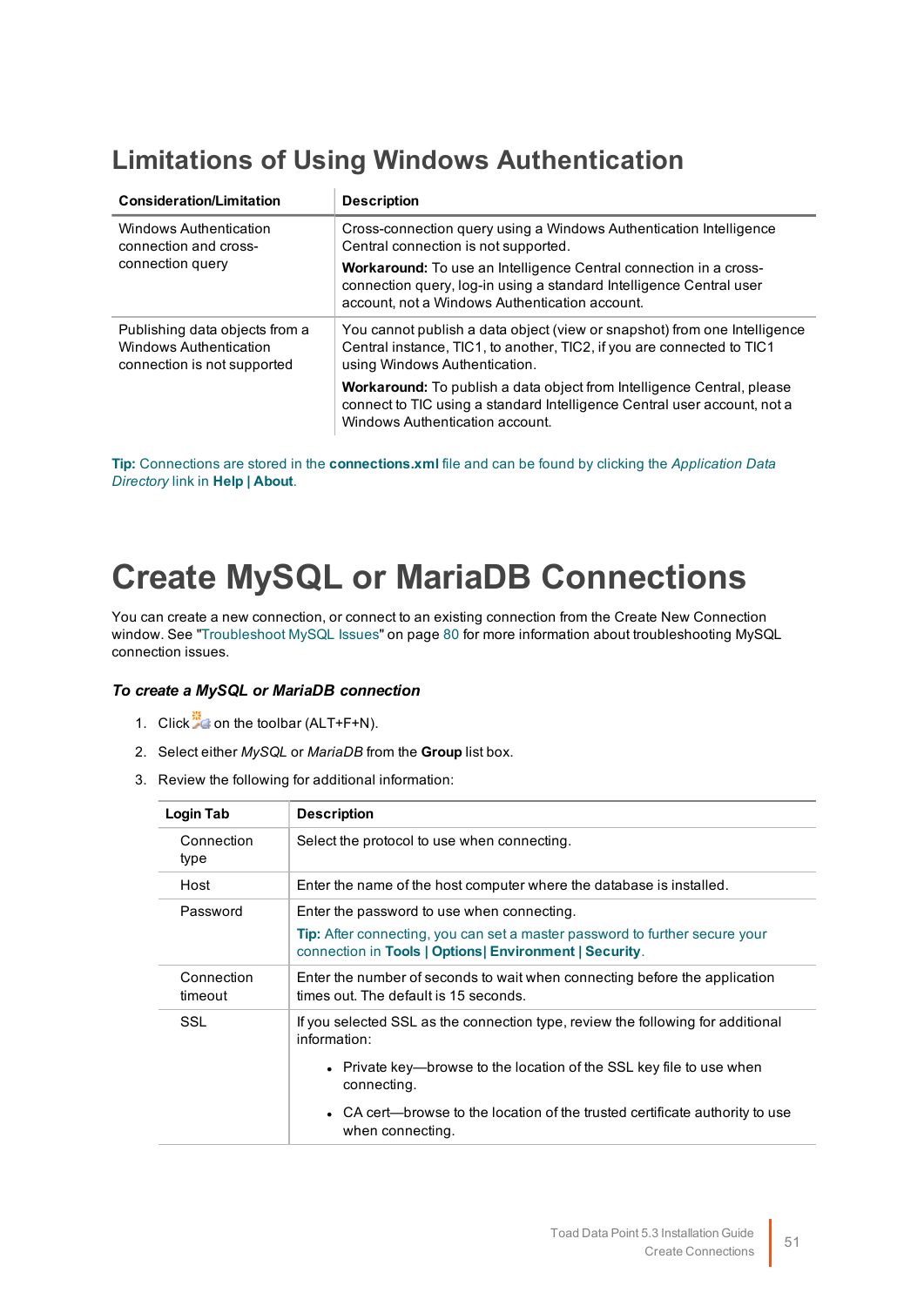## Limitations of Using Windows Authentication

| Consideration/Limitation | Description |
|---|---|
| Windows Authentication connection and cross-connection query | Cross-connection query using a Windows Authentication Intelligence Central connection is not supported.<br><br>**Workaround:** To use an Intelligence Central connection in a cross-connection query, log-in using a standard Intelligence Central user account, not a Windows Authentication account. |
| Publishing data objects from a Windows Authentication connection is not supported | You cannot publish a data object (view or snapshot) from one Intelligence Central instance, TIC1, to another, TIC2, if you are connected to TIC1 using Windows Authentication.<br><br>**Workaround:** To publish a data object from Intelligence Central, please connect to TIC using a standard Intelligence Central user account, not a Windows Authentication account. |

**Tip:** Connections are stored in the **connections.xml** file and can be found by clicking the *Application Data Directory* link in **Help | About**.

# Create MySQL or MariaDB Connections

You can create a new connection, or connect to an existing connection from the Create New Connection window. See "Troubleshoot MySQL Issues" on page 80 for more information about troubleshooting MySQL connection issues.

***To create a MySQL or MariaDB connection***

1. Click on the toolbar (ALT+F+N).
2. Select either *MySQL* or *MariaDB* from the **Group** list box.
3. Review the following for additional information:

| Login Tab | Description |
|---|---|
| Connection type | Select the protocol to use when connecting. |
| Host | Enter the name of the host computer where the database is installed. |
| Password | Enter the password to use when connecting.<br><br>**Tip:** After connecting, you can set a master password to further secure your connection in **Tools \| Options\| Environment \| Security**. |
| Connection timeout | Enter the number of seconds to wait when connecting before the application times out. The default is 15 seconds. |
| SSL | If you selected SSL as the connection type, review the following for additional information:<br><br>• Private key—browse to the location of the SSL key file to use when connecting.<br><br>• CA cert—browse to the location of the trusted certificate authority to use when connecting. |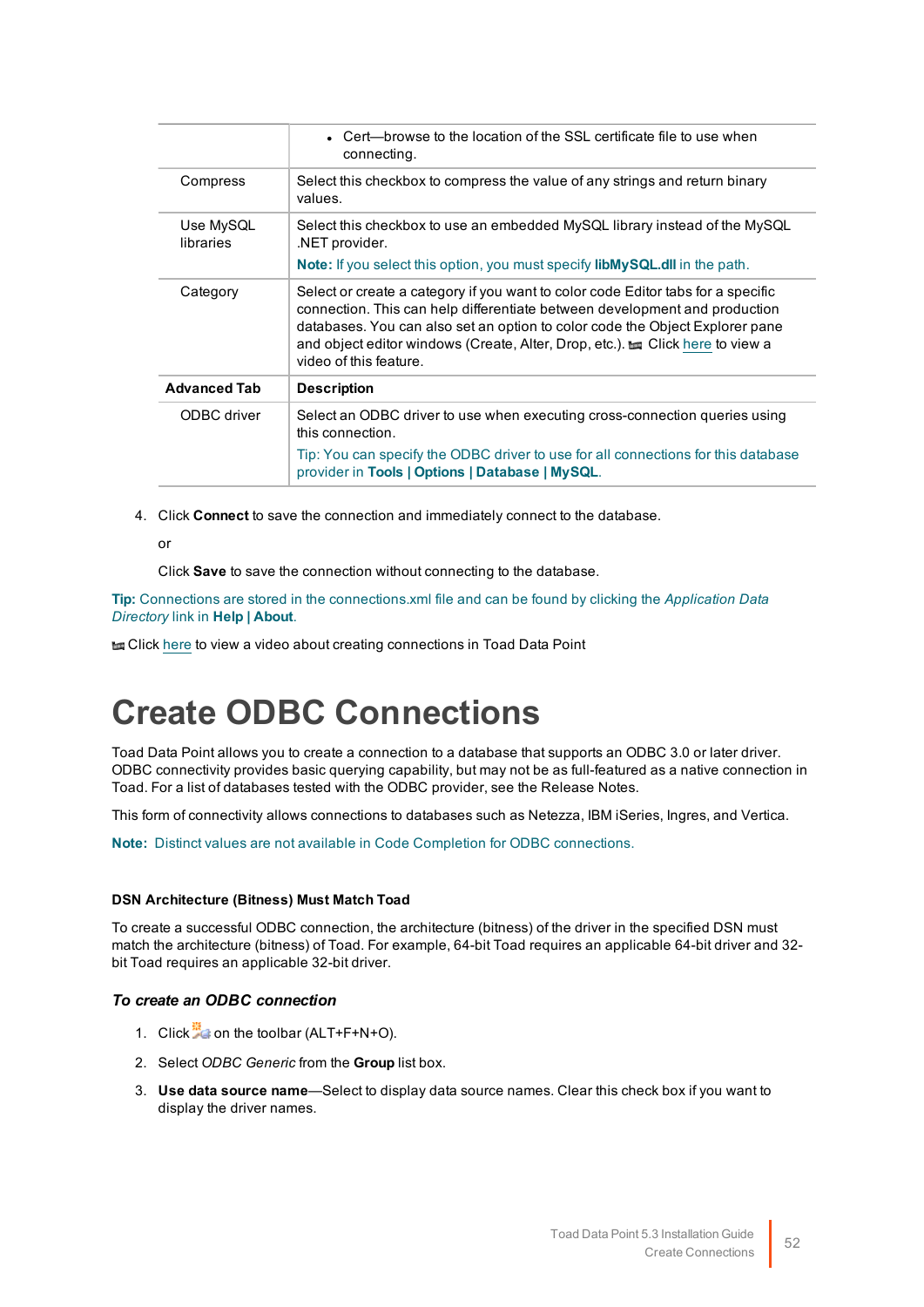| | |
|---|---|
| | • Cert—browse to the location of the SSL certificate file to use when connecting. |
| Compress | Select this checkbox to compress the value of any strings and return binary values. |
| Use MySQL libraries | Select this checkbox to use an embedded MySQL library instead of the MySQL .NET provider.<br>**Note:** If you select this option, you must specify **libMySQL.dll** in the path. |
| Category | Select or create a category if you want to color code Editor tabs for a specific connection. This can help differentiate between development and production databases. You can also set an option to color code the Object Explorer pane and object editor windows (Create, Alter, Drop, etc.). Click here to view a video of this feature. |
| **Advanced Tab** | **Description** |
| ODBC driver | Select an ODBC driver to use when executing cross-connection queries using this connection.<br>Tip: You can specify the ODBC driver to use for all connections for this database provider in **Tools \| Options \| Database \| MySQL**. |

4. Click **Connect** to save the connection and immediately connect to the database.

   or

   Click **Save** to save the connection without connecting to the database.

**Tip:** Connections are stored in the connections.xml file and can be found by clicking the *Application Data Directory* link in **Help | About**.

Click here to view a video about creating connections in Toad Data Point

# Create ODBC Connections

Toad Data Point allows you to create a connection to a database that supports an ODBC 3.0 or later driver. ODBC connectivity provides basic querying capability, but may not be as full-featured as a native connection in Toad. For a list of databases tested with the ODBC provider, see the Release Notes.

This form of connectivity allows connections to databases such as Netezza, IBM iSeries, Ingres, and Vertica.

**Note:** Distinct values are not available in Code Completion for ODBC connections.

#### DSN Architecture (Bitness) Must Match Toad

To create a successful ODBC connection, the architecture (bitness) of the driver in the specified DSN must match the architecture (bitness) of Toad. For example, 64-bit Toad requires an applicable 64-bit driver and 32-bit Toad requires an applicable 32-bit driver.

### *To create an ODBC connection*

1. Click on the toolbar (ALT+F+N+O).
2. Select *ODBC Generic* from the **Group** list box.
3. **Use data source name**—Select to display data source names. Clear this check box if you want to display the driver names.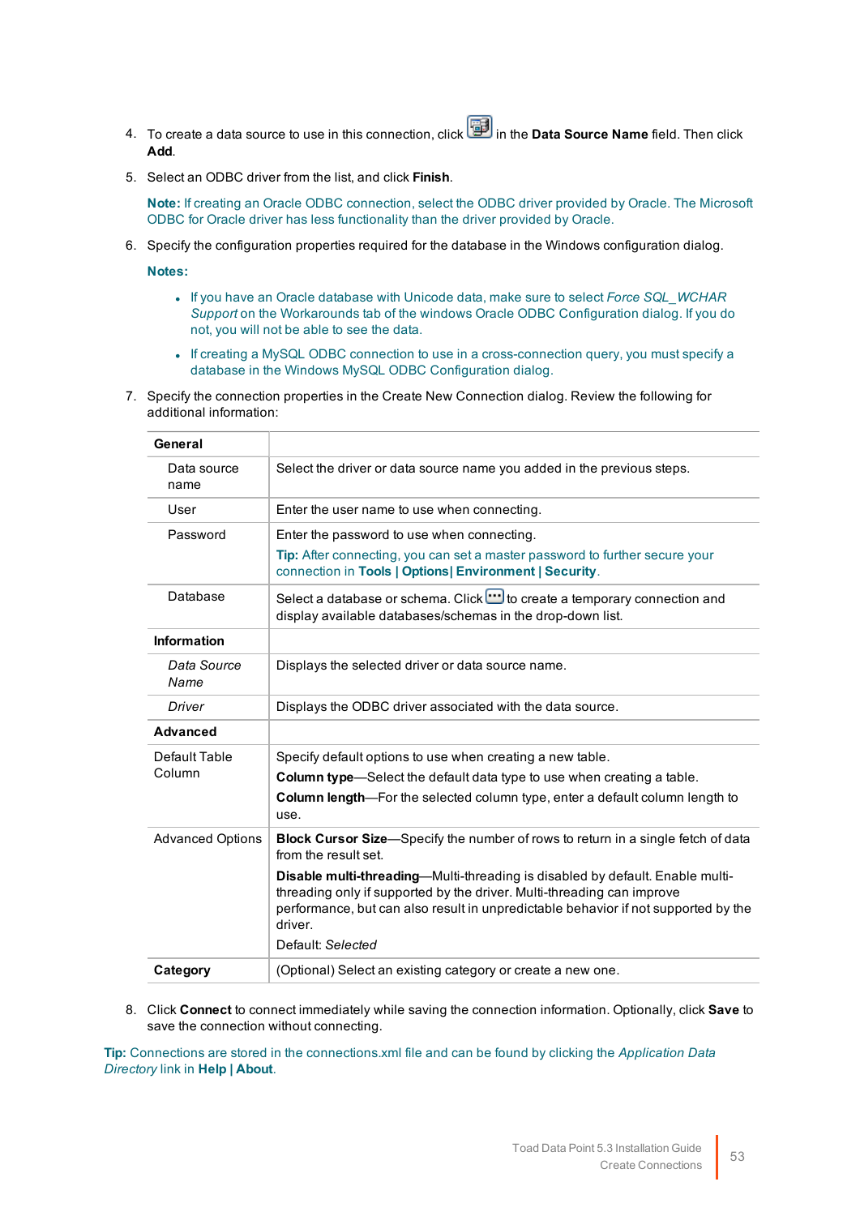4. To create a data source to use in this connection, click  in the **Data Source Name** field. Then click **Add**.
5. Select an ODBC driver from the list, and click **Finish**.

   **Note:** If creating an Oracle ODBC connection, select the ODBC driver provided by Oracle. The Microsoft ODBC for Oracle driver has less functionality than the driver provided by Oracle.

6. Specify the configuration properties required for the database in the Windows configuration dialog.

   **Notes:**

   - If you have an Oracle database with Unicode data, make sure to select *Force SQL_WCHAR Support* on the Workarounds tab of the windows Oracle ODBC Configuration dialog. If you do not, you will not be able to see the data.
   - If creating a MySQL ODBC connection to use in a cross-connection query, you must specify a database in the Windows MySQL ODBC Configuration dialog.

7. Specify the connection properties in the Create New Connection dialog. Review the following for additional information:

| **General** | |
|---|---|
| Data source name | Select the driver or data source name you added in the previous steps. |
| User | Enter the user name to use when connecting. |
| Password | Enter the password to use when connecting. **Tip:** After connecting, you can set a master password to further secure your connection in **Tools \| Options\| Environment \| Security**. |
| Database | Select a database or schema. Click  to create a temporary connection and display available databases/schemas in the drop-down list. |
| **Information** | |
| *Data Source Name* | Displays the selected driver or data source name. |
| *Driver* | Displays the ODBC driver associated with the data source. |
| **Advanced** | |
| Default Table Column | Specify default options to use when creating a new table. **Column type**—Select the default data type to use when creating a table. **Column length**—For the selected column type, enter a default column length to use. |
| Advanced Options | **Block Cursor Size**—Specify the number of rows to return in a single fetch of data from the result set. **Disable multi-threading**—Multi-threading is disabled by default. Enable multi-threading only if supported by the driver. Multi-threading can improve performance, but can also result in unpredictable behavior if not supported by the driver. Default: *Selected* |
| **Category** | (Optional) Select an existing category or create a new one. |

8. Click **Connect** to connect immediately while saving the connection information. Optionally, click **Save** to save the connection without connecting.

**Tip:** Connections are stored in the connections.xml file and can be found by clicking the *Application Data Directory* link in **Help | About**.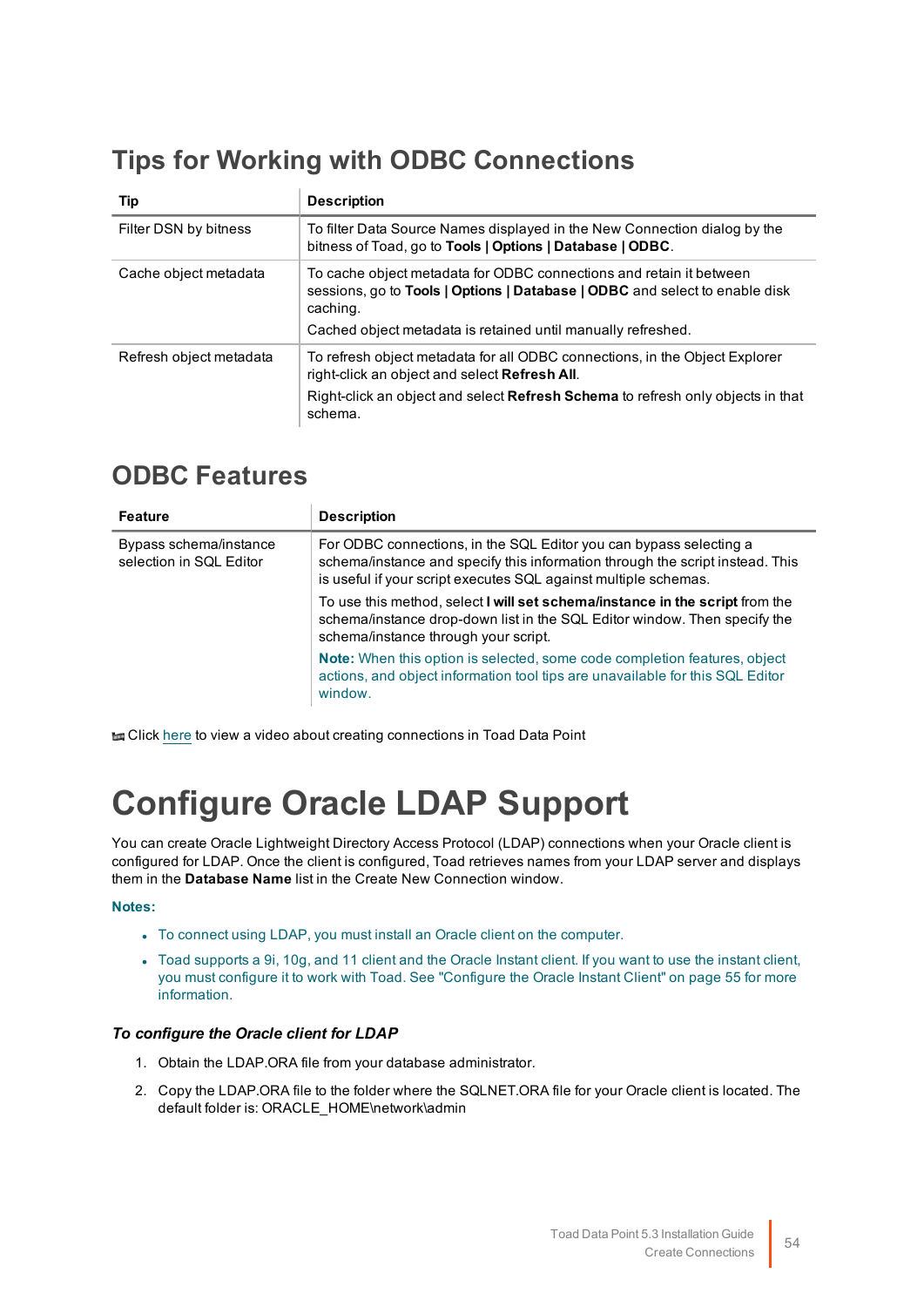## Tips for Working with ODBC Connections

| Tip | Description |
|---|---|
| Filter DSN by bitness | To filter Data Source Names displayed in the New Connection dialog by the bitness of Toad, go to **Tools \| Options \| Database \| ODBC**. |
| Cache object metadata | To cache object metadata for ODBC connections and retain it between sessions, go to **Tools \| Options \| Database \| ODBC** and select to enable disk caching.<br>Cached object metadata is retained until manually refreshed. |
| Refresh object metadata | To refresh object metadata for all ODBC connections, in the Object Explorer right-click an object and select **Refresh All**.<br>Right-click an object and select **Refresh Schema** to refresh only objects in that schema. |

## ODBC Features

| Feature | Description |
|---|---|
| Bypass schema/instance selection in SQL Editor | For ODBC connections, in the SQL Editor you can bypass selecting a schema/instance and specify this information through the script instead. This is useful if your script executes SQL against multiple schemas.<br>To use this method, select **I will set schema/instance in the script** from the schema/instance drop-down list in the SQL Editor window. Then specify the schema/instance through your script.<br>**Note:** When this option is selected, some code completion features, object actions, and object information tool tips are unavailable for this SQL Editor window. |

Click here to view a video about creating connections in Toad Data Point

# Configure Oracle LDAP Support

You can create Oracle Lightweight Directory Access Protocol (LDAP) connections when your Oracle client is configured for LDAP. Once the client is configured, Toad retrieves names from your LDAP server and displays them in the **Database Name** list in the Create New Connection window.

**Notes:**

- To connect using LDAP, you must install an Oracle client on the computer.
- Toad supports a 9i, 10g, and 11 client and the Oracle Instant client. If you want to use the instant client, you must configure it to work with Toad. See "Configure the Oracle Instant Client" on page 55 for more information.

### *To configure the Oracle client for LDAP*

1. Obtain the LDAP.ORA file from your database administrator.
2. Copy the LDAP.ORA file to the folder where the SQLNET.ORA file for your Oracle client is located. The default folder is: ORACLE_HOME\network\admin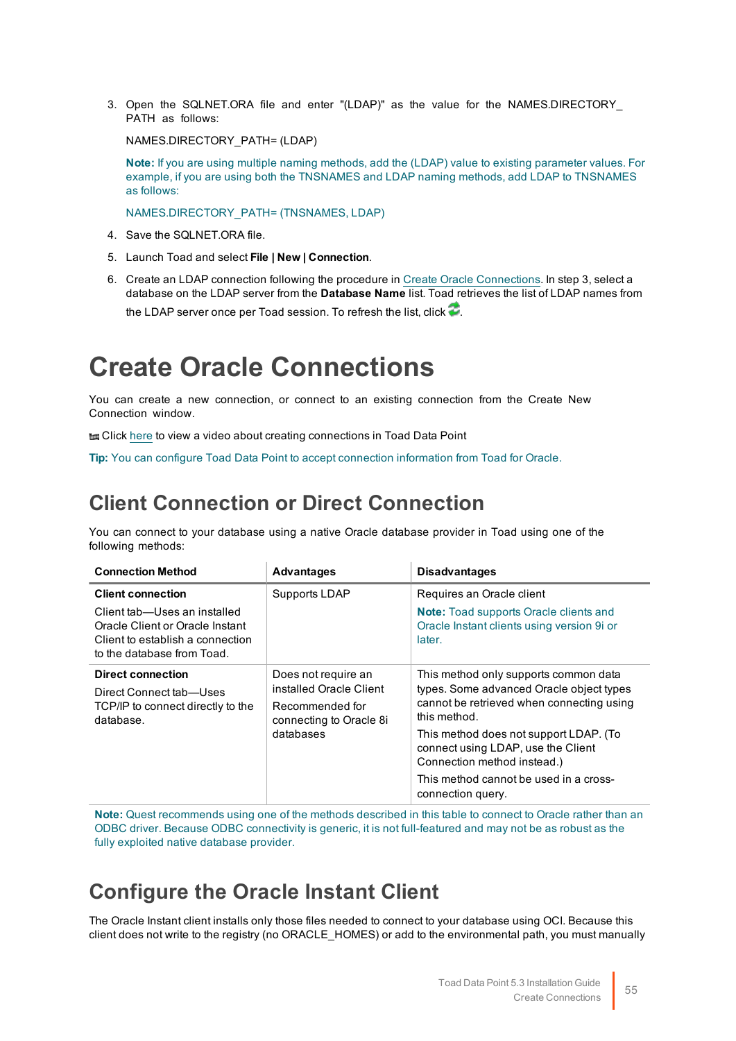3. Open the SQLNET.ORA file and enter "(LDAP)" as the value for the NAMES.DIRECTORY_PATH as follows:

   NAMES.DIRECTORY_PATH= (LDAP)

   **Note:** If you are using multiple naming methods, add the (LDAP) value to existing parameter values. For example, if you are using both the TNSNAMES and LDAP naming methods, add LDAP to TNSNAMES as follows:

   NAMES.DIRECTORY_PATH= (TNSNAMES, LDAP)

4. Save the SQLNET.ORA file.
5. Launch Toad and select **File | New | Connection**.
6. Create an LDAP connection following the procedure in Create Oracle Connections. In step 3, select a database on the LDAP server from the **Database Name** list. Toad retrieves the list of LDAP names from the LDAP server once per Toad session. To refresh the list, click .

# Create Oracle Connections

You can create a new connection, or connect to an existing connection from the Create New Connection window.

Click here to view a video about creating connections in Toad Data Point

**Tip:** You can configure Toad Data Point to accept connection information from Toad for Oracle.

## Client Connection or Direct Connection

You can connect to your database using a native Oracle database provider in Toad using one of the following methods:

| Connection Method | Advantages | Disadvantages |
|---|---|---|
| **Client connection**<br>Client tab—Uses an installed Oracle Client or Oracle Instant Client to establish a connection to the database from Toad. | Supports LDAP | Requires an Oracle client<br>**Note:** Toad supports Oracle clients and Oracle Instant clients using version 9i or later. |
| **Direct connection**<br>Direct Connect tab—Uses TCP/IP to connect directly to the database. | Does not require an installed Oracle Client<br>Recommended for connecting to Oracle 8i databases | This method only supports common data types. Some advanced Oracle object types cannot be retrieved when connecting using this method.<br>This method does not support LDAP. (To connect using LDAP, use the Client Connection method instead.)<br>This method cannot be used in a cross-connection query. |

**Note:** Quest recommends using one of the methods described in this table to connect to Oracle rather than an ODBC driver. Because ODBC connectivity is generic, it is not full-featured and may not be as robust as the fully exploited native database provider.

## Configure the Oracle Instant Client

The Oracle Instant client installs only those files needed to connect to your database using OCI. Because this client does not write to the registry (no ORACLE_HOMES) or add to the environmental path, you must manually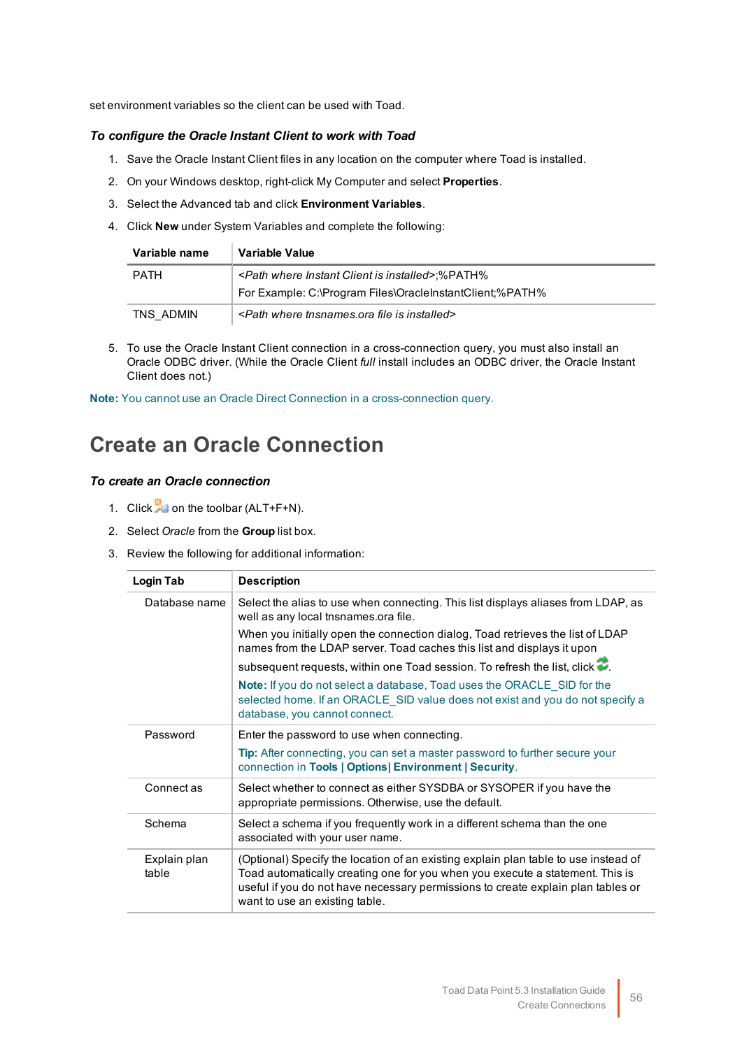set environment variables so the client can be used with Toad.

***To configure the Oracle Instant Client to work with Toad***

1. Save the Oracle Instant Client files in any location on the computer where Toad is installed.
2. On your Windows desktop, right-click My Computer and select **Properties**.
3. Select the Advanced tab and click **Environment Variables**.
4. Click **New** under System Variables and complete the following:

| Variable name | Variable Value |
|---|---|
| PATH | *<Path where Instant Client is installed>*;%PATH%<br>For Example: C:\Program Files\OracleInstantClient;%PATH% |
| TNS_ADMIN | *<Path where tnsnames.ora file is installed>* |

5. To use the Oracle Instant Client connection in a cross-connection query, you must also install an Oracle ODBC driver. (While the Oracle Client *full* install includes an ODBC driver, the Oracle Instant Client does not.)

**Note:** You cannot use an Oracle Direct Connection in a cross-connection query.

# Create an Oracle Connection

***To create an Oracle connection***

1. Click on the toolbar (ALT+F+N).
2. Select *Oracle* from the **Group** list box.
3. Review the following for additional information:

| Login Tab | Description |
|---|---|
| Database name | Select the alias to use when connecting. This list displays aliases from LDAP, as well as any local tnsnames.ora file.<br>When you initially open the connection dialog, Toad retrieves the list of LDAP names from the LDAP server. Toad caches this list and displays it upon subsequent requests, within one Toad session. To refresh the list, click .<br>**Note:** If you do not select a database, Toad uses the ORACLE_SID for the selected home. If an ORACLE_SID value does not exist and you do not specify a database, you cannot connect. |
| Password | Enter the password to use when connecting.<br>**Tip:** After connecting, you can set a master password to further secure your connection in **Tools \| Options\| Environment \| Security**. |
| Connect as | Select whether to connect as either SYSDBA or SYSOPER if you have the appropriate permissions. Otherwise, use the default. |
| Schema | Select a schema if you frequently work in a different schema than the one associated with your user name. |
| Explain plan table | (Optional) Specify the location of an existing explain plan table to use instead of Toad automatically creating one for you when you execute a statement. This is useful if you do not have necessary permissions to create explain plan tables or want to use an existing table. |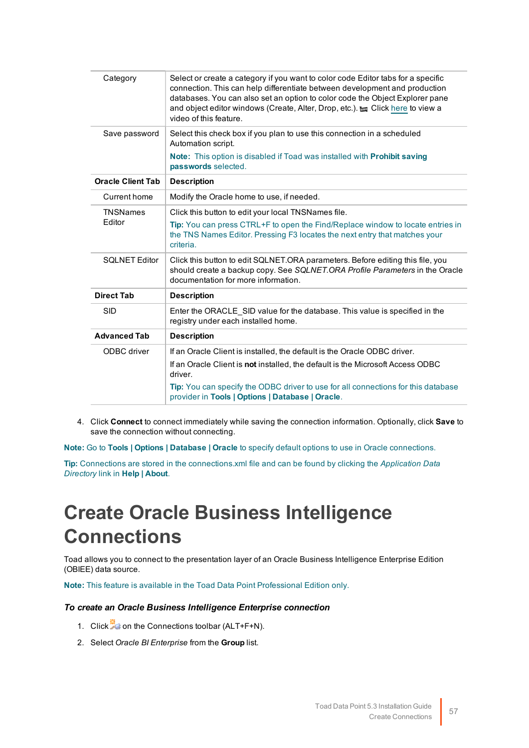| | |
|---|---|
| Category | Select or create a category if you want to color code Editor tabs for a specific connection. This can help differentiate between development and production databases. You can also set an option to color code the Object Explorer pane and object editor windows (Create, Alter, Drop, etc.). Click here to view a video of this feature. |
| Save password | Select this check box if you plan to use this connection in a scheduled Automation script. **Note:** This option is disabled if Toad was installed with **Prohibit saving passwords** selected. |
| **Oracle Client Tab** | **Description** |
| Current home | Modify the Oracle home to use, if needed. |
| TNSNames Editor | Click this button to edit your local TNSNames file. **Tip:** You can press CTRL+F to open the Find/Replace window to locate entries in the TNS Names Editor. Pressing F3 locates the next entry that matches your criteria. |
| SQLNET Editor | Click this button to edit SQLNET.ORA parameters. Before editing this file, you should create a backup copy. See *SQLNET.ORA Profile Parameters* in the Oracle documentation for more information. |
| **Direct Tab** | **Description** |
| SID | Enter the ORACLE_SID value for the database. This value is specified in the registry under each installed home. |
| **Advanced Tab** | **Description** |
| ODBC driver | If an Oracle Client is installed, the default is the Oracle ODBC driver. If an Oracle Client is **not** installed, the default is the Microsoft Access ODBC driver. **Tip:** You can specify the ODBC driver to use for all connections for this database provider in **Tools \| Options \| Database \| Oracle**. |

4. Click **Connect** to connect immediately while saving the connection information. Optionally, click **Save** to save the connection without connecting.

**Note:** Go to **Tools | Options | Database | Oracle** to specify default options to use in Oracle connections.

**Tip:** Connections are stored in the connections.xml file and can be found by clicking the *Application Data Directory* link in **Help | About**.

# Create Oracle Business Intelligence Connections

Toad allows you to connect to the presentation layer of an Oracle Business Intelligence Enterprise Edition (OBIEE) data source.

**Note:** This feature is available in the Toad Data Point Professional Edition only.

### *To create an Oracle Business Intelligence Enterprise connection*

1. Click on the Connections toolbar (ALT+F+N).
2. Select *Oracle BI Enterprise* from the **Group** list.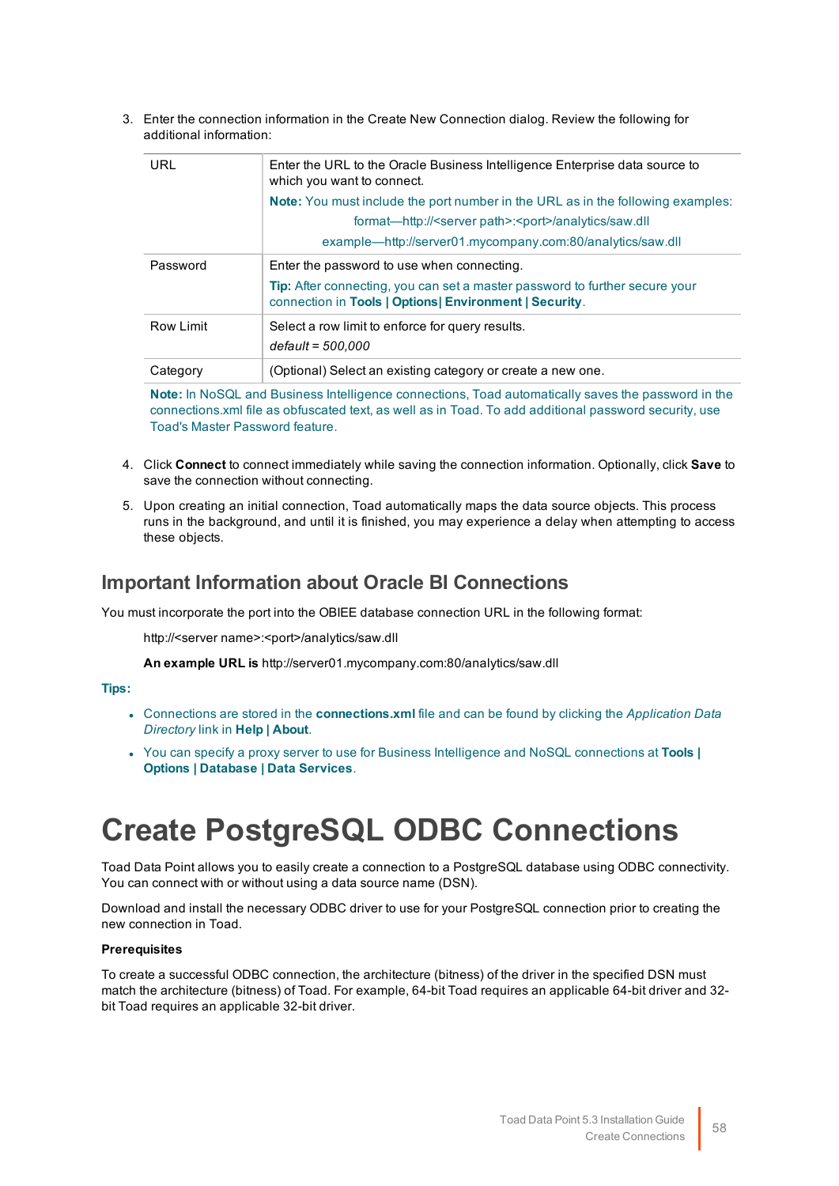3. Enter the connection information in the Create New Connection dialog. Review the following for additional information:

| | |
|---|---|
| URL | Enter the URL to the Oracle Business Intelligence Enterprise data source to which you want to connect.<br>**Note:** You must include the port number in the URL as in the following examples:<br>format—http://<server path>:<port>/analytics/saw.dll<br>example—http://server01.mycompany.com:80/analytics/saw.dll |
| Password | Enter the password to use when connecting.<br>**Tip:** After connecting, you can set a master password to further secure your connection in **Tools \| Options\| Environment \| Security**. |
| Row Limit | Select a row limit to enforce for query results.<br>*default = 500,000* |
| Category | (Optional) Select an existing category or create a new one. |

**Note:** In NoSQL and Business Intelligence connections, Toad automatically saves the password in the connections.xml file as obfuscated text, as well as in Toad. To add additional password security, use Toad's Master Password feature.

4. Click **Connect** to connect immediately while saving the connection information. Optionally, click **Save** to save the connection without connecting.

5. Upon creating an initial connection, Toad automatically maps the data source objects. This process runs in the background, and until it is finished, you may experience a delay when attempting to access these objects.

## Important Information about Oracle BI Connections

You must incorporate the port into the OBIEE database connection URL in the following format:

http://<server name>:<port>/analytics/saw.dll

**An example URL is** http://server01.mycompany.com:80/analytics/saw.dll

**Tips:**

- Connections are stored in the **connections.xml** file and can be found by clicking the *Application Data Directory* link in **Help | About**.
- You can specify a proxy server to use for Business Intelligence and NoSQL connections at **Tools | Options | Database | Data Services**.

# Create PostgreSQL ODBC Connections

Toad Data Point allows you to easily create a connection to a PostgreSQL database using ODBC connectivity. You can connect with or without using a data source name (DSN).

Download and install the necessary ODBC driver to use for your PostgreSQL connection prior to creating the new connection in Toad.

**Prerequisites**

To create a successful ODBC connection, the architecture (bitness) of the driver in the specified DSN must match the architecture (bitness) of Toad. For example, 64-bit Toad requires an applicable 64-bit driver and 32-bit Toad requires an applicable 32-bit driver.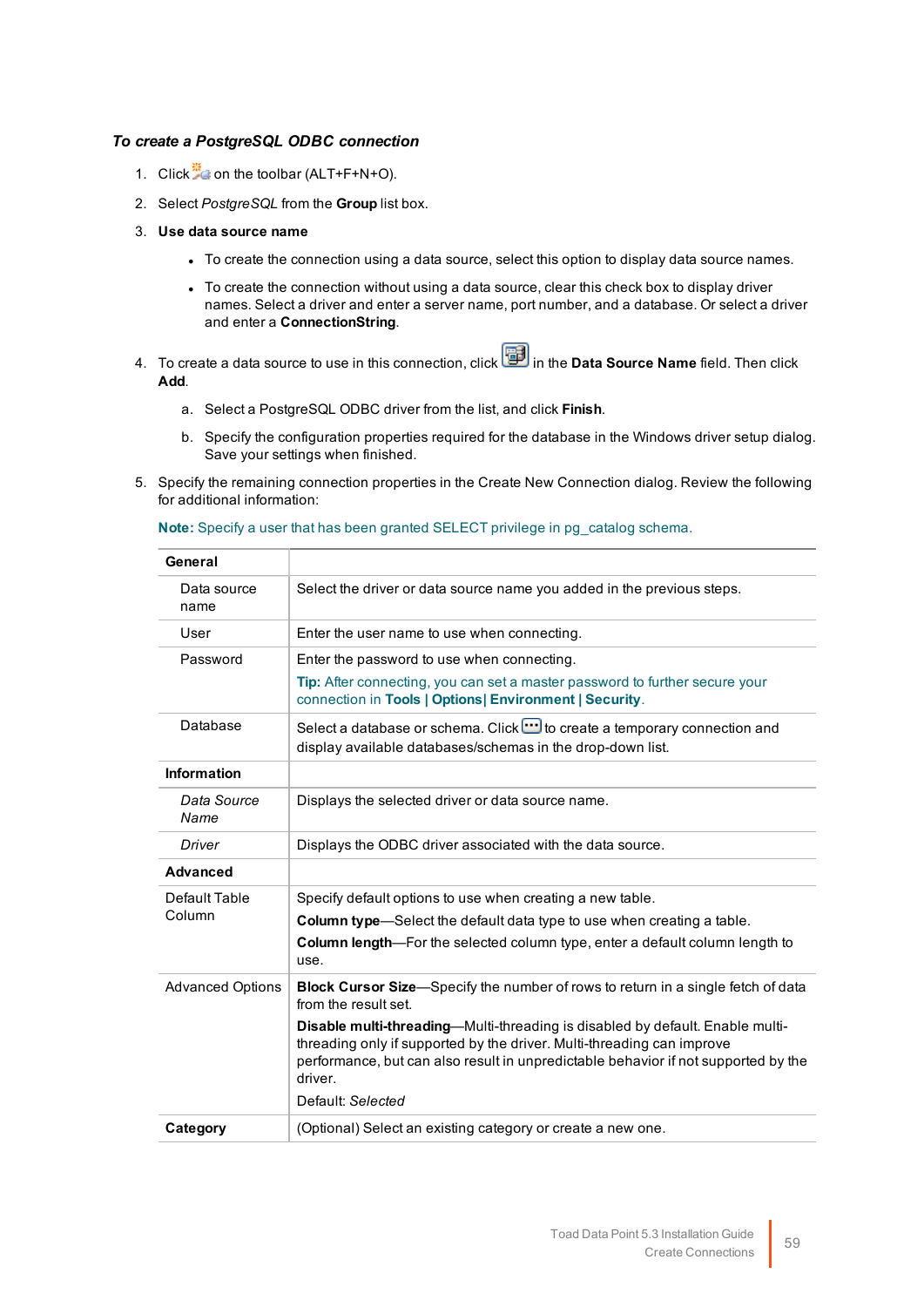### *To create a PostgreSQL ODBC connection*

1. Click on the toolbar (ALT+F+N+O).
2. Select *PostgreSQL* from the **Group** list box.
3. **Use data source name**
   - To create the connection using a data source, select this option to display data source names.
   - To create the connection without using a data source, clear this check box to display driver names. Select a driver and enter a server name, port number, and a database. Or select a driver and enter a **ConnectionString**.
4. To create a data source to use in this connection, click in the **Data Source Name** field. Then click **Add**.
   a. Select a PostgreSQL ODBC driver from the list, and click **Finish**.
   b. Specify the configuration properties required for the database in the Windows driver setup dialog. Save your settings when finished.
5. Specify the remaining connection properties in the Create New Connection dialog. Review the following for additional information:

   **Note:** Specify a user that has been granted SELECT privilege in pg_catalog schema.

| **General** | |
|---|---|
| Data source name | Select the driver or data source name you added in the previous steps. |
| User | Enter the user name to use when connecting. |
| Password | Enter the password to use when connecting.<br>**Tip:** After connecting, you can set a master password to further secure your connection in **Tools \| Options\| Environment \| Security**. |
| Database | Select a database or schema. Click to create a temporary connection and display available databases/schemas in the drop-down list. |
| **Information** | |
| *Data Source Name* | Displays the selected driver or data source name. |
| *Driver* | Displays the ODBC driver associated with the data source. |
| **Advanced** | |
| Default Table Column | Specify default options to use when creating a new table.<br>**Column type**—Select the default data type to use when creating a table.<br>**Column length**—For the selected column type, enter a default column length to use. |
| Advanced Options | **Block Cursor Size**—Specify the number of rows to return in a single fetch of data from the result set.<br>**Disable multi-threading**—Multi-threading is disabled by default. Enable multi-threading only if supported by the driver. Multi-threading can improve performance, but can also result in unpredictable behavior if not supported by the driver.<br>Default: *Selected* |
| **Category** | (Optional) Select an existing category or create a new one. |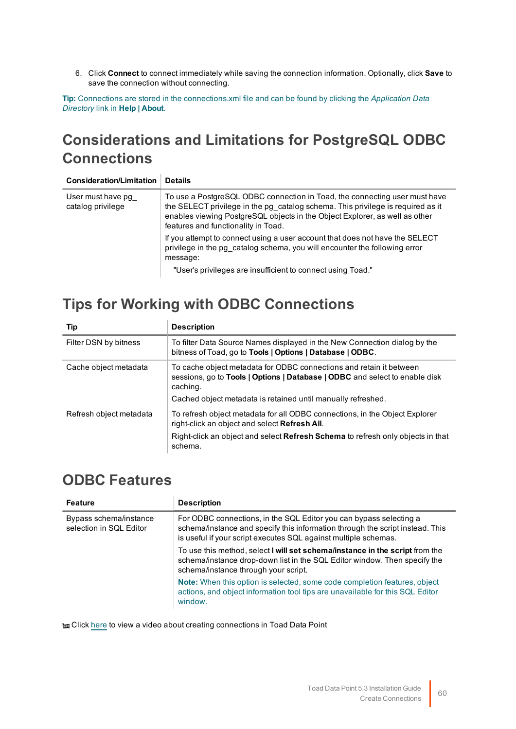6. Click **Connect** to connect immediately while saving the connection information. Optionally, click **Save** to save the connection without connecting.

**Tip:** Connections are stored in the connections.xml file and can be found by clicking the *Application Data Directory* link in **Help | About**.

## Considerations and Limitations for PostgreSQL ODBC Connections

| Consideration/Limitation | Details |
|---|---|
| User must have pg_ catalog privilege | To use a PostgreSQL ODBC connection in Toad, the connecting user must have the SELECT privilege in the pg_catalog schema. This privilege is required as it enables viewing PostgreSQL objects in the Object Explorer, as well as other features and functionality in Toad.<br><br>If you attempt to connect using a user account that does not have the SELECT privilege in the pg_catalog schema, you will encounter the following error message:<br><br>"User's privileges are insufficient to connect using Toad." |

## Tips for Working with ODBC Connections

| Tip | Description |
|---|---|
| Filter DSN by bitness | To filter Data Source Names displayed in the New Connection dialog by the bitness of Toad, go to **Tools \| Options \| Database \| ODBC**. |
| Cache object metadata | To cache object metadata for ODBC connections and retain it between sessions, go to **Tools \| Options \| Database \| ODBC** and select to enable disk caching.<br><br>Cached object metadata is retained until manually refreshed. |
| Refresh object metadata | To refresh object metadata for all ODBC connections, in the Object Explorer right-click an object and select **Refresh All**.<br><br>Right-click an object and select **Refresh Schema** to refresh only objects in that schema. |

## ODBC Features

| Feature | Description |
|---|---|
| Bypass schema/instance selection in SQL Editor | For ODBC connections, in the SQL Editor you can bypass selecting a schema/instance and specify this information through the script instead. This is useful if your script executes SQL against multiple schemas.<br><br>To use this method, select **I will set schema/instance in the script** from the schema/instance drop-down list in the SQL Editor window. Then specify the schema/instance through your script.<br><br>**Note:** When this option is selected, some code completion features, object actions, and object information tool tips are unavailable for this SQL Editor window. |

Click here to view a video about creating connections in Toad Data Point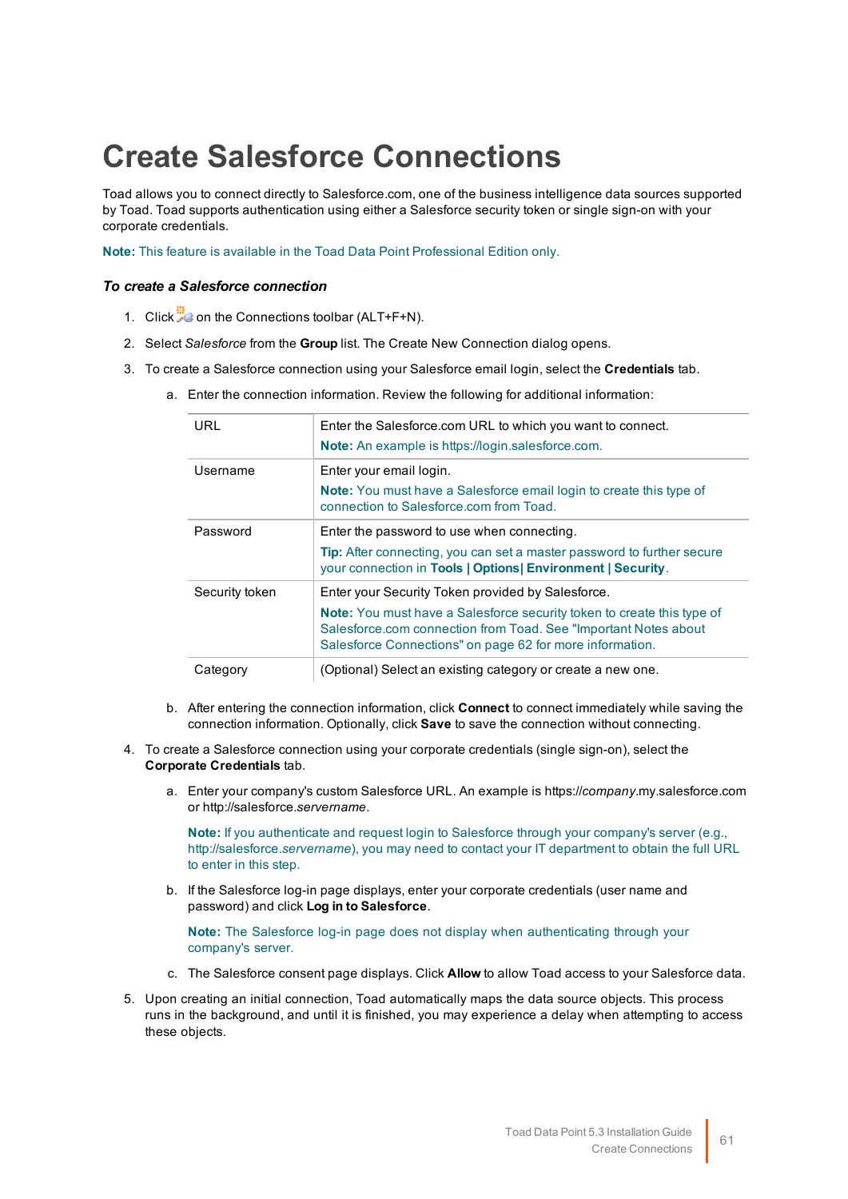# Create Salesforce Connections

Toad allows you to connect directly to Salesforce.com, one of the business intelligence data sources supported by Toad. Toad supports authentication using either a Salesforce security token or single sign-on with your corporate credentials.

**Note:** This feature is available in the Toad Data Point Professional Edition only.

***To create a Salesforce connection***

1. Click on the Connections toolbar (ALT+F+N).
2. Select *Salesforce* from the **Group** list. The Create New Connection dialog opens.
3. To create a Salesforce connection using your Salesforce email login, select the **Credentials** tab.
   a. Enter the connection information. Review the following for additional information:

| | |
|---|---|
| URL | Enter the Salesforce.com URL to which you want to connect.<br>**Note:** An example is https://login.salesforce.com. |
| Username | Enter your email login.<br>**Note:** You must have a Salesforce email login to create this type of connection to Salesforce.com from Toad. |
| Password | Enter the password to use when connecting.<br>**Tip:** After connecting, you can set a master password to further secure your connection in **Tools \| Options\| Environment \| Security**. |
| Security token | Enter your Security Token provided by Salesforce.<br>**Note:** You must have a Salesforce security token to create this type of Salesforce.com connection from Toad. See "Important Notes about Salesforce Connections" on page 62 for more information. |
| Category | (Optional) Select an existing category or create a new one. |

   b. After entering the connection information, click **Connect** to connect immediately while saving the connection information. Optionally, click **Save** to save the connection without connecting.
4. To create a Salesforce connection using your corporate credentials (single sign-on), select the **Corporate Credentials** tab.
   a. Enter your company's custom Salesforce URL. An example is https://*company*.my.salesforce.com or http://salesforce.*servername*.

      **Note:** If you authenticate and request login to Salesforce through your company's server (e.g., http://salesforce.*servername*), you may need to contact your IT department to obtain the full URL to enter in this step.

   b. If the Salesforce log-in page displays, enter your corporate credentials (user name and password) and click **Log in to Salesforce**.

      **Note:** The Salesforce log-in page does not display when authenticating through your company's server.

   c. The Salesforce consent page displays. Click **Allow** to allow Toad access to your Salesforce data.
5. Upon creating an initial connection, Toad automatically maps the data source objects. This process runs in the background, and until it is finished, you may experience a delay when attempting to access these objects.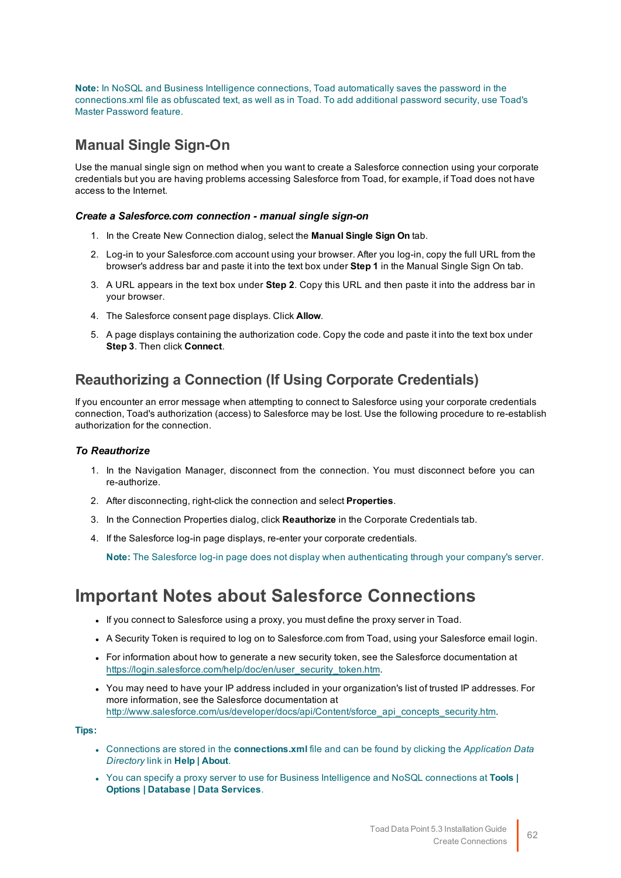**Note:** In NoSQL and Business Intelligence connections, Toad automatically saves the password in the connections.xml file as obfuscated text, as well as in Toad. To add additional password security, use Toad's Master Password feature.

## Manual Single Sign-On

Use the manual single sign on method when you want to create a Salesforce connection using your corporate credentials but you are having problems accessing Salesforce from Toad, for example, if Toad does not have access to the Internet.

#### *Create a Salesforce.com connection - manual single sign-on*

1. In the Create New Connection dialog, select the **Manual Single Sign On** tab.
2. Log-in to your Salesforce.com account using your browser. After you log-in, copy the full URL from the browser's address bar and paste it into the text box under **Step 1** in the Manual Single Sign On tab.
3. A URL appears in the text box under **Step 2**. Copy this URL and then paste it into the address bar in your browser.
4. The Salesforce consent page displays. Click **Allow**.
5. A page displays containing the authorization code. Copy the code and paste it into the text box under **Step 3**. Then click **Connect**.

## Reauthorizing a Connection (If Using Corporate Credentials)

If you encounter an error message when attempting to connect to Salesforce using your corporate credentials connection, Toad's authorization (access) to Salesforce may be lost. Use the following procedure to re-establish authorization for the connection.

#### *To Reauthorize*

1. In the Navigation Manager, disconnect from the connection. You must disconnect before you can re-authorize.
2. After disconnecting, right-click the connection and select **Properties**.
3. In the Connection Properties dialog, click **Reauthorize** in the Corporate Credentials tab.
4. If the Salesforce log-in page displays, re-enter your corporate credentials.

   **Note:** The Salesforce log-in page does not display when authenticating through your company's server.

# Important Notes about Salesforce Connections

- If you connect to Salesforce using a proxy, you must define the proxy server in Toad.
- A Security Token is required to log on to Salesforce.com from Toad, using your Salesforce email login.
- For information about how to generate a new security token, see the Salesforce documentation at https://login.salesforce.com/help/doc/en/user_security_token.htm.
- You may need to have your IP address included in your organization's list of trusted IP addresses. For more information, see the Salesforce documentation at http://www.salesforce.com/us/developer/docs/api/Content/sforce_api_concepts_security.htm.

**Tips:**

- Connections are stored in the **connections.xml** file and can be found by clicking the *Application Data Directory* link in **Help | About**.
- You can specify a proxy server to use for Business Intelligence and NoSQL connections at **Tools | Options | Database | Data Services**.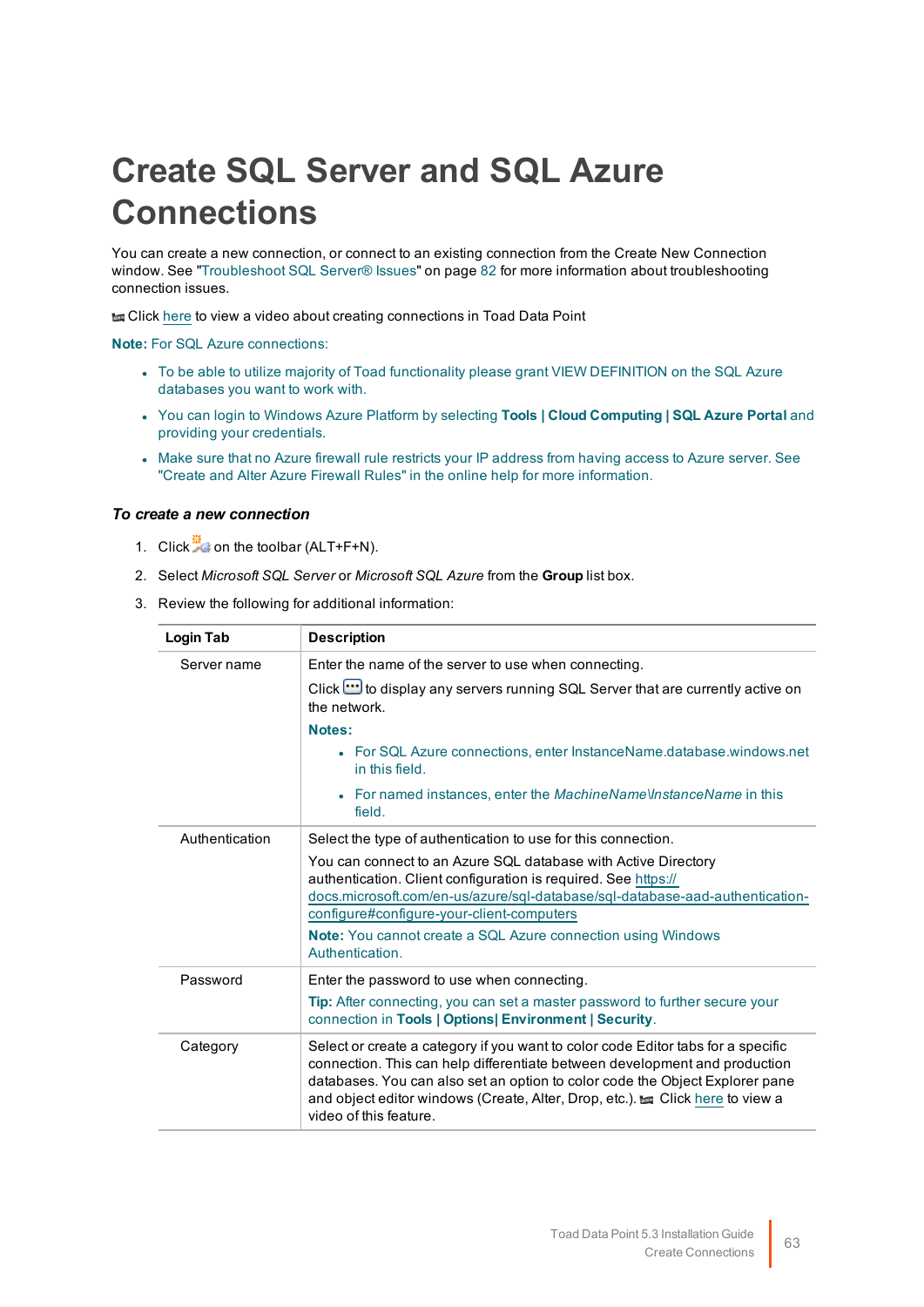# Create SQL Server and SQL Azure Connections

You can create a new connection, or connect to an existing connection from the Create New Connection window. See "Troubleshoot SQL Server® Issues" on page 82 for more information about troubleshooting connection issues.

Click here to view a video about creating connections in Toad Data Point

**Note:** For SQL Azure connections:

- To be able to utilize majority of Toad functionality please grant VIEW DEFINITION on the SQL Azure databases you want to work with.
- You can login to Windows Azure Platform by selecting **Tools | Cloud Computing | SQL Azure Portal** and providing your credentials.
- Make sure that no Azure firewall rule restricts your IP address from having access to Azure server. See "Create and Alter Azure Firewall Rules" in the online help for more information.

***To create a new connection***

1. Click on the toolbar (ALT+F+N).
2. Select *Microsoft SQL Server* or *Microsoft SQL Azure* from the **Group** list box.
3. Review the following for additional information:

| Login Tab | Description |
|---|---|
| Server name | Enter the name of the server to use when connecting.<br>Click to display any servers running SQL Server that are currently active on the network.<br>**Notes:**<br>• For SQL Azure connections, enter InstanceName.database.windows.net in this field.<br>• For named instances, enter the *MachineName\InstanceName* in this field. |
| Authentication | Select the type of authentication to use for this connection.<br>You can connect to an Azure SQL database with Active Directory authentication. Client configuration is required. See https://docs.microsoft.com/en-us/azure/sql-database/sql-database-aad-authentication-configure#configure-your-client-computers<br>**Note:** You cannot create a SQL Azure connection using Windows Authentication. |
| Password | Enter the password to use when connecting.<br>**Tip:** After connecting, you can set a master password to further secure your connection in **Tools \| Options\| Environment \| Security**. |
| Category | Select or create a category if you want to color code Editor tabs for a specific connection. This can help differentiate between development and production databases. You can also set an option to color code the Object Explorer pane and object editor windows (Create, Alter, Drop, etc.). Click here to view a video of this feature. |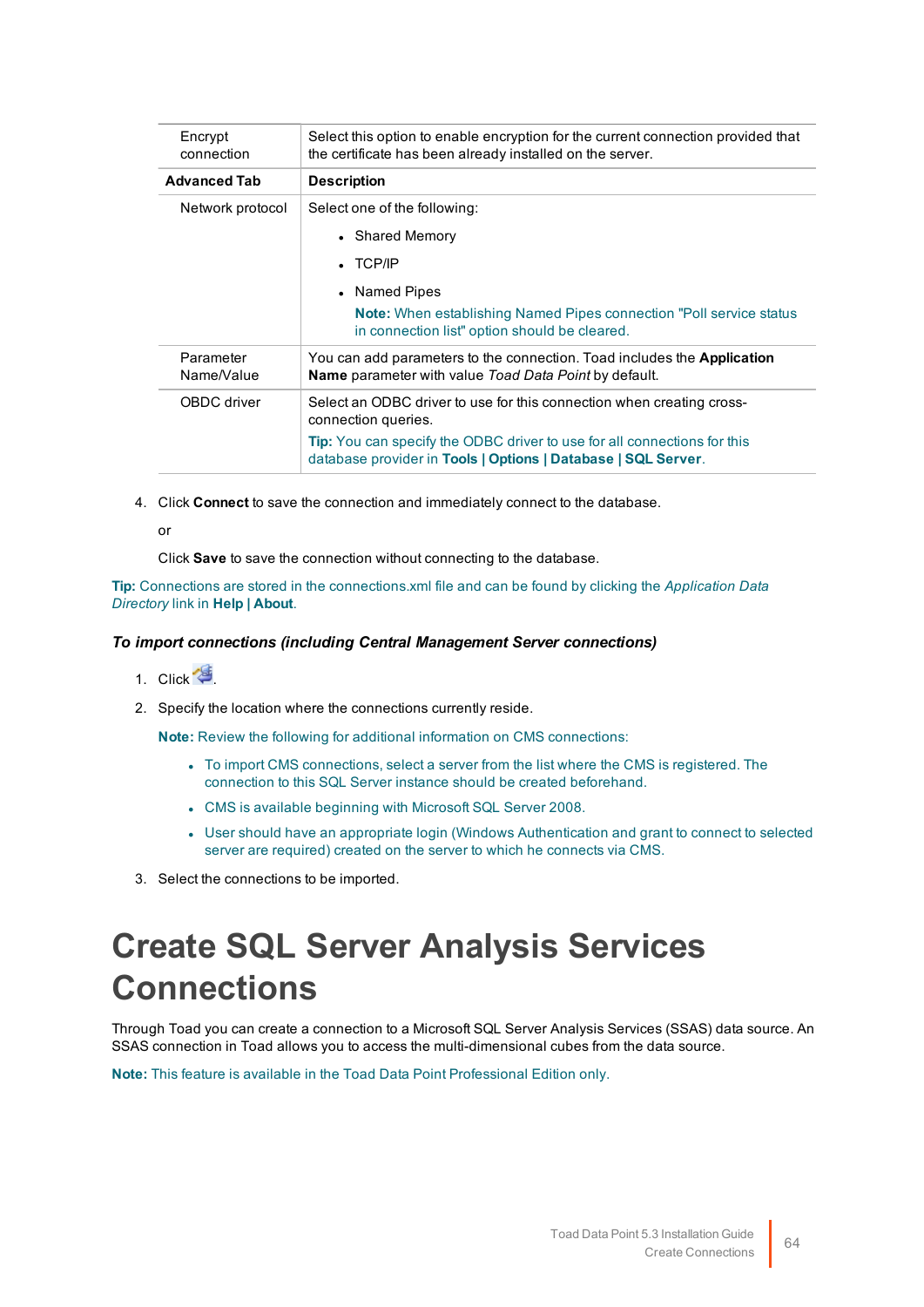| | |
|---|---|
| Encrypt connection | Select this option to enable encryption for the current connection provided that the certificate has been already installed on the server. |
| **Advanced Tab** | **Description** |
| Network protocol | Select one of the following:<br>• Shared Memory<br>• TCP/IP<br>• Named Pipes<br>**Note:** When establishing Named Pipes connection "Poll service status in connection list" option should be cleared. |
| Parameter Name/Value | You can add parameters to the connection. Toad includes the **Application Name** parameter with value *Toad Data Point* by default. |
| OBDC driver | Select an ODBC driver to use for this connection when creating cross-connection queries.<br>**Tip:** You can specify the ODBC driver to use for all connections for this database provider in **Tools \| Options \| Database \| SQL Server**. |

4. Click **Connect** to save the connection and immediately connect to the database.

   or

   Click **Save** to save the connection without connecting to the database.

**Tip:** Connections are stored in the connections.xml file and can be found by clicking the *Application Data Directory* link in **Help | About**.

***To import connections (including Central Management Server connections)***

1. Click .
2. Specify the location where the connections currently reside.

   **Note:** Review the following for additional information on CMS connections:

   - To import CMS connections, select a server from the list where the CMS is registered. The connection to this SQL Server instance should be created beforehand.
   - CMS is available beginning with Microsoft SQL Server 2008.
   - User should have an appropriate login (Windows Authentication and grant to connect to selected server are required) created on the server to which he connects via CMS.
3. Select the connections to be imported.

# Create SQL Server Analysis Services Connections

Through Toad you can create a connection to a Microsoft SQL Server Analysis Services (SSAS) data source. An SSAS connection in Toad allows you to access the multi-dimensional cubes from the data source.

**Note:** This feature is available in the Toad Data Point Professional Edition only.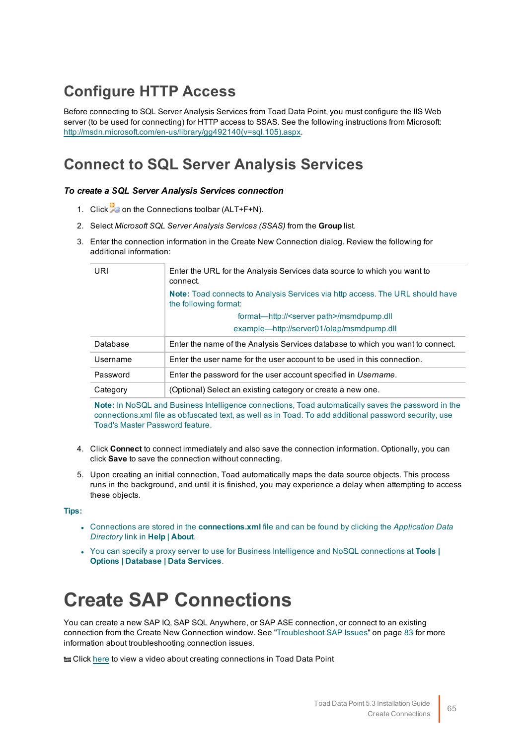## Configure HTTP Access

Before connecting to SQL Server Analysis Services from Toad Data Point, you must configure the IIS Web server (to be used for connecting) for HTTP access to SSAS. See the following instructions from Microsoft: http://msdn.microsoft.com/en-us/library/gg492140(v=sql.105).aspx.

## Connect to SQL Server Analysis Services

***To create a SQL Server Analysis Services connection***

1. Click on the Connections toolbar (ALT+F+N).
2. Select *Microsoft SQL Server Analysis Services (SSAS)* from the **Group** list.
3. Enter the connection information in the Create New Connection dialog. Review the following for additional information:

| | |
|---|---|
| URI | Enter the URL for the Analysis Services data source to which you want to connect.<br>**Note:** Toad connects to Analysis Services via http access. The URL should have the following format:<br>format—http://<server path>/msmdpump.dll<br>example—http://server01/olap/msmdpump.dll |
| Database | Enter the name of the Analysis Services database to which you want to connect. |
| Username | Enter the user name for the user account to be used in this connection. |
| Password | Enter the password for the user account specified in *Username*. |
| Category | (Optional) Select an existing category or create a new one. |

**Note:** In NoSQL and Business Intelligence connections, Toad automatically saves the password in the connections.xml file as obfuscated text, as well as in Toad. To add additional password security, use Toad's Master Password feature.

4. Click **Connect** to connect immediately and also save the connection information. Optionally, you can click **Save** to save the connection without connecting.
5. Upon creating an initial connection, Toad automatically maps the data source objects. This process runs in the background, and until it is finished, you may experience a delay when attempting to access these objects.

**Tips:**

- Connections are stored in the **connections.xml** file and can be found by clicking the *Application Data Directory* link in **Help | About**.
- You can specify a proxy server to use for Business Intelligence and NoSQL connections at **Tools | Options | Database | Data Services**.

# Create SAP Connections

You can create a new SAP IQ, SAP SQL Anywhere, or SAP ASE connection, or connect to an existing connection from the Create New Connection window. See "Troubleshoot SAP Issues" on page 83 for more information about troubleshooting connection issues.

Click here to view a video about creating connections in Toad Data Point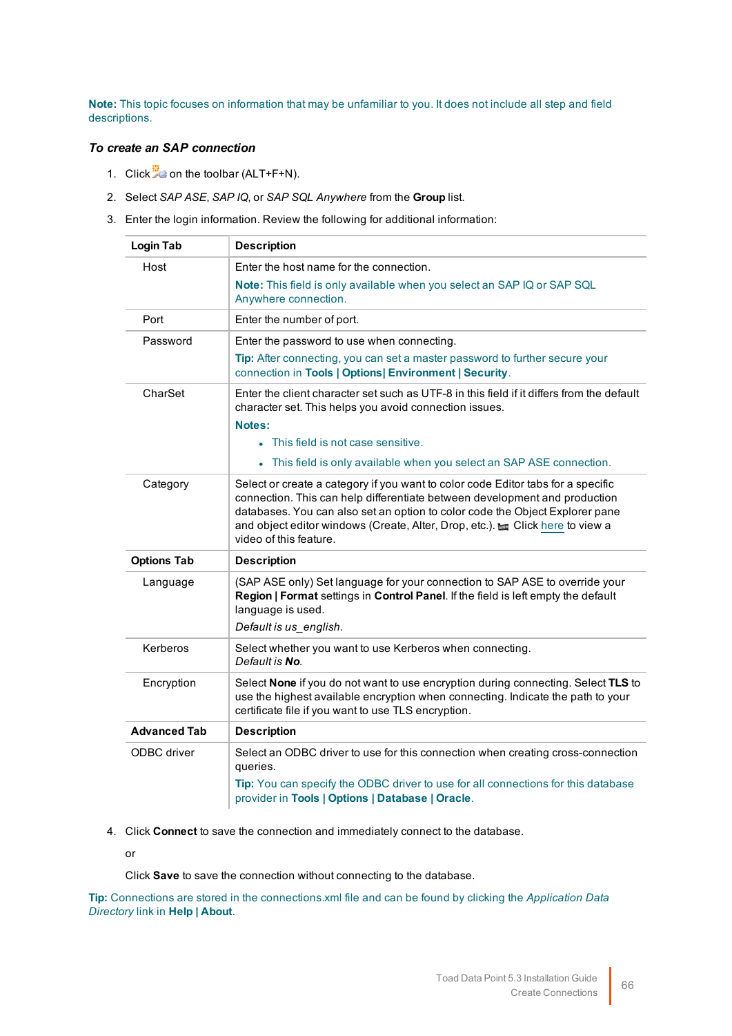**Note:** This topic focuses on information that may be unfamiliar to you. It does not include all step and field descriptions.

***To create an SAP connection***

1. Click on the toolbar (ALT+F+N).
2. Select *SAP ASE*, *SAP IQ*, or *SAP SQL Anywhere* from the **Group** list.
3. Enter the login information. Review the following for additional information:

| **Login Tab** | **Description** |
|---|---|
| Host | Enter the host name for the connection.<br>**Note:** This field is only available when you select an SAP IQ or SAP SQL Anywhere connection. |
| Port | Enter the number of port. |
| Password | Enter the password to use when connecting.<br>**Tip:** After connecting, you can set a master password to further secure your connection in **Tools \| Options\| Environment \| Security**. |
| CharSet | Enter the client character set such as UTF-8 in this field if it differs from the default character set. This helps you avoid connection issues.<br>**Notes:**<br>• This field is not case sensitive.<br>• This field is only available when you select an SAP ASE connection. |
| Category | Select or create a category if you want to color code Editor tabs for a specific connection. This can help differentiate between development and production databases. You can also set an option to color code the Object Explorer pane and object editor windows (Create, Alter, Drop, etc.). Click here to view a video of this feature. |
| **Options Tab** | **Description** |
| Language | (SAP ASE only) Set language for your connection to SAP ASE to override your **Region \| Format** settings in **Control Panel**. If the field is left empty the default language is used.<br>*Default is us_english.* |
| Kerberos | Select whether you want to use Kerberos when connecting.<br>*Default is **No**.* |
| Encryption | Select **None** if you do not want to use encryption during connecting. Select **TLS** to use the highest available encryption when connecting. Indicate the path to your certificate file if you want to use TLS encryption. |
| **Advanced Tab** | **Description** |
| ODBC driver | Select an ODBC driver to use for this connection when creating cross-connection queries.<br>**Tip:** You can specify the ODBC driver to use for all connections for this database provider in **Tools \| Options \| Database \| Oracle**. |

4. Click **Connect** to save the connection and immediately connect to the database.

   or

   Click **Save** to save the connection without connecting to the database.

**Tip:** Connections are stored in the connections.xml file and can be found by clicking the *Application Data Directory* link in **Help | About**.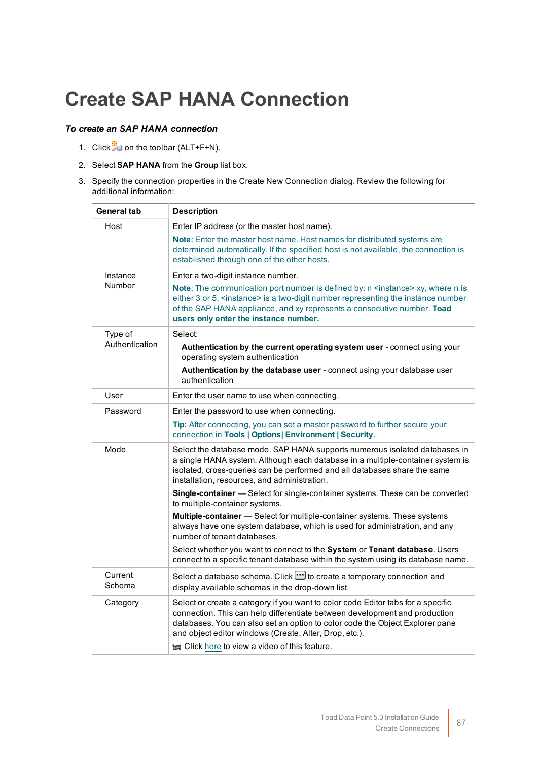# Create SAP HANA Connection

***To create an SAP HANA connection***

1. Click on the toolbar (ALT+F+N).
2. Select **SAP HANA** from the **Group** list box.
3. Specify the connection properties in the Create New Connection dialog. Review the following for additional information:

| General tab | Description |
|---|---|
| Host | Enter IP address (or the master host name).<br><br>**Note**: Enter the master host name. Host names for distributed systems are determined automatically. If the specified host is not available, the connection is established through one of the other hosts. |
| Instance Number | Enter a two-digit instance number.<br><br>**Note**: The communication port number is defined by: n <instance> xy, where n is either 3 or 5, <instance> is a two-digit number representing the instance number of the SAP HANA appliance, and xy represents a consecutive number. **Toad users only enter the instance number.** |
| Type of Authentication | Select:<br><br>**Authentication by the current operating system user** - connect using your operating system authentication<br><br>**Authentication by the database user** - connect using your database user authentication |
| User | Enter the user name to use when connecting. |
| Password | Enter the password to use when connecting.<br><br>**Tip:** After connecting, you can set a master password to further secure your connection in **Tools \| Options\| Environment \| Security**. |
| Mode | Select the database mode. SAP HANA supports numerous isolated databases in a single HANA system. Although each database in a multiple-container system is isolated, cross-queries can be performed and all databases share the same installation, resources, and administration.<br><br>**Single-container** — Select for single-container systems. These can be converted to multiple-container systems.<br><br>**Multiple-container** — Select for multiple-container systems. These systems always have one system database, which is used for administration, and any number of tenant databases.<br><br>Select whether you want to connect to the **System** or **Tenant database**. Users connect to a specific tenant database within the system using its database name. |
| Current Schema | Select a database schema. Click to create a temporary connection and display available schemas in the drop-down list. |
| Category | Select or create a category if you want to color code Editor tabs for a specific connection. This can help differentiate between development and production databases. You can also set an option to color code the Object Explorer pane and object editor windows (Create, Alter, Drop, etc.).<br><br>Click here to view a video of this feature. |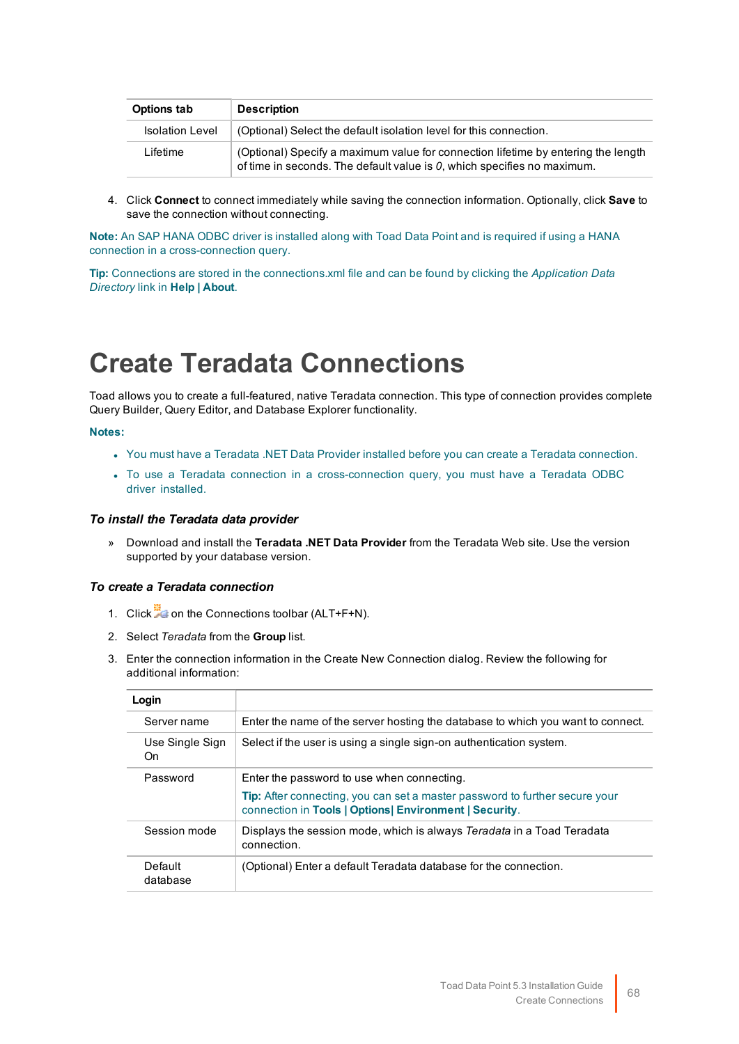| Options tab | Description |
|---|---|
| Isolation Level | (Optional) Select the default isolation level for this connection. |
| Lifetime | (Optional) Specify a maximum value for connection lifetime by entering the length of time in seconds. The default value is *0*, which specifies no maximum. |

4. Click **Connect** to connect immediately while saving the connection information. Optionally, click **Save** to save the connection without connecting.

**Note:** An SAP HANA ODBC driver is installed along with Toad Data Point and is required if using a HANA connection in a cross-connection query.

**Tip:** Connections are stored in the connections.xml file and can be found by clicking the *Application Data Directory* link in **Help | About**.

# Create Teradata Connections

Toad allows you to create a full-featured, native Teradata connection. This type of connection provides complete Query Builder, Query Editor, and Database Explorer functionality.

**Notes:**

- You must have a Teradata .NET Data Provider installed before you can create a Teradata connection.
- To use a Teradata connection in a cross-connection query, you must have a Teradata ODBC driver installed.

### *To install the Teradata data provider*

» Download and install the **Teradata .NET Data Provider** from the Teradata Web site. Use the version supported by your database version.

### *To create a Teradata connection*

1. Click on the Connections toolbar (ALT+F+N).
2. Select *Teradata* from the **Group** list.
3. Enter the connection information in the Create New Connection dialog. Review the following for additional information:

| Login | |
|---|---|
| Server name | Enter the name of the server hosting the database to which you want to connect. |
| Use Single Sign On | Select if the user is using a single sign-on authentication system. |
| Password | Enter the password to use when connecting.<br>**Tip:** After connecting, you can set a master password to further secure your connection in **Tools \| Options\| Environment \| Security**. |
| Session mode | Displays the session mode, which is always *Teradata* in a Toad Teradata connection. |
| Default database | (Optional) Enter a default Teradata database for the connection. |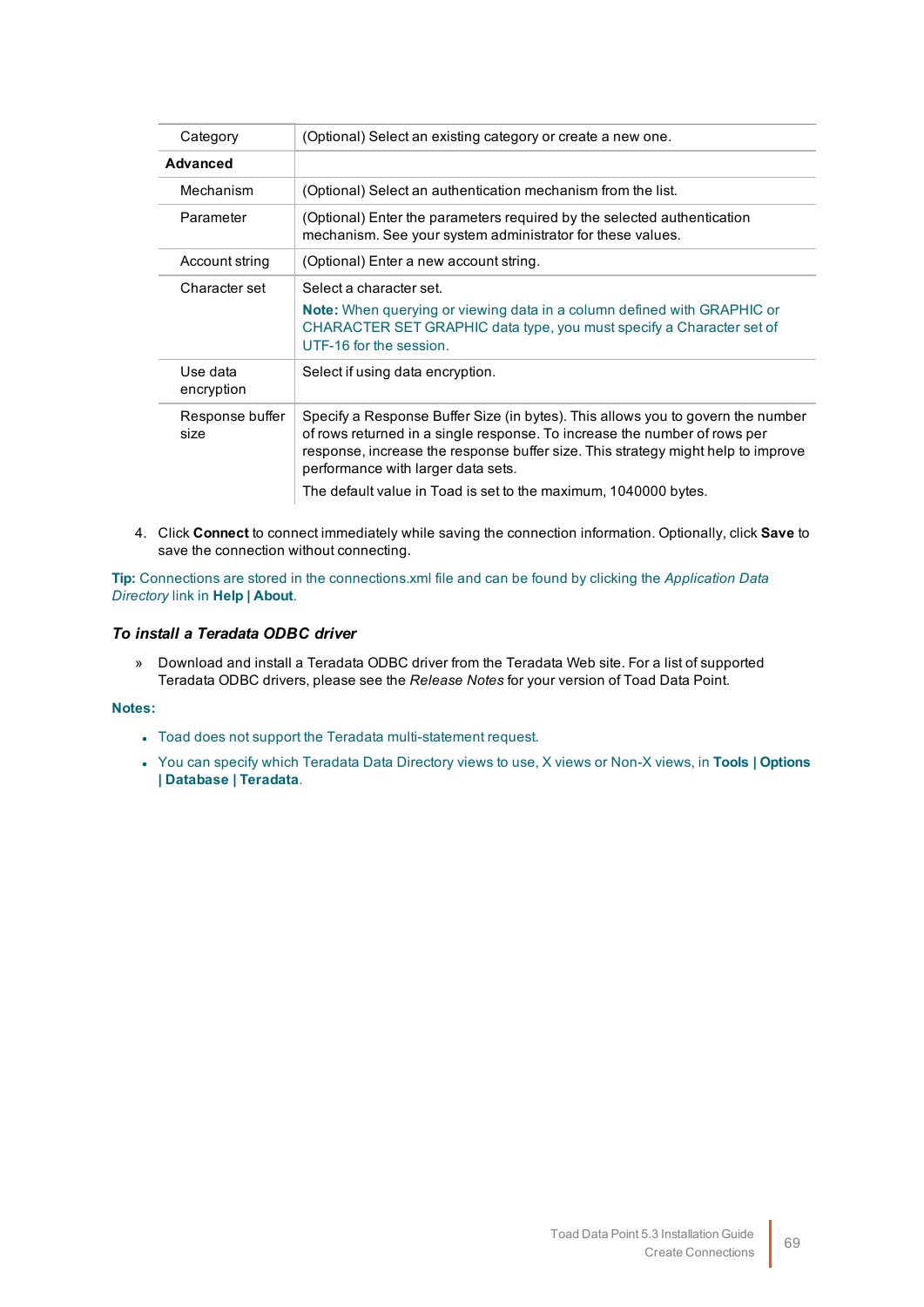| | |
|---|---|
| Category | (Optional) Select an existing category or create a new one. |
| **Advanced** | |
| Mechanism | (Optional) Select an authentication mechanism from the list. |
| Parameter | (Optional) Enter the parameters required by the selected authentication mechanism. See your system administrator for these values. |
| Account string | (Optional) Enter a new account string. |
| Character set | Select a character set.<br>**Note:** When querying or viewing data in a column defined with GRAPHIC or CHARACTER SET GRAPHIC data type, you must specify a Character set of UTF-16 for the session. |
| Use data encryption | Select if using data encryption. |
| Response buffer size | Specify a Response Buffer Size (in bytes). This allows you to govern the number of rows returned in a single response. To increase the number of rows per response, increase the response buffer size. This strategy might help to improve performance with larger data sets.<br>The default value in Toad is set to the maximum, 1040000 bytes. |

4. Click **Connect** to connect immediately while saving the connection information. Optionally, click **Save** to save the connection without connecting.

**Tip:** Connections are stored in the connections.xml file and can be found by clicking the *Application Data Directory* link in **Help | About**.

### *To install a Teradata ODBC driver*

» Download and install a Teradata ODBC driver from the Teradata Web site. For a list of supported Teradata ODBC drivers, please see the *Release Notes* for your version of Toad Data Point.

**Notes:**

- Toad does not support the Teradata multi-statement request.
- You can specify which Teradata Data Directory views to use, X views or Non-X views, in **Tools | Options | Database | Teradata**.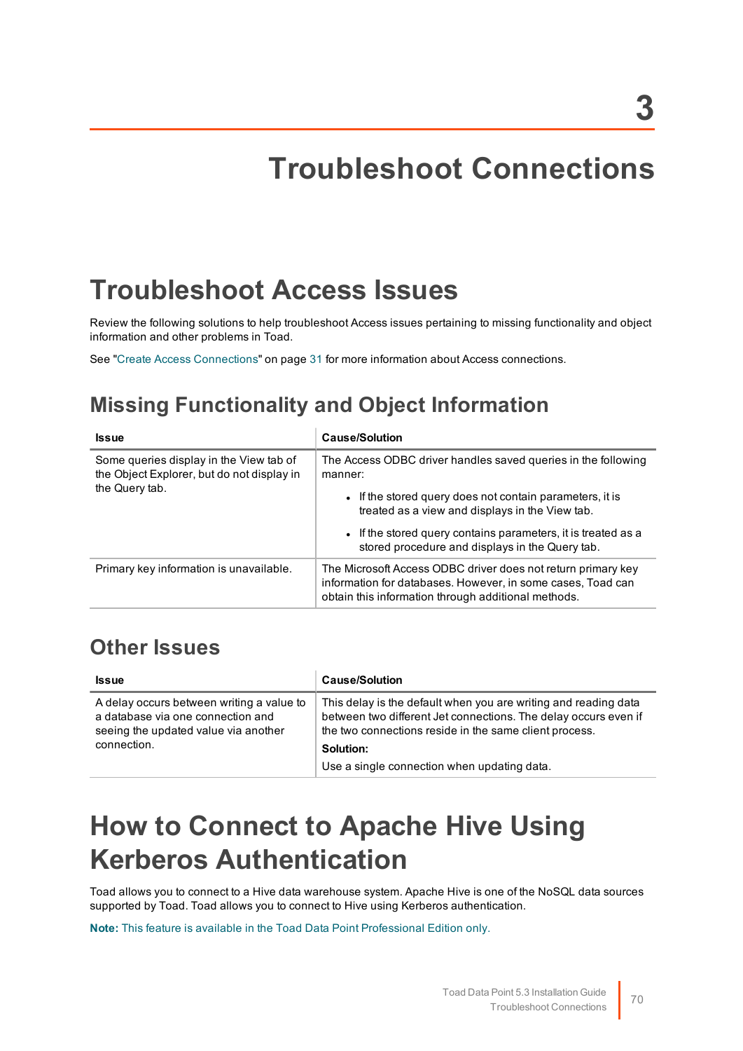# 3

# Troubleshoot Connections

## Troubleshoot Access Issues

Review the following solutions to help troubleshoot Access issues pertaining to missing functionality and object information and other problems in Toad.

See "Create Access Connections" on page 31 for more information about Access connections.

### Missing Functionality and Object Information

| Issue | Cause/Solution |
|---|---|
| Some queries display in the View tab of the Object Explorer, but do not display in the Query tab. | The Access ODBC driver handles saved queries in the following manner:<br>• If the stored query does not contain parameters, it is treated as a view and displays in the View tab.<br>• If the stored query contains parameters, it is treated as a stored procedure and displays in the Query tab. |
| Primary key information is unavailable. | The Microsoft Access ODBC driver does not return primary key information for databases. However, in some cases, Toad can obtain this information through additional methods. |

### Other Issues

| Issue | Cause/Solution |
|---|---|
| A delay occurs between writing a value to a database via one connection and seeing the updated value via another connection. | This delay is the default when you are writing and reading data between two different Jet connections. The delay occurs even if the two connections reside in the same client process.<br>**Solution:**<br>Use a single connection when updating data. |

## How to Connect to Apache Hive Using Kerberos Authentication

Toad allows you to connect to a Hive data warehouse system. Apache Hive is one of the NoSQL data sources supported by Toad. Toad allows you to connect to Hive using Kerberos authentication.

**Note:** This feature is available in the Toad Data Point Professional Edition only.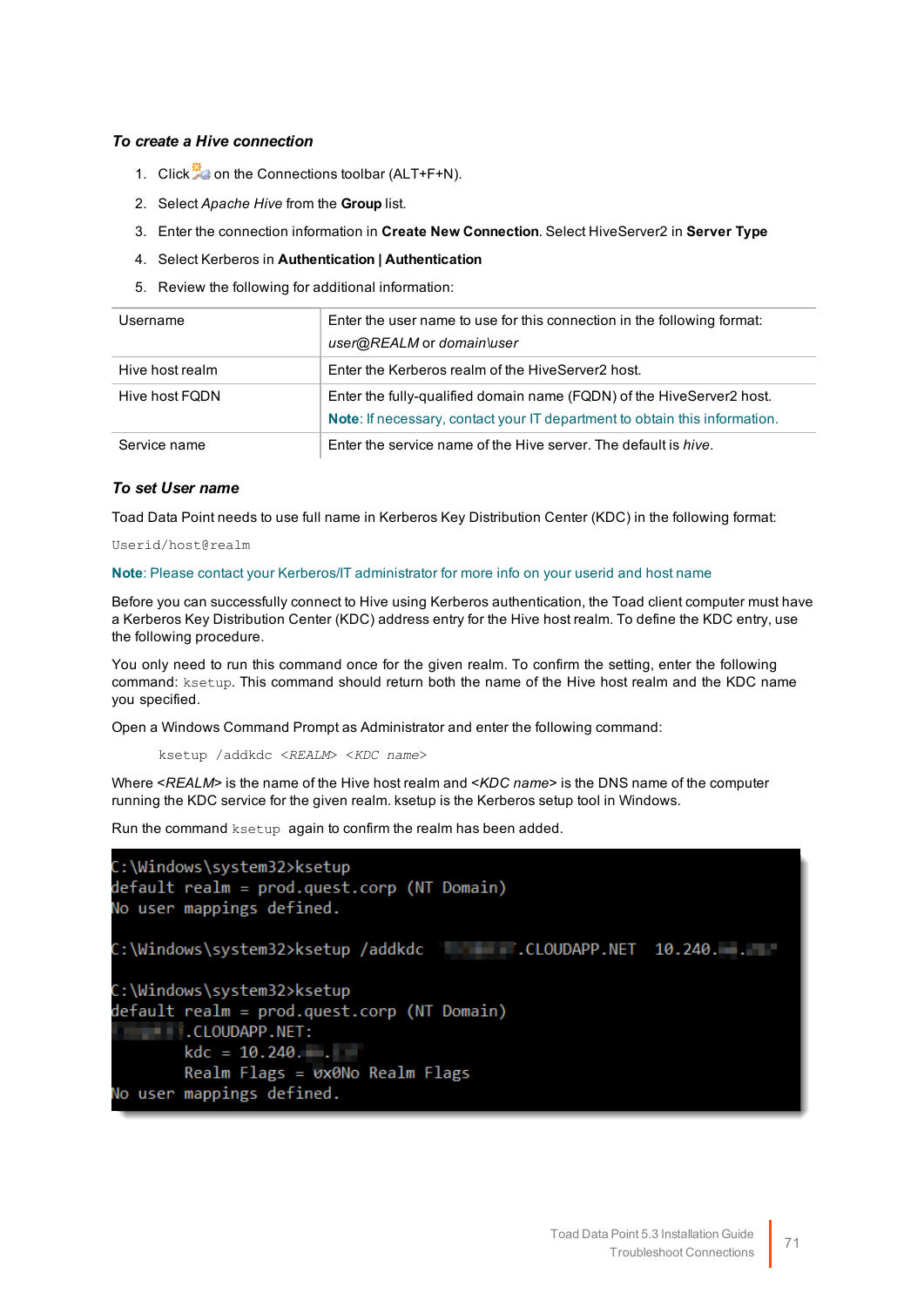### *To create a Hive connection*

1. Click on the Connections toolbar (ALT+F+N).
2. Select *Apache Hive* from the **Group** list.
3. Enter the connection information in **Create New Connection**. Select HiveServer2 in **Server Type**
4. Select Kerberos in **Authentication | Authentication**
5. Review the following for additional information:

| | |
|---|---|
| Username | Enter the user name to use for this connection in the following format: *user@REALM* or *domain\user* |
| Hive host realm | Enter the Kerberos realm of the HiveServer2 host. |
| Hive host FQDN | Enter the fully-qualified domain name (FQDN) of the HiveServer2 host. **Note**: If necessary, contact your IT department to obtain this information. |
| Service name | Enter the service name of the Hive server. The default is *hive*. |

### *To set User name*

Toad Data Point needs to use full name in Kerberos Key Distribution Center (KDC) in the following format:

```
Userid/host@realm
```

**Note**: Please contact your Kerberos/IT administrator for more info on your userid and host name

Before you can successfully connect to Hive using Kerberos authentication, the Toad client computer must have a Kerberos Key Distribution Center (KDC) address entry for the Hive host realm. To define the KDC entry, use the following procedure.

You only need to run this command once for the given realm. To confirm the setting, enter the following command: `ksetup`. This command should return both the name of the Hive host realm and the KDC name you specified.

Open a Windows Command Prompt as Administrator and enter the following command:

```
ksetup /addkdc <REALM> <KDC name>
```

Where <*REALM*> is the name of the Hive host realm and <*KDC name*> is the DNS name of the computer running the KDC service for the given realm. ksetup is the Kerberos setup tool in Windows.

Run the command `ksetup` again to confirm the realm has been added.

```
C:\Windows\system32>ksetup
default realm = prod.quest.corp (NT Domain)
No user mappings defined.

C:\Windows\system32>ksetup /addkdc ███████.CLOUDAPP.NET  10.240.██.███

C:\Windows\system32>ksetup
default realm = prod.quest.corp (NT Domain)
███████.CLOUDAPP.NET:
        kdc = 10.240.██.██
        Realm Flags = 0x0No Realm Flags
No user mappings defined.
```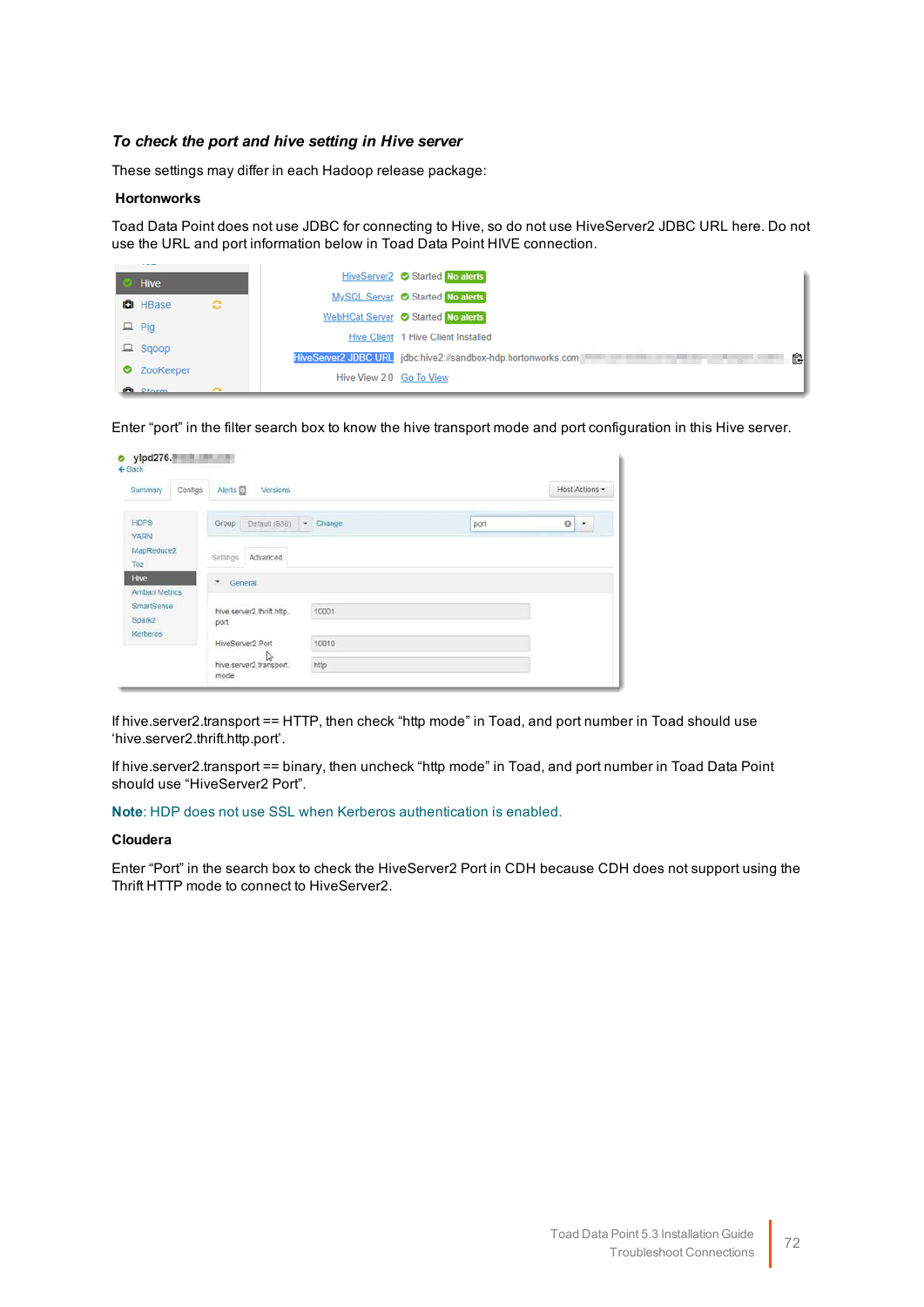*To check the port and hive setting in Hive server*

These settings may differ in each Hadoop release package:

**Hortonworks**

Toad Data Point does not use JDBC for connecting to Hive, so do not use HiveServer2 JDBC URL here. Do not use the URL and port information below in Toad Data Point HIVE connection.

Enter "port" in the filter search box to know the hive transport mode and port configuration in this Hive server.

If hive.server2.transport == HTTP, then check "http mode" in Toad, and port number in Toad should use 'hive.server2.thrift.http.port'.

If hive.server2.transport == binary, then uncheck "http mode" in Toad, and port number in Toad Data Point should use "HiveServer2 Port".

**Note**: HDP does not use SSL when Kerberos authentication is enabled.

**Cloudera**

Enter "Port" in the search box to check the HiveServer2 Port in CDH because CDH does not support using the Thrift HTTP mode to connect to HiveServer2.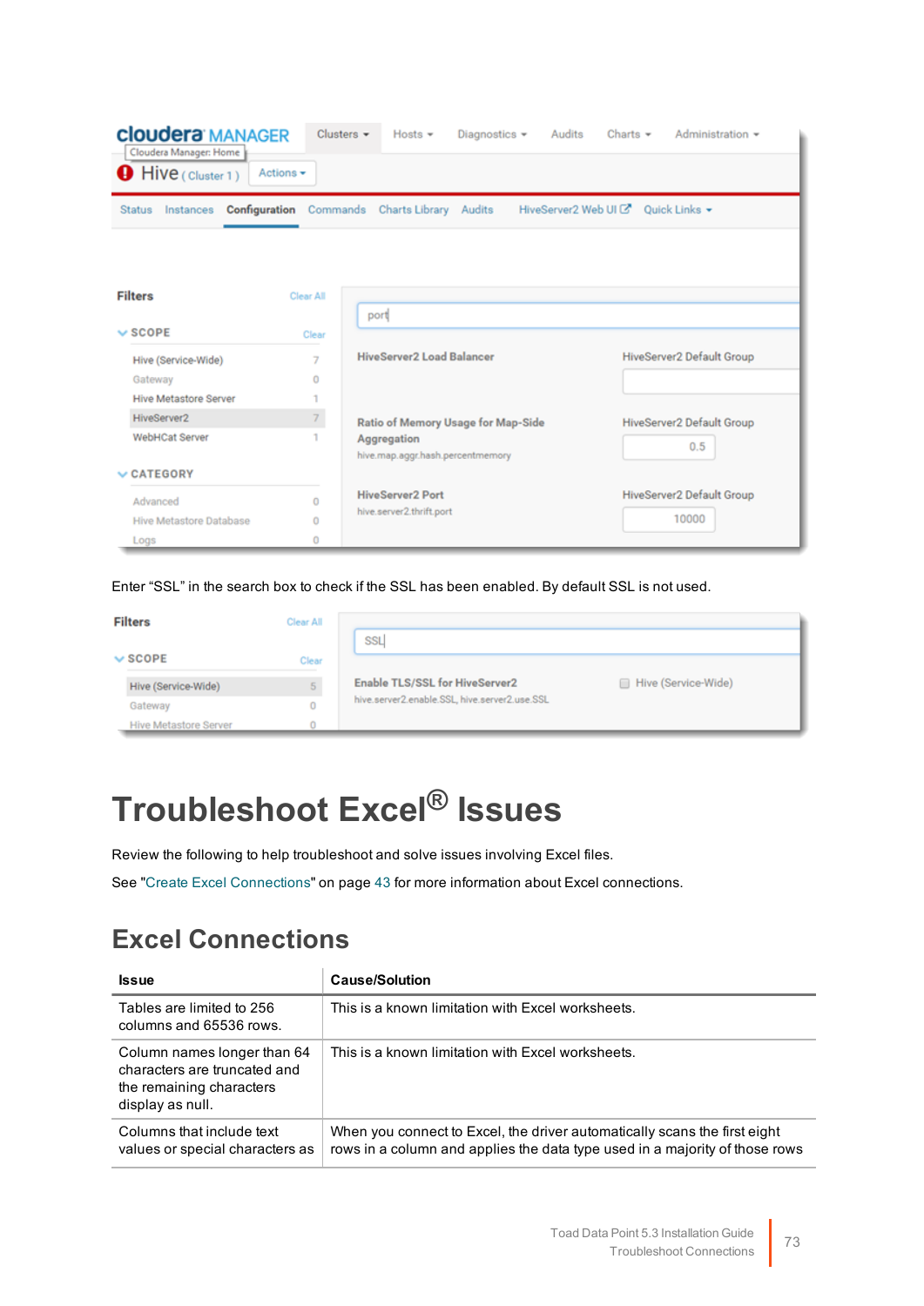Enter "SSL" in the search box to check if the SSL has been enabled. By default SSL is not used.

# Troubleshoot Excel® Issues

Review the following to help troubleshoot and solve issues involving Excel files.

See "Create Excel Connections" on page 43 for more information about Excel connections.

## Excel Connections

| Issue | Cause/Solution |
|---|---|
| Tables are limited to 256 columns and 65536 rows. | This is a known limitation with Excel worksheets. |
| Column names longer than 64 characters are truncated and the remaining characters display as null. | This is a known limitation with Excel worksheets. |
| Columns that include text values or special characters as | When you connect to Excel, the driver automatically scans the first eight rows in a column and applies the data type used in a majority of those rows |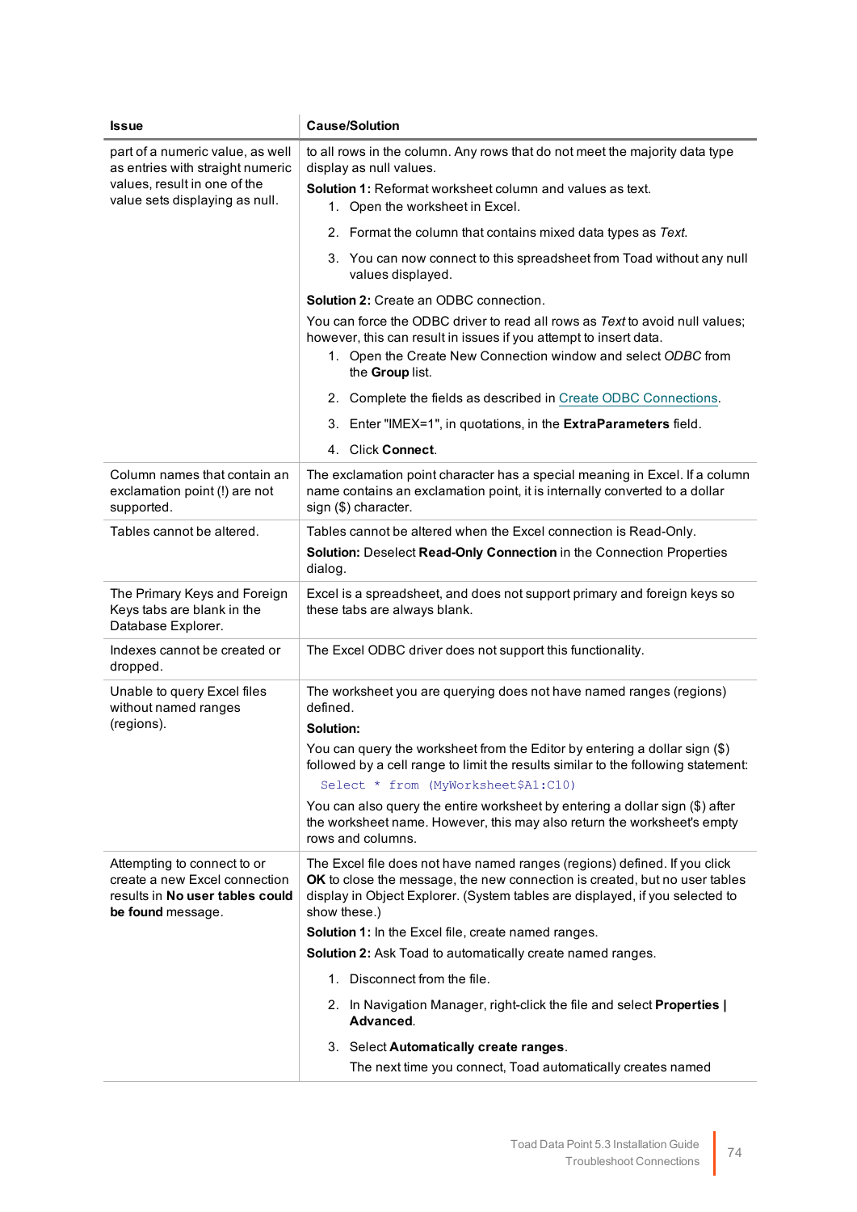| Issue | Cause/Solution |
| --- | --- |
| part of a numeric value, as well as entries with straight numeric values, result in one of the value sets displaying as null. | to all rows in the column. Any rows that do not meet the majority data type display as null values.<br><br>**Solution 1:** Reformat worksheet column and values as text.<br>1. Open the worksheet in Excel.<br>2. Format the column that contains mixed data types as *Text*.<br>3. You can now connect to this spreadsheet from Toad without any null values displayed.<br><br>**Solution 2:** Create an ODBC connection.<br><br>You can force the ODBC driver to read all rows as *Text* to avoid null values; however, this can result in issues if you attempt to insert data.<br>1. Open the Create New Connection window and select *ODBC* from the **Group** list.<br>2. Complete the fields as described in Create ODBC Connections.<br>3. Enter "IMEX=1", in quotations, in the **ExtraParameters** field.<br>4. Click **Connect**. |
| Column names that contain an exclamation point (!) are not supported. | The exclamation point character has a special meaning in Excel. If a column name contains an exclamation point, it is internally converted to a dollar sign ($) character. |
| Tables cannot be altered. | Tables cannot be altered when the Excel connection is Read-Only.<br><br>**Solution:** Deselect **Read-Only Connection** in the Connection Properties dialog. |
| The Primary Keys and Foreign Keys tabs are blank in the Database Explorer. | Excel is a spreadsheet, and does not support primary and foreign keys so these tabs are always blank. |
| Indexes cannot be created or dropped. | The Excel ODBC driver does not support this functionality. |
| Unable to query Excel files without named ranges (regions). | The worksheet you are querying does not have named ranges (regions) defined.<br><br>**Solution:**<br><br>You can query the worksheet from the Editor by entering a dollar sign ($) followed by a cell range to limit the results similar to the following statement:<br><br>`Select * from (MyWorksheet$A1:C10)`<br><br>You can also query the entire worksheet by entering a dollar sign ($) after the worksheet name. However, this may also return the worksheet's empty rows and columns. |
| Attempting to connect to or create a new Excel connection results in **No user tables could be found** message. | The Excel file does not have named ranges (regions) defined. If you click **OK** to close the message, the new connection is created, but no user tables display in Object Explorer. (System tables are displayed, if you selected to show these.)<br><br>**Solution 1:** In the Excel file, create named ranges.<br><br>**Solution 2:** Ask Toad to automatically create named ranges.<br>1. Disconnect from the file.<br>2. In Navigation Manager, right-click the file and select **Properties \| Advanced**.<br>3. Select **Automatically create ranges**.<br>The next time you connect, Toad automatically creates named |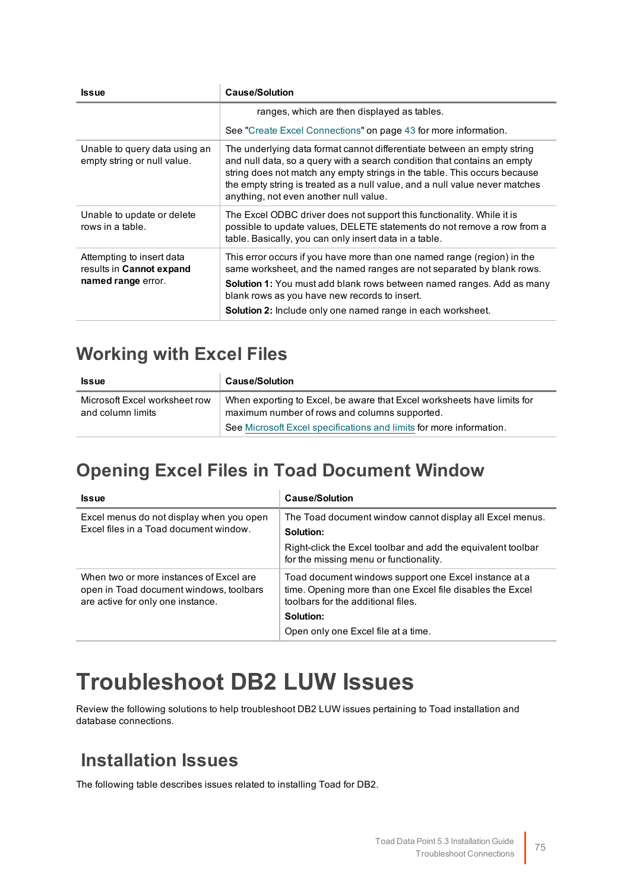| Issue | Cause/Solution |
|---|---|
| | ranges, which are then displayed as tables.<br><br>See "Create Excel Connections" on page 43 for more information. |
| Unable to query data using an empty string or null value. | The underlying data format cannot differentiate between an empty string and null data, so a query with a search condition that contains an empty string does not match any empty strings in the table. This occurs because the empty string is treated as a null value, and a null value never matches anything, not even another null value. |
| Unable to update or delete rows in a table. | The Excel ODBC driver does not support this functionality. While it is possible to update values, DELETE statements do not remove a row from a table. Basically, you can only insert data in a table. |
| Attempting to insert data results in **Cannot expand named range** error. | This error occurs if you have more than one named range (region) in the same worksheet, and the named ranges are not separated by blank rows.<br><br>**Solution 1:** You must add blank rows between named ranges. Add as many blank rows as you have new records to insert.<br><br>**Solution 2:** Include only one named range in each worksheet. |

## Working with Excel Files

| Issue | Cause/Solution |
|---|---|
| Microsoft Excel worksheet row and column limits | When exporting to Excel, be aware that Excel worksheets have limits for maximum number of rows and columns supported.<br><br>See Microsoft Excel specifications and limits for more information. |

## Opening Excel Files in Toad Document Window

| Issue | Cause/Solution |
|---|---|
| Excel menus do not display when you open Excel files in a Toad document window. | The Toad document window cannot display all Excel menus.<br><br>**Solution:**<br><br>Right-click the Excel toolbar and add the equivalent toolbar for the missing menu or functionality. |
| When two or more instances of Excel are open in Toad document windows, toolbars are active for only one instance. | Toad document windows support one Excel instance at a time. Opening more than one Excel file disables the Excel toolbars for the additional files.<br><br>**Solution:**<br><br>Open only one Excel file at a time. |

# Troubleshoot DB2 LUW Issues

Review the following solutions to help troubleshoot DB2 LUW issues pertaining to Toad installation and database connections.

## Installation Issues

The following table describes issues related to installing Toad for DB2.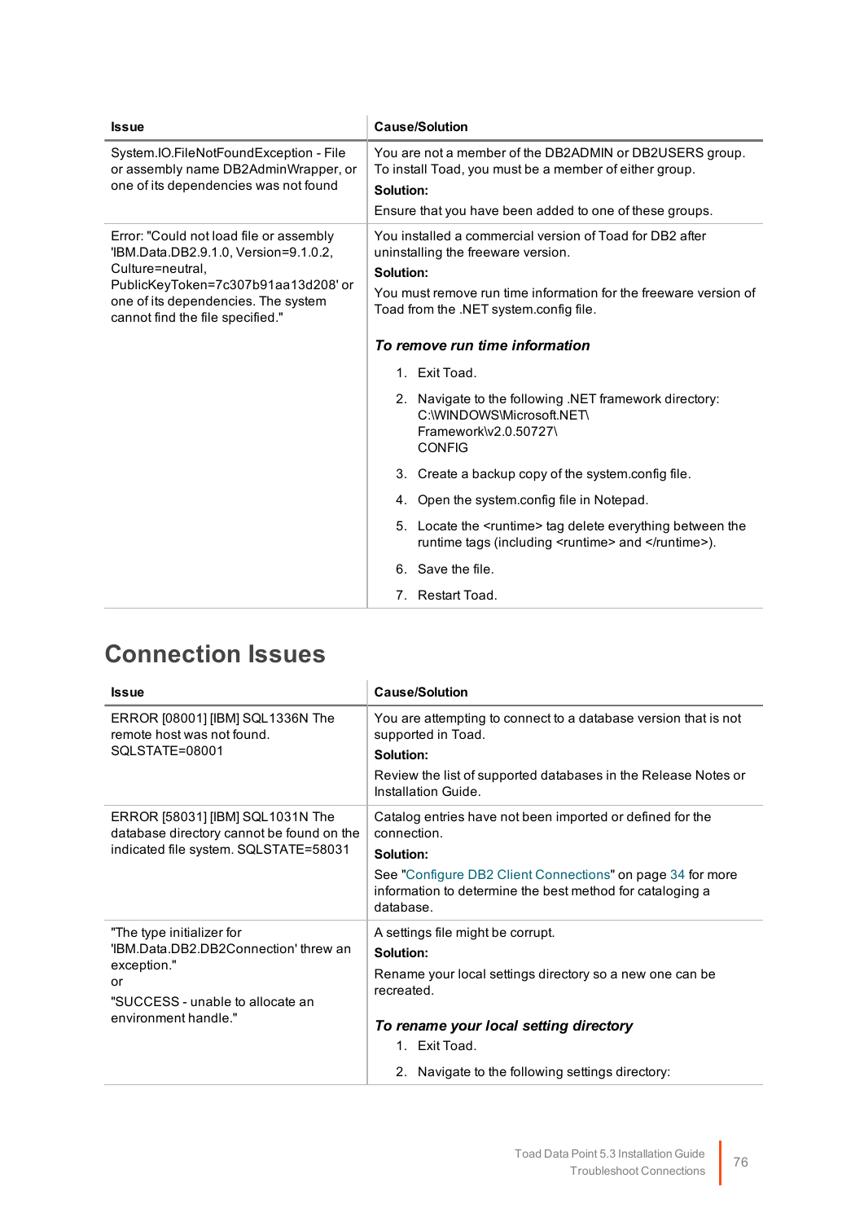| Issue | Cause/Solution |
|---|---|
| System.IO.FileNotFoundException - File or assembly name DB2AdminWrapper, or one of its dependencies was not found | You are not a member of the DB2ADMIN or DB2USERS group. To install Toad, you must be a member of either group.<br>**Solution:**<br>Ensure that you have been added to one of these groups. |
| Error: "Could not load file or assembly 'IBM.Data.DB2.9.1.0, Version=9.1.0.2, Culture=neutral, PublicKeyToken=7c307b91aa13d208' or one of its dependencies. The system cannot find the file specified." | You installed a commercial version of Toad for DB2 after uninstalling the freeware version.<br>**Solution:**<br>You must remove run time information for the freeware version of Toad from the .NET system.config file.<br>***To remove run time information***<br>1. Exit Toad.<br>2. Navigate to the following .NET framework directory: C:\WINDOWS\Microsoft.NET\Framework\v2.0.50727\CONFIG<br>3. Create a backup copy of the system.config file.<br>4. Open the system.config file in Notepad.<br>5. Locate the <runtime> tag delete everything between the runtime tags (including <runtime> and </runtime>).<br>6. Save the file.<br>7. Restart Toad. |

## Connection Issues

| Issue | Cause/Solution |
|---|---|
| ERROR [08001] [IBM] SQL1336N The remote host was not found. SQLSTATE=08001 | You are attempting to connect to a database version that is not supported in Toad.<br>**Solution:**<br>Review the list of supported databases in the Release Notes or Installation Guide. |
| ERROR [58031] [IBM] SQL1031N The database directory cannot be found on the indicated file system. SQLSTATE=58031 | Catalog entries have not been imported or defined for the connection.<br>**Solution:**<br>See "Configure DB2 Client Connections" on page 34 for more information to determine the best method for cataloging a database. |
| "The type initializer for 'IBM.Data.DB2.DB2Connection' threw an exception."<br>or<br>"SUCCESS - unable to allocate an environment handle." | A settings file might be corrupt.<br>**Solution:**<br>Rename your local settings directory so a new one can be recreated.<br>***To rename your local setting directory***<br>1. Exit Toad.<br>2. Navigate to the following settings directory: |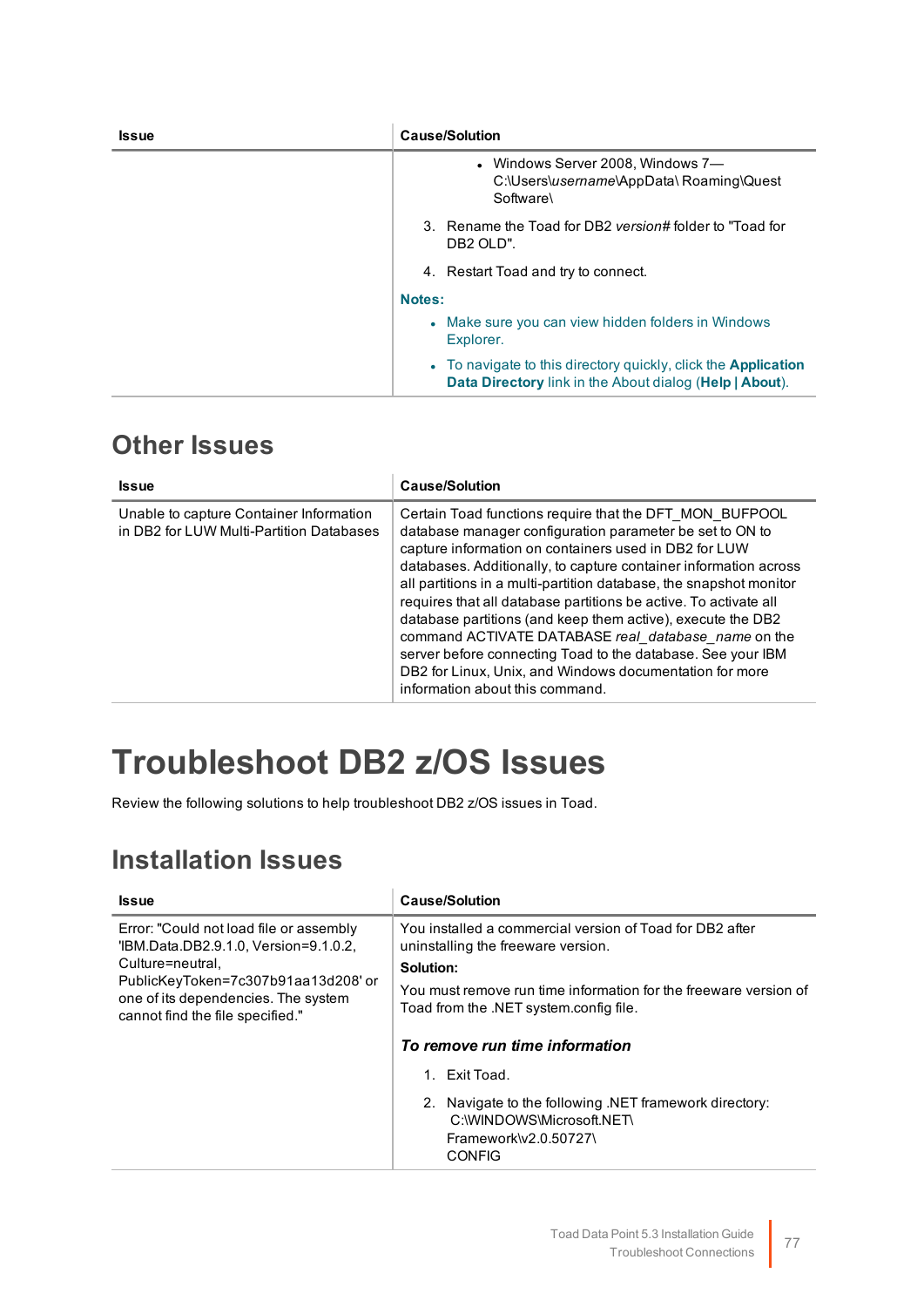| Issue | Cause/Solution |
|---|---|
| | - Windows Server 2008, Windows 7—C:\Users\*username*\AppData\ Roaming\Quest Software\<br><br>3. Rename the Toad for DB2 *version#* folder to "Toad for DB2 OLD".<br><br>4. Restart Toad and try to connect.<br><br>**Notes:**<br><br>- Make sure you can view hidden folders in Windows Explorer.<br>- To navigate to this directory quickly, click the **Application Data Directory** link in the About dialog (**Help \| About**). |

## Other Issues

| Issue | Cause/Solution |
|---|---|
| Unable to capture Container Information in DB2 for LUW Multi-Partition Databases | Certain Toad functions require that the DFT_MON_BUFPOOL database manager configuration parameter be set to ON to capture information on containers used in DB2 for LUW databases. Additionally, to capture container information across all partitions in a multi-partition database, the snapshot monitor requires that all database partitions be active. To activate all database partitions (and keep them active), execute the DB2 command ACTIVATE DATABASE *real_database_name* on the server before connecting Toad to the database. See your IBM DB2 for Linux, Unix, and Windows documentation for more information about this command. |

# Troubleshoot DB2 z/OS Issues

Review the following solutions to help troubleshoot DB2 z/OS issues in Toad.

## Installation Issues

| Issue | Cause/Solution |
|---|---|
| Error: "Could not load file or assembly 'IBM.Data.DB2.9.1.0, Version=9.1.0.2, Culture=neutral, PublicKeyToken=7c307b91aa13d208' or one of its dependencies. The system cannot find the file specified." | You installed a commercial version of Toad for DB2 after uninstalling the freeware version.<br><br>**Solution:**<br><br>You must remove run time information for the freeware version of Toad from the .NET system.config file.<br><br>***To remove run time information***<br><br>1. Exit Toad.<br><br>2. Navigate to the following .NET framework directory: C:\WINDOWS\Microsoft.NET\Framework\v2.0.50727\CONFIG |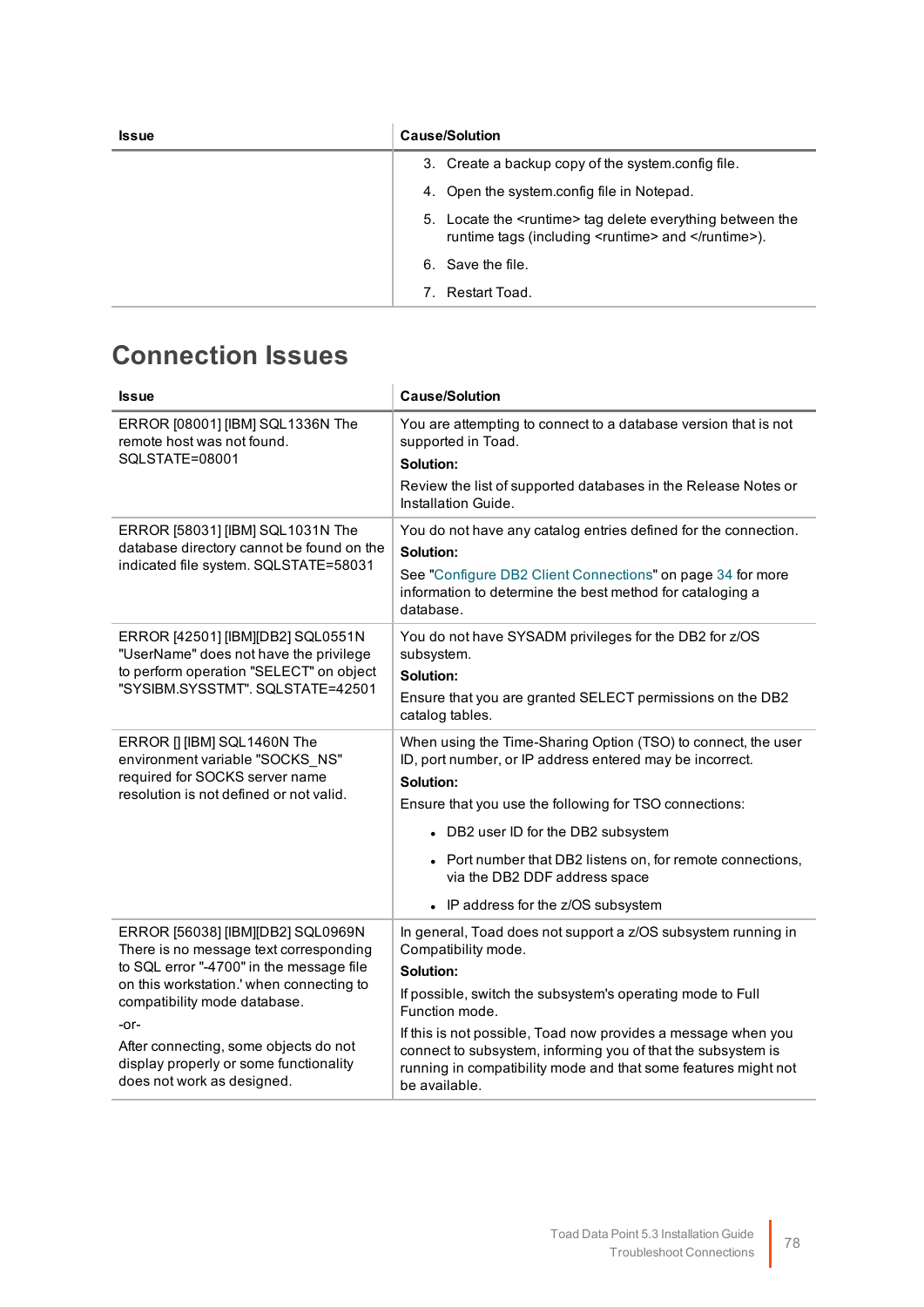| Issue | Cause/Solution |
|---|---|
| | 3. Create a backup copy of the system.config file.<br>4. Open the system.config file in Notepad.<br>5. Locate the <runtime> tag delete everything between the runtime tags (including <runtime> and </runtime>).<br>6. Save the file.<br>7. Restart Toad. |

## Connection Issues

| Issue | Cause/Solution |
|---|---|
| ERROR [08001] [IBM] SQL1336N The remote host was not found. SQLSTATE=08001 | You are attempting to connect to a database version that is not supported in Toad.<br>**Solution:**<br>Review the list of supported databases in the Release Notes or Installation Guide. |
| ERROR [58031] [IBM] SQL1031N The database directory cannot be found on the indicated file system. SQLSTATE=58031 | You do not have any catalog entries defined for the connection.<br>**Solution:**<br>See "Configure DB2 Client Connections" on page 34 for more information to determine the best method for cataloging a database. |
| ERROR [42501] [IBM][DB2] SQL0551N "UserName" does not have the privilege to perform operation "SELECT" on object "SYSIBM.SYSSTMT". SQLSTATE=42501 | You do not have SYSADM privileges for the DB2 for z/OS subsystem.<br>**Solution:**<br>Ensure that you are granted SELECT permissions on the DB2 catalog tables. |
| ERROR [] [IBM] SQL1460N The environment variable "SOCKS_NS" required for SOCKS server name resolution is not defined or not valid. | When using the Time-Sharing Option (TSO) to connect, the user ID, port number, or IP address entered may be incorrect.<br>**Solution:**<br>Ensure that you use the following for TSO connections:<br>• DB2 user ID for the DB2 subsystem<br>• Port number that DB2 listens on, for remote connections, via the DB2 DDF address space<br>• IP address for the z/OS subsystem |
| ERROR [56038] [IBM][DB2] SQL0969N There is no message text corresponding to SQL error "-4700" in the message file on this workstation.' when connecting to compatibility mode database.<br>-or-<br>After connecting, some objects do not display properly or some functionality does not work as designed. | In general, Toad does not support a z/OS subsystem running in Compatibility mode.<br>**Solution:**<br>If possible, switch the subsystem's operating mode to Full Function mode.<br>If this is not possible, Toad now provides a message when you connect to subsystem, informing you of that the subsystem is running in compatibility mode and that some features might not be available. |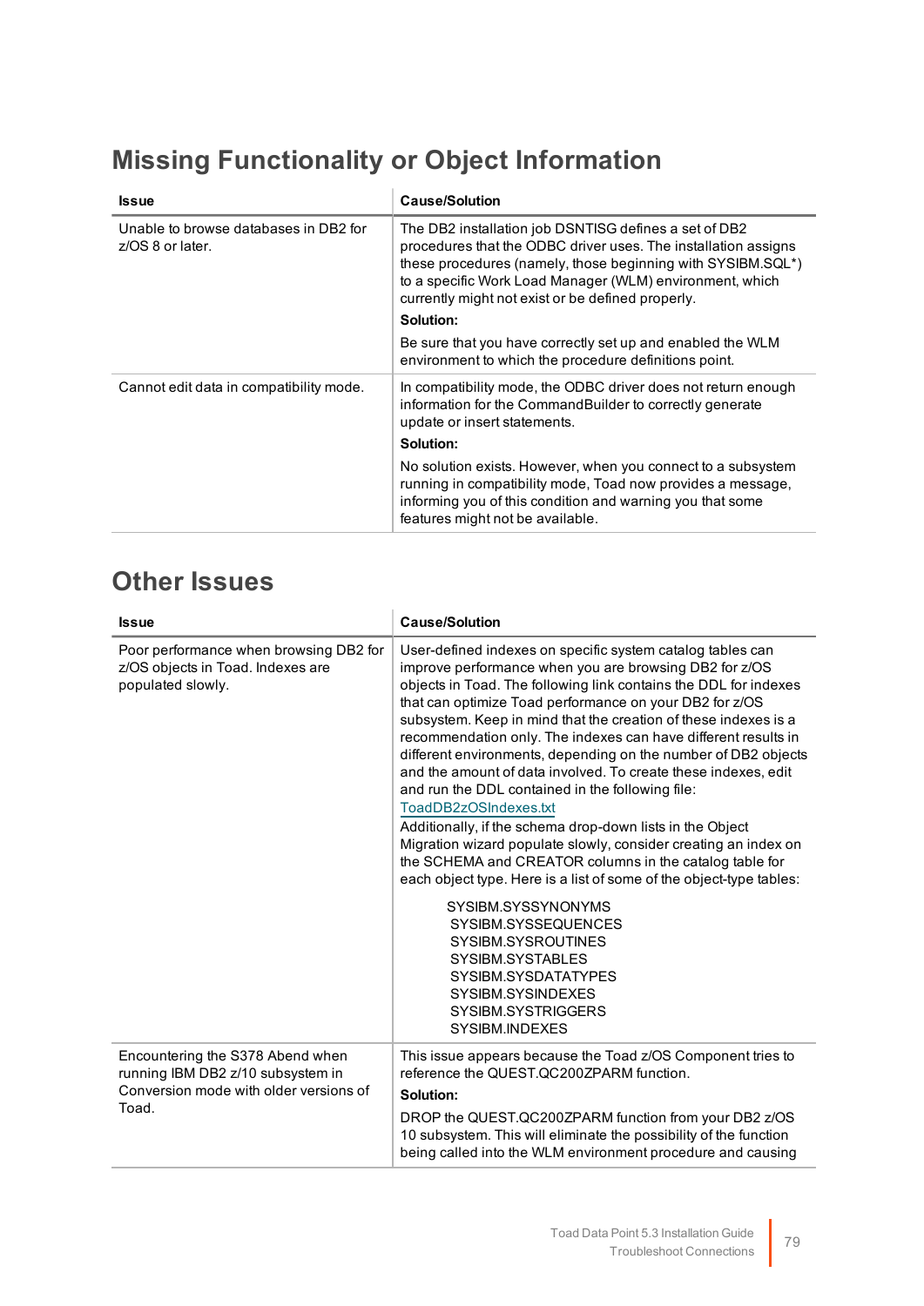## Missing Functionality or Object Information

| Issue | Cause/Solution |
| --- | --- |
| Unable to browse databases in DB2 for z/OS 8 or later. | The DB2 installation job DSNTISG defines a set of DB2 procedures that the ODBC driver uses. The installation assigns these procedures (namely, those beginning with SYSIBM.SQL*) to a specific Work Load Manager (WLM) environment, which currently might not exist or be defined properly.<br>**Solution:**<br>Be sure that you have correctly set up and enabled the WLM environment to which the procedure definitions point. |
| Cannot edit data in compatibility mode. | In compatibility mode, the ODBC driver does not return enough information for the CommandBuilder to correctly generate update or insert statements.<br>**Solution:**<br>No solution exists. However, when you connect to a subsystem running in compatibility mode, Toad now provides a message, informing you of this condition and warning you that some features might not be available. |

## Other Issues

| Issue | Cause/Solution |
| --- | --- |
| Poor performance when browsing DB2 for z/OS objects in Toad. Indexes are populated slowly. | User-defined indexes on specific system catalog tables can improve performance when you are browsing DB2 for z/OS objects in Toad. The following link contains the DDL for indexes that can optimize Toad performance on your DB2 for z/OS subsystem. Keep in mind that the creation of these indexes is a recommendation only. The indexes can have different results in different environments, depending on the number of DB2 objects and the amount of data involved. To create these indexes, edit and run the DDL contained in the following file: ToadDB2zOSIndexes.txt<br>Additionally, if the schema drop-down lists in the Object Migration wizard populate slowly, consider creating an index on the SCHEMA and CREATOR columns in the catalog table for each object type. Here is a list of some of the object-type tables:<br>SYSIBM.SYSSYNONYMS<br>SYSIBM.SYSSEQUENCES<br>SYSIBM.SYSROUTINES<br>SYSIBM.SYSTABLES<br>SYSIBM.SYSDATATYPES<br>SYSIBM.SYSINDEXES<br>SYSIBM.SYSTRIGGERS<br>SYSIBM.INDEXES |
| Encountering the S378 Abend when running IBM DB2 z/10 subsystem in Conversion mode with older versions of Toad. | This issue appears because the Toad z/OS Component tries to reference the QUEST.QC200ZPARM function.<br>**Solution:**<br>DROP the QUEST.QC200ZPARM function from your DB2 z/OS 10 subsystem. This will eliminate the possibility of the function being called into the WLM environment procedure and causing |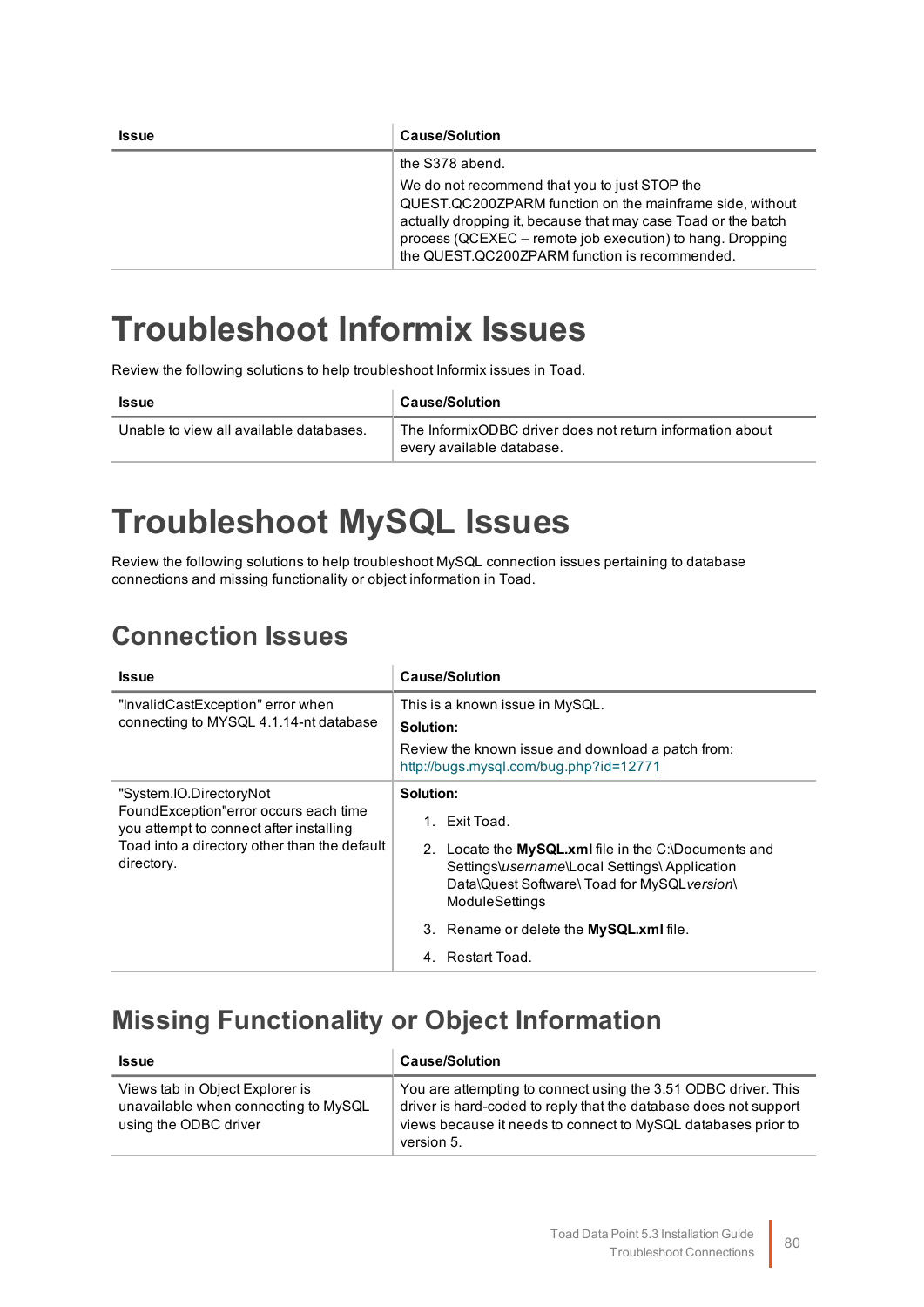| Issue | Cause/Solution |
| --- | --- |
| | the S378 abend.<br>We do not recommend that you to just STOP the QUEST.QC200ZPARM function on the mainframe side, without actually dropping it, because that may case Toad or the batch process (QCEXEC – remote job execution) to hang. Dropping the QUEST.QC200ZPARM function is recommended. |

# Troubleshoot Informix Issues

Review the following solutions to help troubleshoot Informix issues in Toad.

| Issue | Cause/Solution |
| --- | --- |
| Unable to view all available databases. | The InformixODBC driver does not return information about every available database. |

# Troubleshoot MySQL Issues

Review the following solutions to help troubleshoot MySQL connection issues pertaining to database connections and missing functionality or object information in Toad.

## Connection Issues

| Issue | Cause/Solution |
| --- | --- |
| "InvalidCastException" error when connecting to MYSQL 4.1.14-nt database | This is a known issue in MySQL.<br>**Solution:**<br>Review the known issue and download a patch from: http://bugs.mysql.com/bug.php?id=12771 |
| "System.IO.DirectoryNot FoundException"error occurs each time you attempt to connect after installing Toad into a directory other than the default directory. | **Solution:**<br>1. Exit Toad.<br>2. Locate the **MySQL.xml** file in the C:\Documents and Settings\\*username*\Local Settings\ Application Data\Quest Software\ Toad for MySQL*version*\ ModuleSettings<br>3. Rename or delete the **MySQL.xml** file.<br>4. Restart Toad. |

## Missing Functionality or Object Information

| Issue | Cause/Solution |
| --- | --- |
| Views tab in Object Explorer is unavailable when connecting to MySQL using the ODBC driver | You are attempting to connect using the 3.51 ODBC driver. This driver is hard-coded to reply that the database does not support views because it needs to connect to MySQL databases prior to version 5. |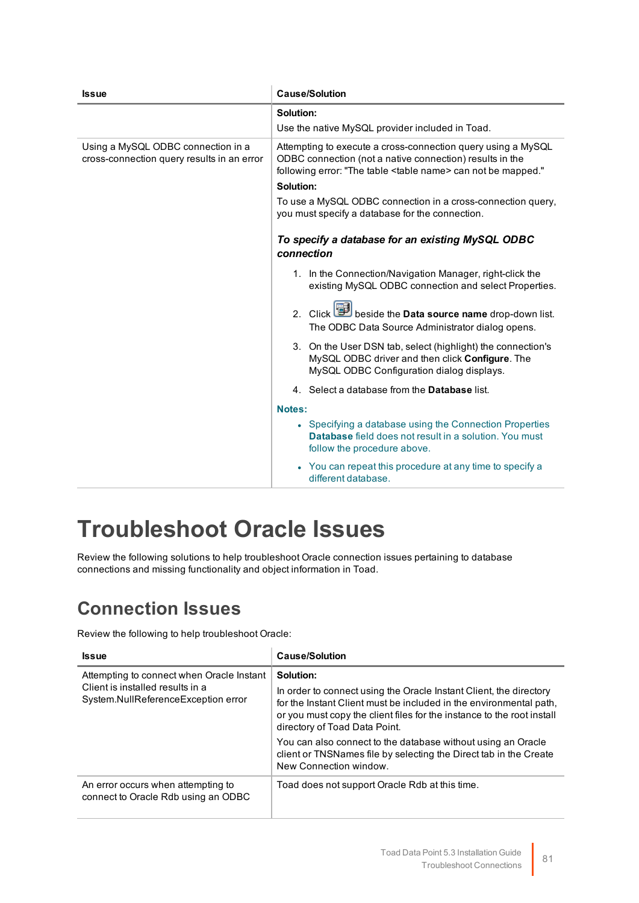| Issue | Cause/Solution |
|---|---|
| | **Solution:**<br>Use the native MySQL provider included in Toad. |
| Using a MySQL ODBC connection in a cross-connection query results in an error | Attempting to execute a cross-connection query using a MySQL ODBC connection (not a native connection) results in the following error: "The table <table name> can not be mapped."<br>**Solution:**<br>To use a MySQL ODBC connection in a cross-connection query, you must specify a database for the connection.<br>***To specify a database for an existing MySQL ODBC connection***<br>1. In the Connection/Navigation Manager, right-click the existing MySQL ODBC connection and select Properties.<br>2. Click the icon beside the **Data source name** drop-down list. The ODBC Data Source Administrator dialog opens.<br>3. On the User DSN tab, select (highlight) the connection's MySQL ODBC driver and then click **Configure**. The MySQL ODBC Configuration dialog displays.<br>4. Select a database from the **Database** list.<br>**Notes:**<br>• Specifying a database using the Connection Properties **Database** field does not result in a solution. You must follow the procedure above.<br>• You can repeat this procedure at any time to specify a different database. |

# Troubleshoot Oracle Issues

Review the following solutions to help troubleshoot Oracle connection issues pertaining to database connections and missing functionality and object information in Toad.

## Connection Issues

Review the following to help troubleshoot Oracle:

| Issue | Cause/Solution |
|---|---|
| Attempting to connect when Oracle Instant Client is installed results in a System.NullReferenceException error | **Solution:**<br>In order to connect using the Oracle Instant Client, the directory for the Instant Client must be included in the environmental path, or you must copy the client files for the instance to the root install directory of Toad Data Point.<br>You can also connect to the database without using an Oracle client or TNSNames file by selecting the Direct tab in the Create New Connection window. |
| An error occurs when attempting to connect to Oracle Rdb using an ODBC | Toad does not support Oracle Rdb at this time. |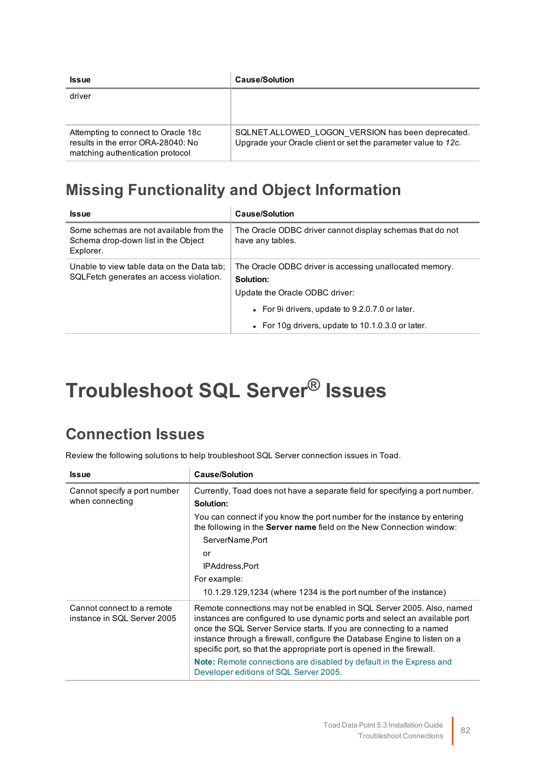| Issue | Cause/Solution |
|---|---|
| driver | |
| Attempting to connect to Oracle 18c results in the error ORA-28040: No matching authentication protocol | SQLNET.ALLOWED_LOGON_VERSION has been deprecated. Upgrade your Oracle client or set the parameter value to *12c*. |

## Missing Functionality and Object Information

| Issue | Cause/Solution |
|---|---|
| Some schemas are not available from the Schema drop-down list in the Object Explorer. | The Oracle ODBC driver cannot display schemas that do not have any tables. |
| Unable to view table data on the Data tab; SQLFetch generates an access violation. | The Oracle ODBC driver is accessing unallocated memory.<br>**Solution:**<br>Update the Oracle ODBC driver:<br>• For 9i drivers, update to 9.2.0.7.0 or later.<br>• For 10g drivers, update to 10.1.0.3.0 or later. |

# Troubleshoot SQL Server® Issues

## Connection Issues

Review the following solutions to help troubleshoot SQL Server connection issues in Toad.

| Issue | Cause/Solution |
|---|---|
| Cannot specify a port number when connecting | Currently, Toad does not have a separate field for specifying a port number.<br>**Solution:**<br>You can connect if you know the port number for the instance by entering the following in the **Server name** field on the New Connection window:<br>ServerName,Port<br>or<br>IPAddress,Port<br>For example:<br>10.1.29.129,1234 (where 1234 is the port number of the instance) |
| Cannot connect to a remote instance in SQL Server 2005 | Remote connections may not be enabled in SQL Server 2005. Also, named instances are configured to use dynamic ports and select an available port once the SQL Server Service starts. If you are connecting to a named instance through a firewall, configure the Database Engine to listen on a specific port, so that the appropriate port is opened in the firewall.<br>**Note:** Remote connections are disabled by default in the Express and Developer editions of SQL Server 2005. |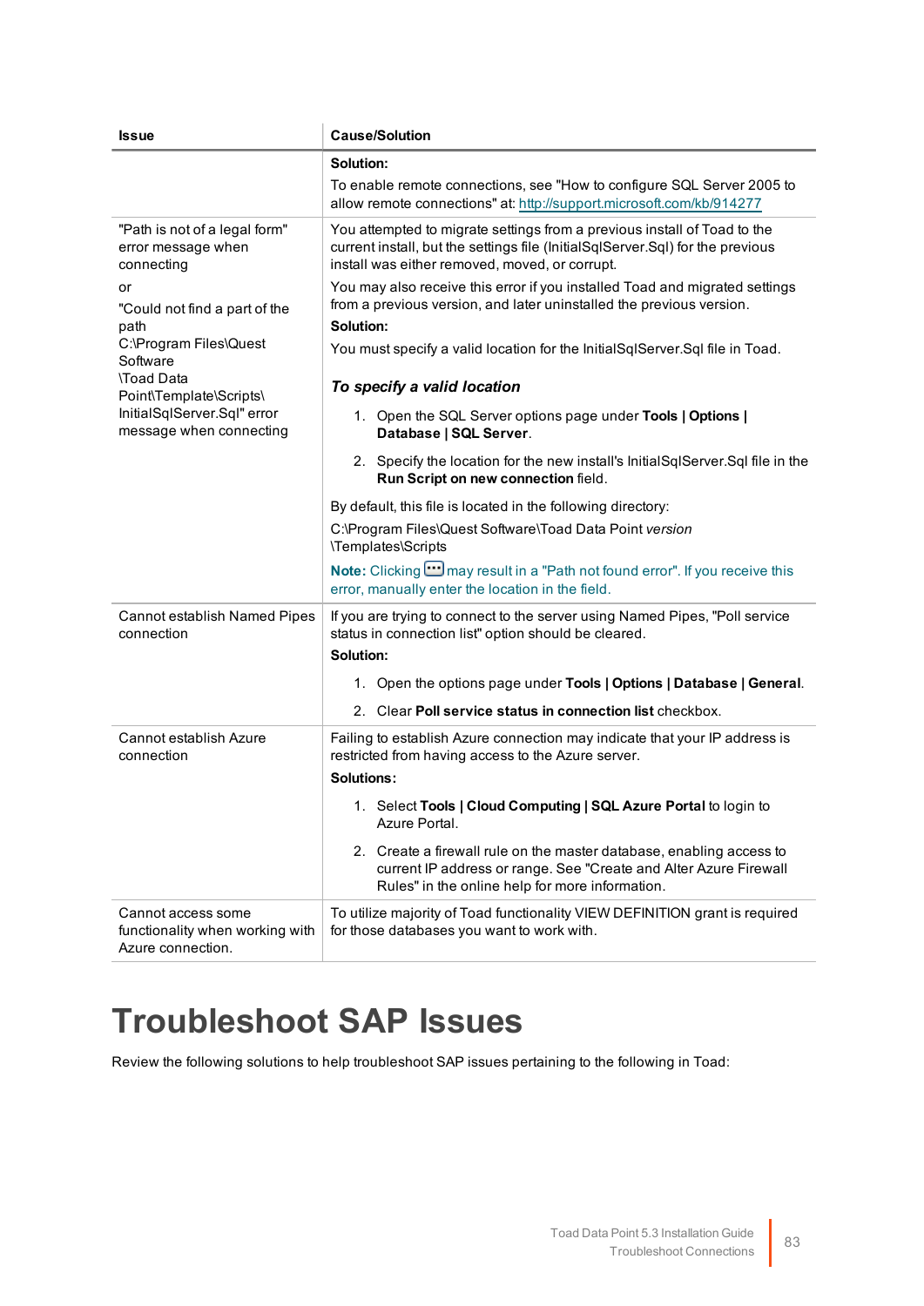| Issue | Cause/Solution |
|---|---|
| | **Solution:**<br>To enable remote connections, see "How to configure SQL Server 2005 to allow remote connections" at: http://support.microsoft.com/kb/914277 |
| "Path is not of a legal form" error message when connecting<br><br>or<br><br>"Could not find a part of the path C:\Program Files\Quest Software \Toad Data Point\Template\Scripts\ InitialSqlServer.Sql" error message when connecting | You attempted to migrate settings from a previous install of Toad to the current install, but the settings file (InitialSqlServer.Sql) for the previous install was either removed, moved, or corrupt.<br><br>You may also receive this error if you installed Toad and migrated settings from a previous version, and later uninstalled the previous version.<br><br>**Solution:**<br>You must specify a valid location for the InitialSqlServer.Sql file in Toad.<br><br>***To specify a valid location***<br><br>1. Open the SQL Server options page under **Tools \| Options \| Database \| SQL Server**.<br>2. Specify the location for the new install's InitialSqlServer.Sql file in the **Run Script on new connection** field.<br><br>By default, this file is located in the following directory:<br>C:\Program Files\Quest Software\Toad Data Point *version* \Templates\Scripts<br><br>**Note:** Clicking [...] may result in a "Path not found error". If you receive this error, manually enter the location in the field. |
| Cannot establish Named Pipes connection | If you are trying to connect to the server using Named Pipes, "Poll service status in connection list" option should be cleared.<br><br>**Solution:**<br><br>1. Open the options page under **Tools \| Options \| Database \| General**.<br>2. Clear **Poll service status in connection list** checkbox. |
| Cannot establish Azure connection | Failing to establish Azure connection may indicate that your IP address is restricted from having access to the Azure server.<br><br>**Solutions:**<br><br>1. Select **Tools \| Cloud Computing \| SQL Azure Portal** to login to Azure Portal.<br>2. Create a firewall rule on the master database, enabling access to current IP address or range. See "Create and Alter Azure Firewall Rules" in the online help for more information. |
| Cannot access some functionality when working with Azure connection. | To utilize majority of Toad functionality VIEW DEFINITION grant is required for those databases you want to work with. |

# Troubleshoot SAP Issues

Review the following solutions to help troubleshoot SAP issues pertaining to the following in Toad: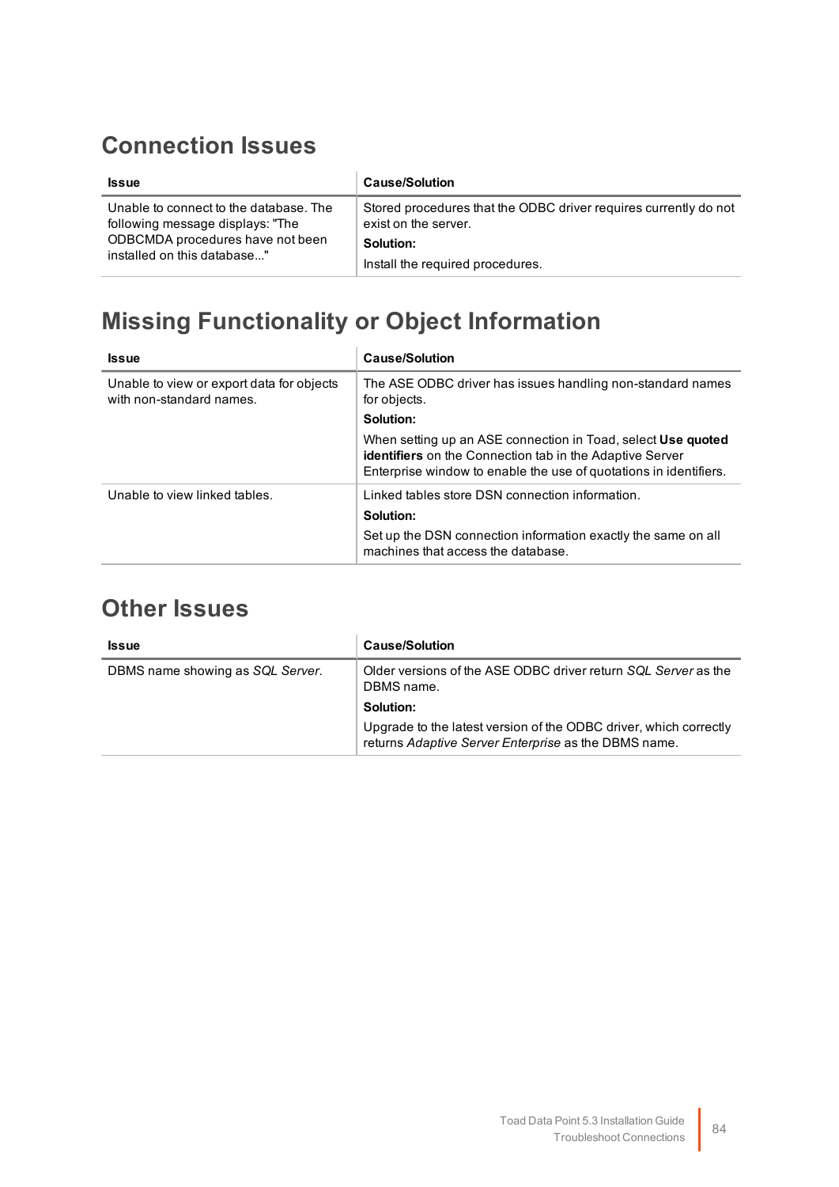## Connection Issues

| Issue | Cause/Solution |
| --- | --- |
| Unable to connect to the database. The following message displays: "The ODBCMDA procedures have not been installed on this database..." | Stored procedures that the ODBC driver requires currently do not exist on the server.<br>**Solution:**<br>Install the required procedures. |

## Missing Functionality or Object Information

| Issue | Cause/Solution |
| --- | --- |
| Unable to view or export data for objects with non-standard names. | The ASE ODBC driver has issues handling non-standard names for objects.<br>**Solution:**<br>When setting up an ASE connection in Toad, select **Use quoted identifiers** on the Connection tab in the Adaptive Server Enterprise window to enable the use of quotations in identifiers. |
| Unable to view linked tables. | Linked tables store DSN connection information.<br>**Solution:**<br>Set up the DSN connection information exactly the same on all machines that access the database. |

## Other Issues

| Issue | Cause/Solution |
| --- | --- |
| DBMS name showing as *SQL Server*. | Older versions of the ASE ODBC driver return *SQL Server* as the DBMS name.<br>**Solution:**<br>Upgrade to the latest version of the ODBC driver, which correctly returns *Adaptive Server Enterprise* as the DBMS name. |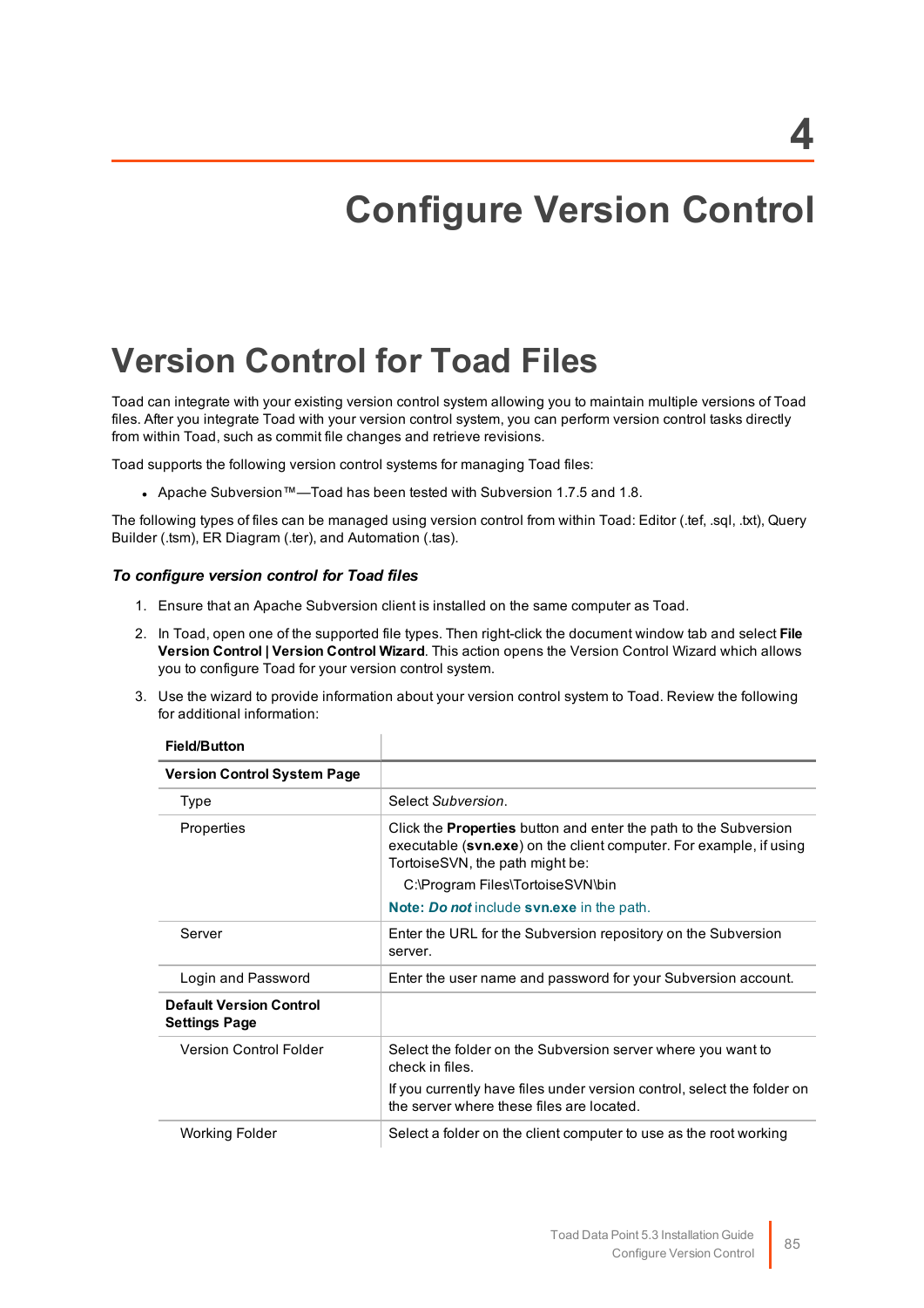# 4

# Configure Version Control

## Version Control for Toad Files

Toad can integrate with your existing version control system allowing you to maintain multiple versions of Toad files. After you integrate Toad with your version control system, you can perform version control tasks directly from within Toad, such as commit file changes and retrieve revisions.

Toad supports the following version control systems for managing Toad files:

- Apache Subversion™—Toad has been tested with Subversion 1.7.5 and 1.8.

The following types of files can be managed using version control from within Toad: Editor (.tef, .sql, .txt), Query Builder (.tsm), ER Diagram (.ter), and Automation (.tas).

### *To configure version control for Toad files*

1. Ensure that an Apache Subversion client is installed on the same computer as Toad.
2. In Toad, open one of the supported file types. Then right-click the document window tab and select **File Version Control | Version Control Wizard**. This action opens the Version Control Wizard which allows you to configure Toad for your version control system.
3. Use the wizard to provide information about your version control system to Toad. Review the following for additional information:

| Field/Button | |
|---|---|
| **Version Control System Page** | |
| Type | Select *Subversion*. |
| Properties | Click the **Properties** button and enter the path to the Subversion executable (**svn.exe**) on the client computer. For example, if using TortoiseSVN, the path might be:<br>C:\Program Files\TortoiseSVN\bin<br>**Note:** ***Do not*** include **svn.exe** in the path. |
| Server | Enter the URL for the Subversion repository on the Subversion server. |
| Login and Password | Enter the user name and password for your Subversion account. |
| **Default Version Control Settings Page** | |
| Version Control Folder | Select the folder on the Subversion server where you want to check in files.<br>If you currently have files under version control, select the folder on the server where these files are located. |
| Working Folder | Select a folder on the client computer to use as the root working |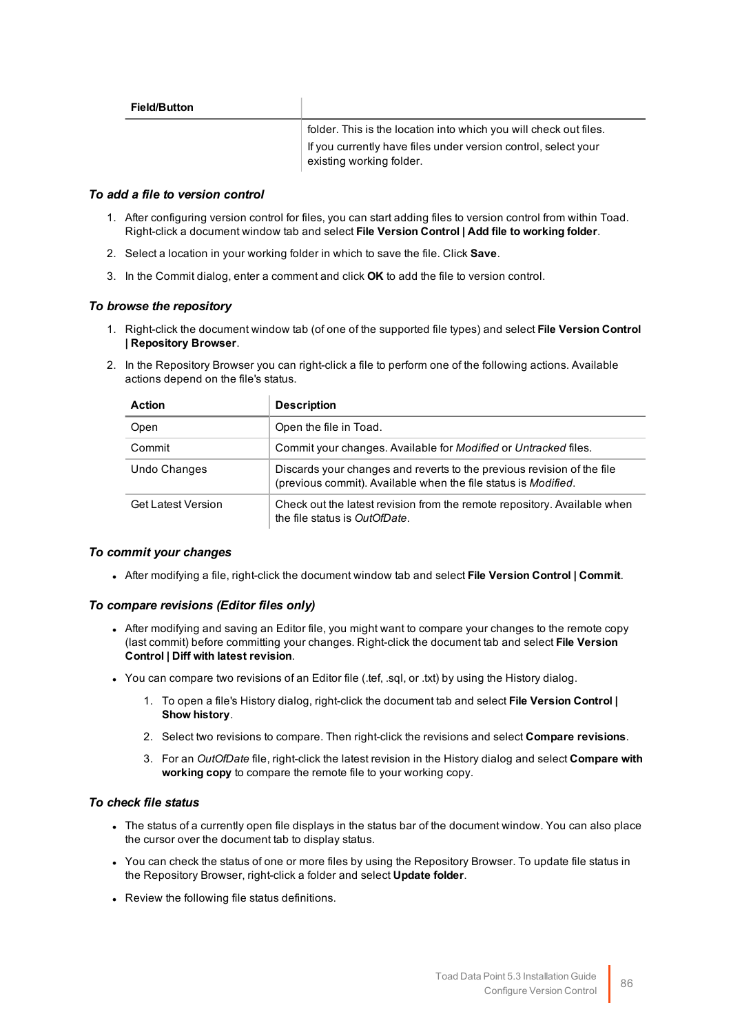| Field/Button | |
|---|---|
| | folder. This is the location into which you will check out files. If you currently have files under version control, select your existing working folder. |

### *To add a file to version control*

1. After configuring version control for files, you can start adding files to version control from within Toad. Right-click a document window tab and select **File Version Control | Add file to working folder**.
2. Select a location in your working folder in which to save the file. Click **Save**.
3. In the Commit dialog, enter a comment and click **OK** to add the file to version control.

### *To browse the repository*

1. Right-click the document window tab (of one of the supported file types) and select **File Version Control | Repository Browser**.
2. In the Repository Browser you can right-click a file to perform one of the following actions. Available actions depend on the file's status.

| Action | Description |
|---|---|
| Open | Open the file in Toad. |
| Commit | Commit your changes. Available for *Modified* or *Untracked* files. |
| Undo Changes | Discards your changes and reverts to the previous revision of the file (previous commit). Available when the file status is *Modified*. |
| Get Latest Version | Check out the latest revision from the remote repository. Available when the file status is *OutOfDate*. |

### *To commit your changes*

- After modifying a file, right-click the document window tab and select **File Version Control | Commit**.

### *To compare revisions (Editor files only)*

- After modifying and saving an Editor file, you might want to compare your changes to the remote copy (last commit) before committing your changes. Right-click the document tab and select **File Version Control | Diff with latest revision**.
- You can compare two revisions of an Editor file (.tef, .sql, or .txt) by using the History dialog.
  1. To open a file's History dialog, right-click the document tab and select **File Version Control | Show history**.
  2. Select two revisions to compare. Then right-click the revisions and select **Compare revisions**.
  3. For an *OutOfDate* file, right-click the latest revision in the History dialog and select **Compare with working copy** to compare the remote file to your working copy.

### *To check file status*

- The status of a currently open file displays in the status bar of the document window. You can also place the cursor over the document tab to display status.
- You can check the status of one or more files by using the Repository Browser. To update file status in the Repository Browser, right-click a folder and select **Update folder**.
- Review the following file status definitions.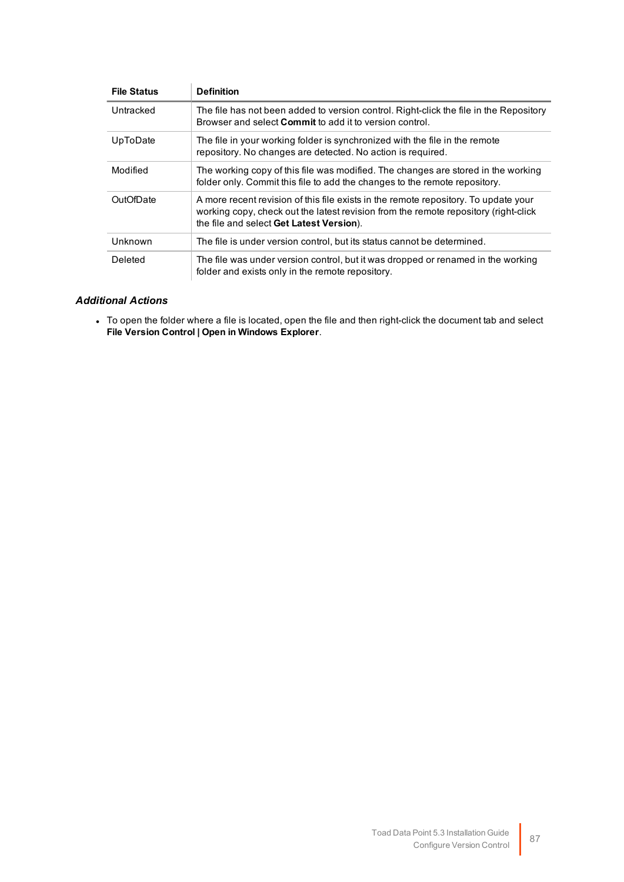| File Status | Definition |
|---|---|
| Untracked | The file has not been added to version control. Right-click the file in the Repository Browser and select **Commit** to add it to version control. |
| UpToDate | The file in your working folder is synchronized with the file in the remote repository. No changes are detected. No action is required. |
| Modified | The working copy of this file was modified. The changes are stored in the working folder only. Commit this file to add the changes to the remote repository. |
| OutOfDate | A more recent revision of this file exists in the remote repository. To update your working copy, check out the latest revision from the remote repository (right-click the file and select **Get Latest Version**). |
| Unknown | The file is under version control, but its status cannot be determined. |
| Deleted | The file was under version control, but it was dropped or renamed in the working folder and exists only in the remote repository. |

### *Additional Actions*

- To open the folder where a file is located, open the file and then right-click the document tab and select **File Version Control | Open in Windows Explorer**.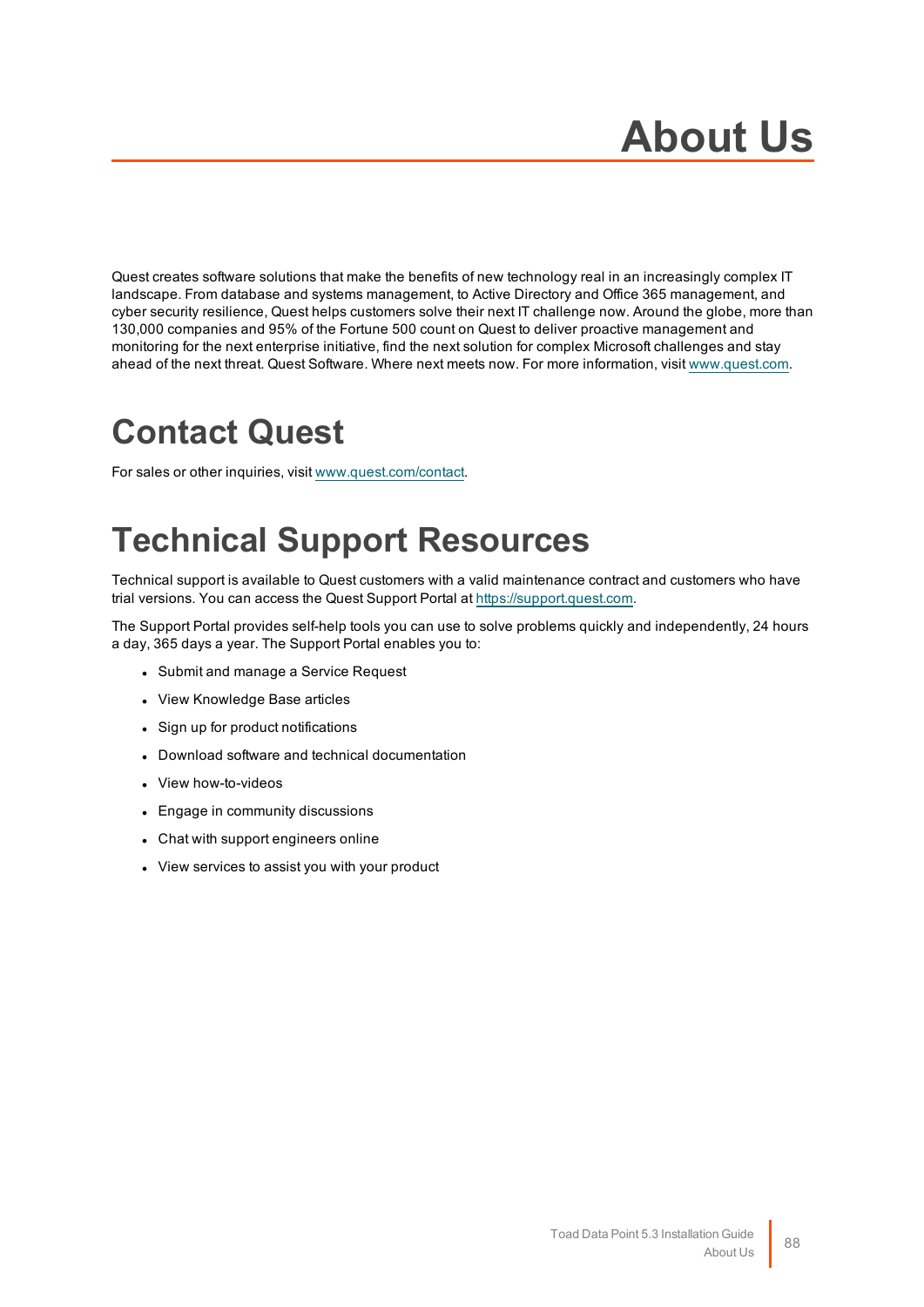# About Us

Quest creates software solutions that make the benefits of new technology real in an increasingly complex IT landscape. From database and systems management, to Active Directory and Office 365 management, and cyber security resilience, Quest helps customers solve their next IT challenge now. Around the globe, more than 130,000 companies and 95% of the Fortune 500 count on Quest to deliver proactive management and monitoring for the next enterprise initiative, find the next solution for complex Microsoft challenges and stay ahead of the next threat. Quest Software. Where next meets now. For more information, visit www.quest.com.

## Contact Quest

For sales or other inquiries, visit www.quest.com/contact.

## Technical Support Resources

Technical support is available to Quest customers with a valid maintenance contract and customers who have trial versions. You can access the Quest Support Portal at https://support.quest.com.

The Support Portal provides self-help tools you can use to solve problems quickly and independently, 24 hours a day, 365 days a year. The Support Portal enables you to:

- Submit and manage a Service Request
- View Knowledge Base articles
- Sign up for product notifications
- Download software and technical documentation
- View how-to-videos
- Engage in community discussions
- Chat with support engineers online
- View services to assist you with your product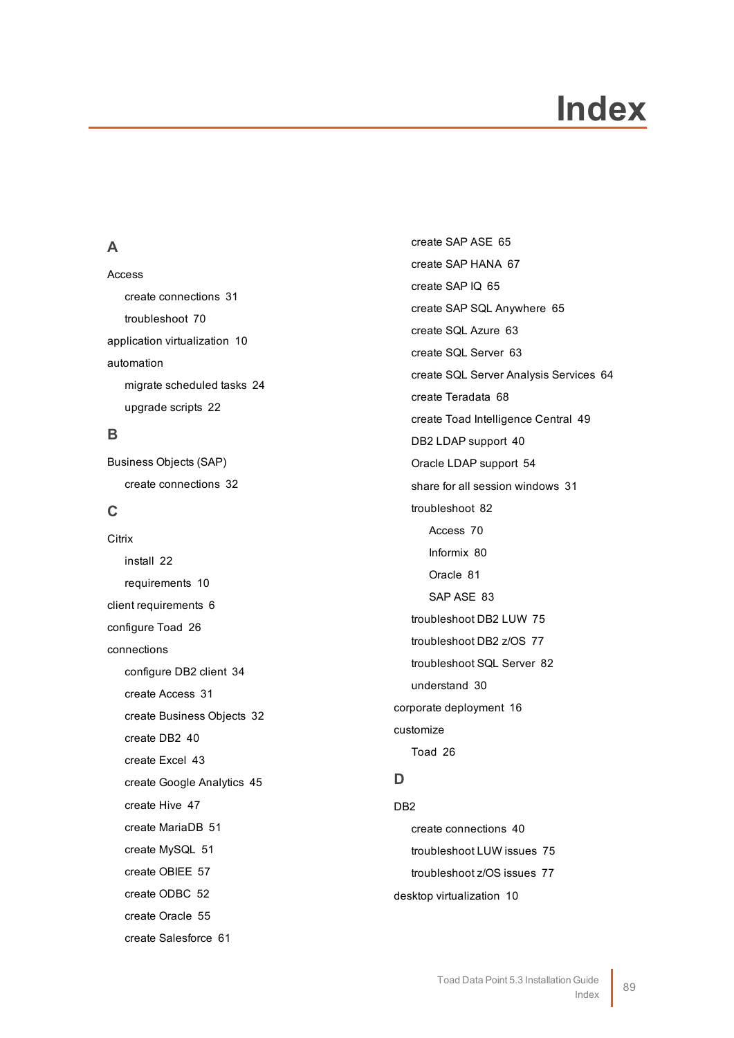# Index

## A

Access
- create connections 31
- troubleshoot 70

application virtualization 10

automation
- migrate scheduled tasks 24
- upgrade scripts 22

## B

Business Objects (SAP)
- create connections 32

## C

Citrix
- install 22
- requirements 10

client requirements 6

configure Toad 26

connections
- configure DB2 client 34
- create Access 31
- create Business Objects 32
- create DB2 40
- create Excel 43
- create Google Analytics 45
- create Hive 47
- create MariaDB 51
- create MySQL 51
- create OBIEE 57
- create ODBC 52
- create Oracle 55
- create Salesforce 61
- create SAP ASE 65
- create SAP HANA 67
- create SAP IQ 65
- create SAP SQL Anywhere 65
- create SQL Azure 63
- create SQL Server 63
- create SQL Server Analysis Services 64
- create Teradata 68
- create Toad Intelligence Central 49
- DB2 LDAP support 40
- Oracle LDAP support 54
- share for all session windows 31
- troubleshoot 82
  - Access 70
  - Informix 80
  - Oracle 81
  - SAP ASE 83
- troubleshoot DB2 LUW 75
- troubleshoot DB2 z/OS 77
- troubleshoot SQL Server 82
- understand 30

corporate deployment 16

customize
- Toad 26

## D

DB2
- create connections 40
- troubleshoot LUW issues 75
- troubleshoot z/OS issues 77

desktop virtualization 10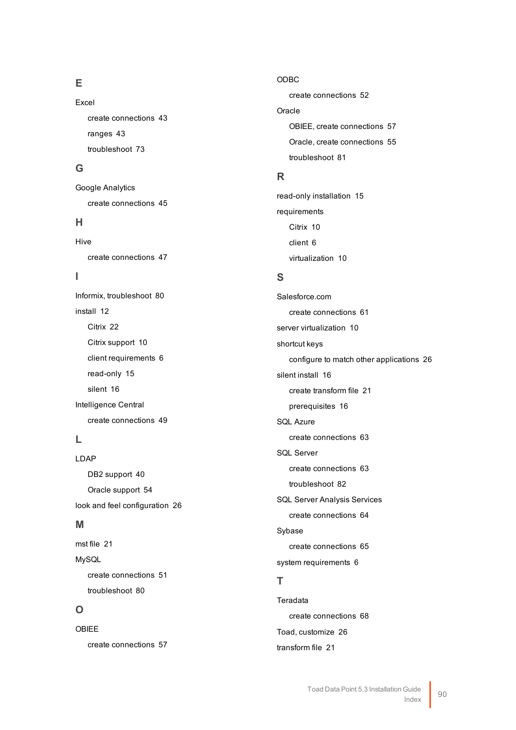## E

Excel

- create connections 43
- ranges 43
- troubleshoot 73

## G

Google Analytics

- create connections 45

## H

Hive

- create connections 47

## I

Informix, troubleshoot 80

install 12

- Citrix 22
- Citrix support 10
- client requirements 6
- read-only 15
- silent 16

Intelligence Central

- create connections 49

## L

LDAP

- DB2 support 40
- Oracle support 54

look and feel configuration 26

## M

mst file 21

MySQL

- create connections 51
- troubleshoot 80

## O

OBIEE

- create connections 57

ODBC

- create connections 52

Oracle

- OBIEE, create connections 57
- Oracle, create connections 55
- troubleshoot 81

## R

read-only installation 15

requirements

- Citrix 10
- client 6
- virtualization 10

## S

Salesforce.com

- create connections 61

server virtualization 10

shortcut keys

- configure to match other applications 26

silent install 16

- create transform file 21
- prerequisites 16

SQL Azure

- create connections 63

SQL Server

- create connections 63
- troubleshoot 82

SQL Server Analysis Services

- create connections 64

Sybase

- create connections 65

system requirements 6

## T

Teradata

- create connections 68

Toad, customize 26

transform file 21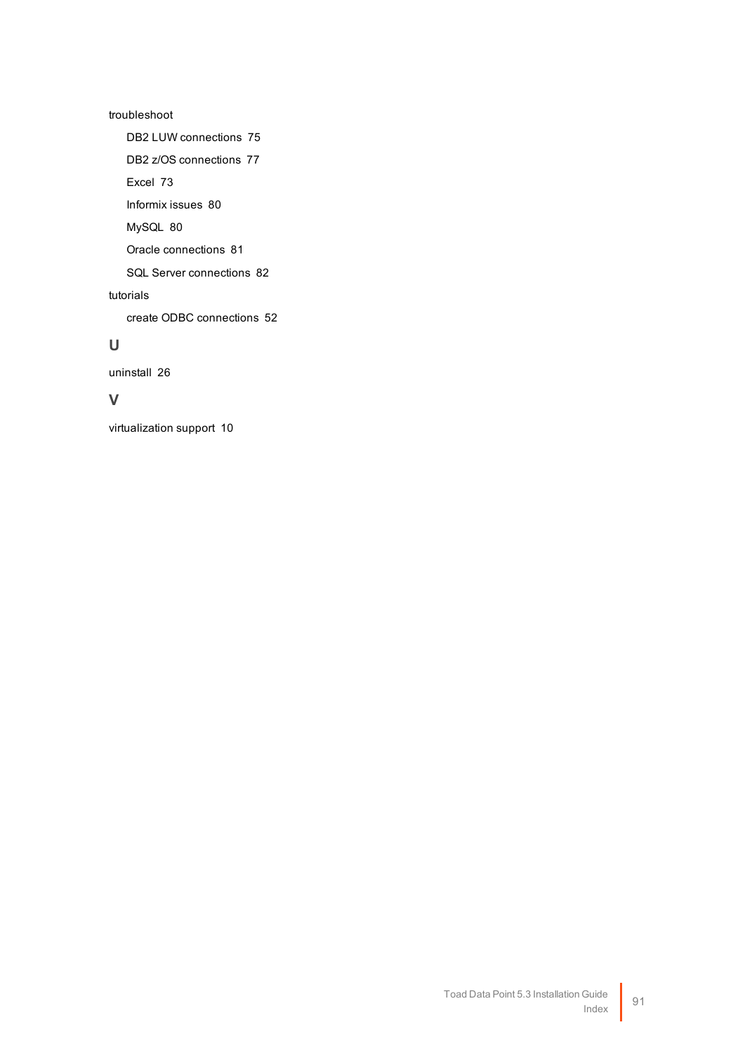troubleshoot

DB2 LUW connections 75

DB2 z/OS connections 77

Excel 73

Informix issues 80

MySQL 80

Oracle connections 81

SQL Server connections 82

tutorials

create ODBC connections 52

## U

uninstall 26

## V

virtualization support 10